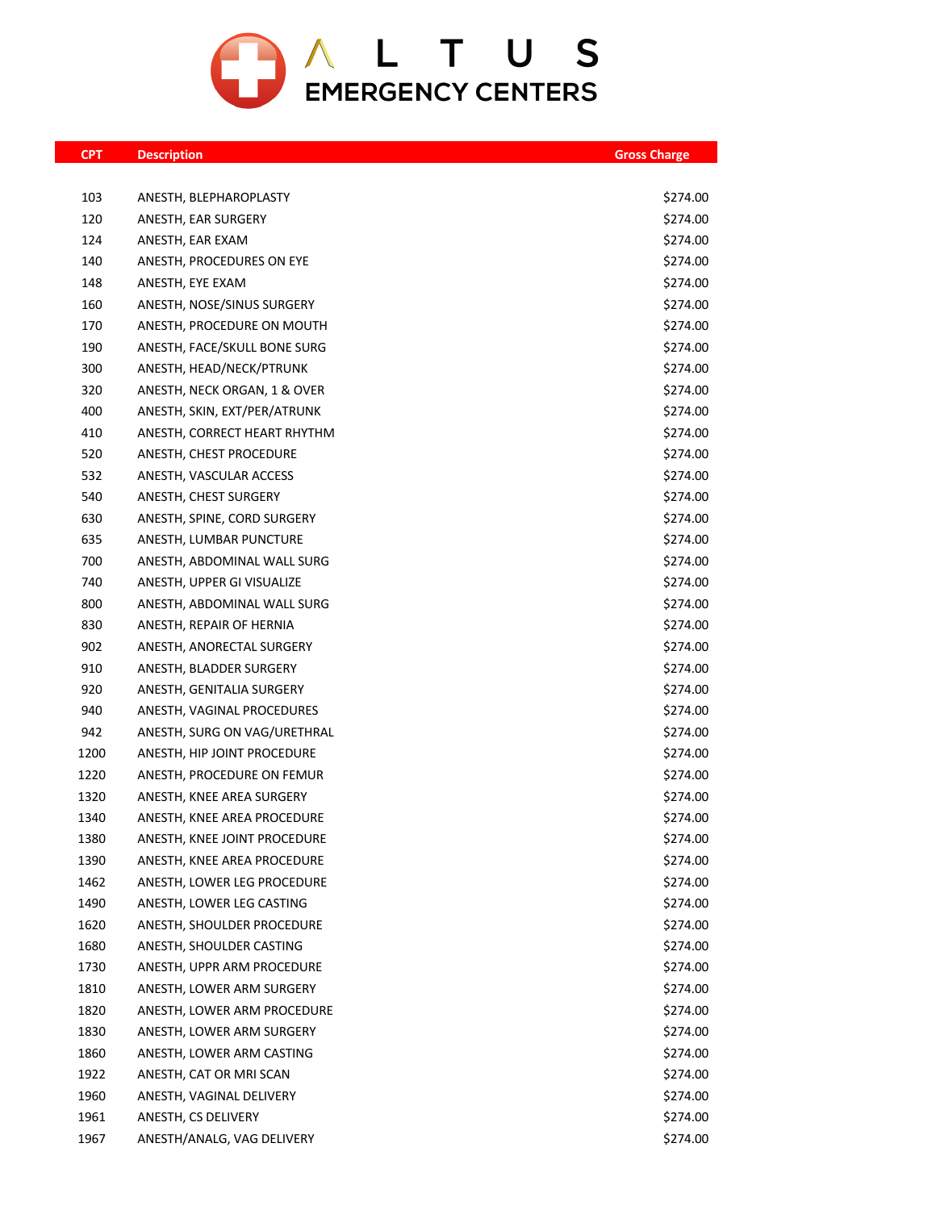# ALTUS EMERGENCY CENTERS

| CPT | Description | Gross Charge |
|---|---|---|
| 103 | ANESTH, BLEPHAROPLASTY | $274.00 |
| 120 | ANESTH, EAR SURGERY | $274.00 |
| 124 | ANESTH, EAR EXAM | $274.00 |
| 140 | ANESTH, PROCEDURES ON EYE | $274.00 |
| 148 | ANESTH, EYE EXAM | $274.00 |
| 160 | ANESTH, NOSE/SINUS SURGERY | $274.00 |
| 170 | ANESTH, PROCEDURE ON MOUTH | $274.00 |
| 190 | ANESTH, FACE/SKULL BONE SURG | $274.00 |
| 300 | ANESTH, HEAD/NECK/PTRUNK | $274.00 |
| 320 | ANESTH, NECK ORGAN, 1 & OVER | $274.00 |
| 400 | ANESTH, SKIN, EXT/PER/ATRUNK | $274.00 |
| 410 | ANESTH, CORRECT HEART RHYTHM | $274.00 |
| 520 | ANESTH, CHEST PROCEDURE | $274.00 |
| 532 | ANESTH, VASCULAR ACCESS | $274.00 |
| 540 | ANESTH, CHEST SURGERY | $274.00 |
| 630 | ANESTH, SPINE, CORD SURGERY | $274.00 |
| 635 | ANESTH, LUMBAR PUNCTURE | $274.00 |
| 700 | ANESTH, ABDOMINAL WALL SURG | $274.00 |
| 740 | ANESTH, UPPER GI VISUALIZE | $274.00 |
| 800 | ANESTH, ABDOMINAL WALL SURG | $274.00 |
| 830 | ANESTH, REPAIR OF HERNIA | $274.00 |
| 902 | ANESTH, ANORECTAL SURGERY | $274.00 |
| 910 | ANESTH, BLADDER SURGERY | $274.00 |
| 920 | ANESTH, GENITALIA SURGERY | $274.00 |
| 940 | ANESTH, VAGINAL PROCEDURES | $274.00 |
| 942 | ANESTH, SURG ON VAG/URETHRAL | $274.00 |
| 1200 | ANESTH, HIP JOINT PROCEDURE | $274.00 |
| 1220 | ANESTH, PROCEDURE ON FEMUR | $274.00 |
| 1320 | ANESTH, KNEE AREA SURGERY | $274.00 |
| 1340 | ANESTH, KNEE AREA PROCEDURE | $274.00 |
| 1380 | ANESTH, KNEE JOINT PROCEDURE | $274.00 |
| 1390 | ANESTH, KNEE AREA PROCEDURE | $274.00 |
| 1462 | ANESTH, LOWER LEG PROCEDURE | $274.00 |
| 1490 | ANESTH, LOWER LEG CASTING | $274.00 |
| 1620 | ANESTH, SHOULDER PROCEDURE | $274.00 |
| 1680 | ANESTH, SHOULDER CASTING | $274.00 |
| 1730 | ANESTH, UPPR ARM PROCEDURE | $274.00 |
| 1810 | ANESTH, LOWER ARM SURGERY | $274.00 |
| 1820 | ANESTH, LOWER ARM PROCEDURE | $274.00 |
| 1830 | ANESTH, LOWER ARM SURGERY | $274.00 |
| 1860 | ANESTH, LOWER ARM CASTING | $274.00 |
| 1922 | ANESTH, CAT OR MRI SCAN | $274.00 |
| 1960 | ANESTH, VAGINAL DELIVERY | $274.00 |
| 1961 | ANESTH, CS DELIVERY | $274.00 |
| 1967 | ANESTH/ANALG, VAG DELIVERY | $274.00 |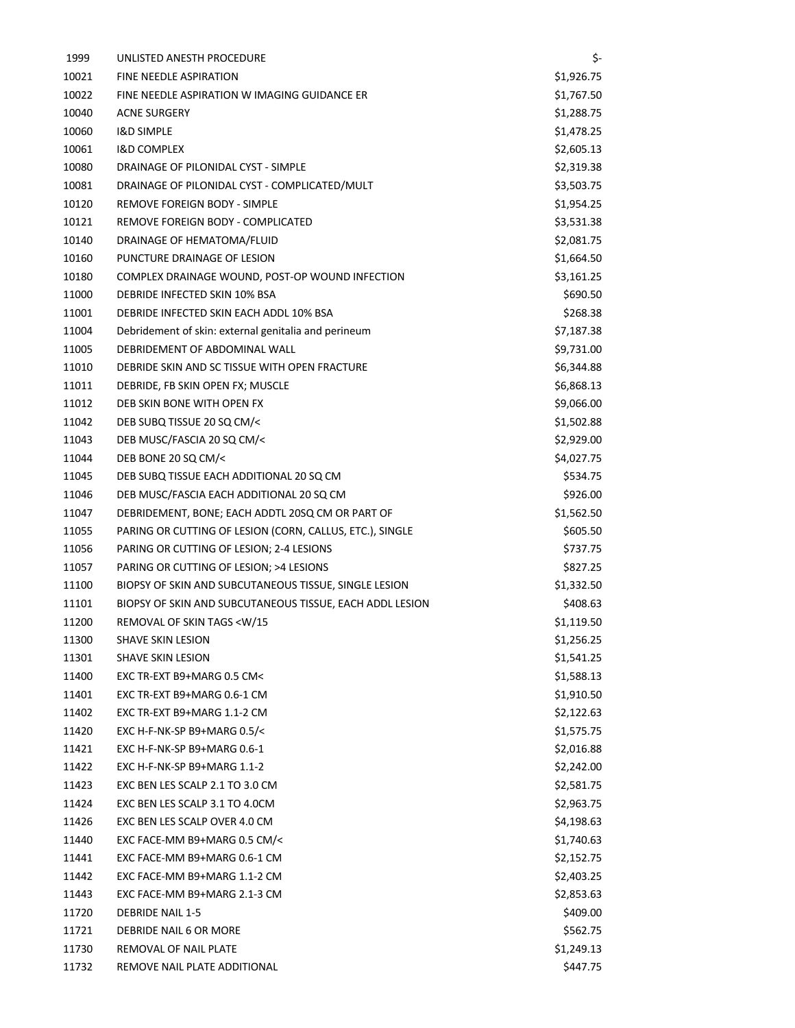| | | |
|---|---|---|
| 1999 | UNLISTED ANESTH PROCEDURE | $- |
| 10021 | FINE NEEDLE ASPIRATION | $1,926.75 |
| 10022 | FINE NEEDLE ASPIRATION W IMAGING GUIDANCE ER | $1,767.50 |
| 10040 | ACNE SURGERY | $1,288.75 |
| 10060 | I&D SIMPLE | $1,478.25 |
| 10061 | I&D COMPLEX | $2,605.13 |
| 10080 | DRAINAGE OF PILONIDAL CYST - SIMPLE | $2,319.38 |
| 10081 | DRAINAGE OF PILONIDAL CYST - COMPLICATED/MULT | $3,503.75 |
| 10120 | REMOVE FOREIGN BODY - SIMPLE | $1,954.25 |
| 10121 | REMOVE FOREIGN BODY - COMPLICATED | $3,531.38 |
| 10140 | DRAINAGE OF HEMATOMA/FLUID | $2,081.75 |
| 10160 | PUNCTURE DRAINAGE OF LESION | $1,664.50 |
| 10180 | COMPLEX DRAINAGE WOUND, POST-OP WOUND INFECTION | $3,161.25 |
| 11000 | DEBRIDE INFECTED SKIN 10% BSA | $690.50 |
| 11001 | DEBRIDE INFECTED SKIN EACH ADDL 10% BSA | $268.38 |
| 11004 | Debridement of skin: external genitalia and perineum | $7,187.38 |
| 11005 | DEBRIDEMENT OF ABDOMINAL WALL | $9,731.00 |
| 11010 | DEBRIDE SKIN AND SC TISSUE WITH OPEN FRACTURE | $6,344.88 |
| 11011 | DEBRIDE, FB SKIN OPEN FX; MUSCLE | $6,868.13 |
| 11012 | DEB SKIN BONE WITH OPEN FX | $9,066.00 |
| 11042 | DEB SUBQ TISSUE 20 SQ CM/< | $1,502.88 |
| 11043 | DEB MUSC/FASCIA 20 SQ CM/< | $2,929.00 |
| 11044 | DEB BONE 20 SQ CM/< | $4,027.75 |
| 11045 | DEB SUBQ TISSUE EACH ADDITIONAL 20 SQ CM | $534.75 |
| 11046 | DEB MUSC/FASCIA EACH ADDITIONAL 20 SQ CM | $926.00 |
| 11047 | DEBRIDEMENT, BONE; EACH ADDTL 20SQ CM OR PART OF | $1,562.50 |
| 11055 | PARING OR CUTTING OF LESION (CORN, CALLUS, ETC.), SINGLE | $605.50 |
| 11056 | PARING OR CUTTING OF LESION; 2-4 LESIONS | $737.75 |
| 11057 | PARING OR CUTTING OF LESION; >4 LESIONS | $827.25 |
| 11100 | BIOPSY OF SKIN AND SUBCUTANEOUS TISSUE, SINGLE LESION | $1,332.50 |
| 11101 | BIOPSY OF SKIN AND SUBCUTANEOUS TISSUE, EACH ADDL LESION | $408.63 |
| 11200 | REMOVAL OF SKIN TAGS <W/15 | $1,119.50 |
| 11300 | SHAVE SKIN LESION | $1,256.25 |
| 11301 | SHAVE SKIN LESION | $1,541.25 |
| 11400 | EXC TR-EXT B9+MARG 0.5 CM< | $1,588.13 |
| 11401 | EXC TR-EXT B9+MARG 0.6-1 CM | $1,910.50 |
| 11402 | EXC TR-EXT B9+MARG 1.1-2 CM | $2,122.63 |
| 11420 | EXC H-F-NK-SP B9+MARG 0.5/< | $1,575.75 |
| 11421 | EXC H-F-NK-SP B9+MARG 0.6-1 | $2,016.88 |
| 11422 | EXC H-F-NK-SP B9+MARG 1.1-2 | $2,242.00 |
| 11423 | EXC BEN LES SCALP 2.1 TO 3.0 CM | $2,581.75 |
| 11424 | EXC BEN LES SCALP 3.1 TO 4.0CM | $2,963.75 |
| 11426 | EXC BEN LES SCALP OVER 4.0 CM | $4,198.63 |
| 11440 | EXC FACE-MM B9+MARG 0.5 CM/< | $1,740.63 |
| 11441 | EXC FACE-MM B9+MARG 0.6-1 CM | $2,152.75 |
| 11442 | EXC FACE-MM B9+MARG 1.1-2 CM | $2,403.25 |
| 11443 | EXC FACE-MM B9+MARG 2.1-3 CM | $2,853.63 |
| 11720 | DEBRIDE NAIL 1-5 | $409.00 |
| 11721 | DEBRIDE NAIL 6 OR MORE | $562.75 |
| 11730 | REMOVAL OF NAIL PLATE | $1,249.13 |
| 11732 | REMOVE NAIL PLATE ADDITIONAL | $447.75 |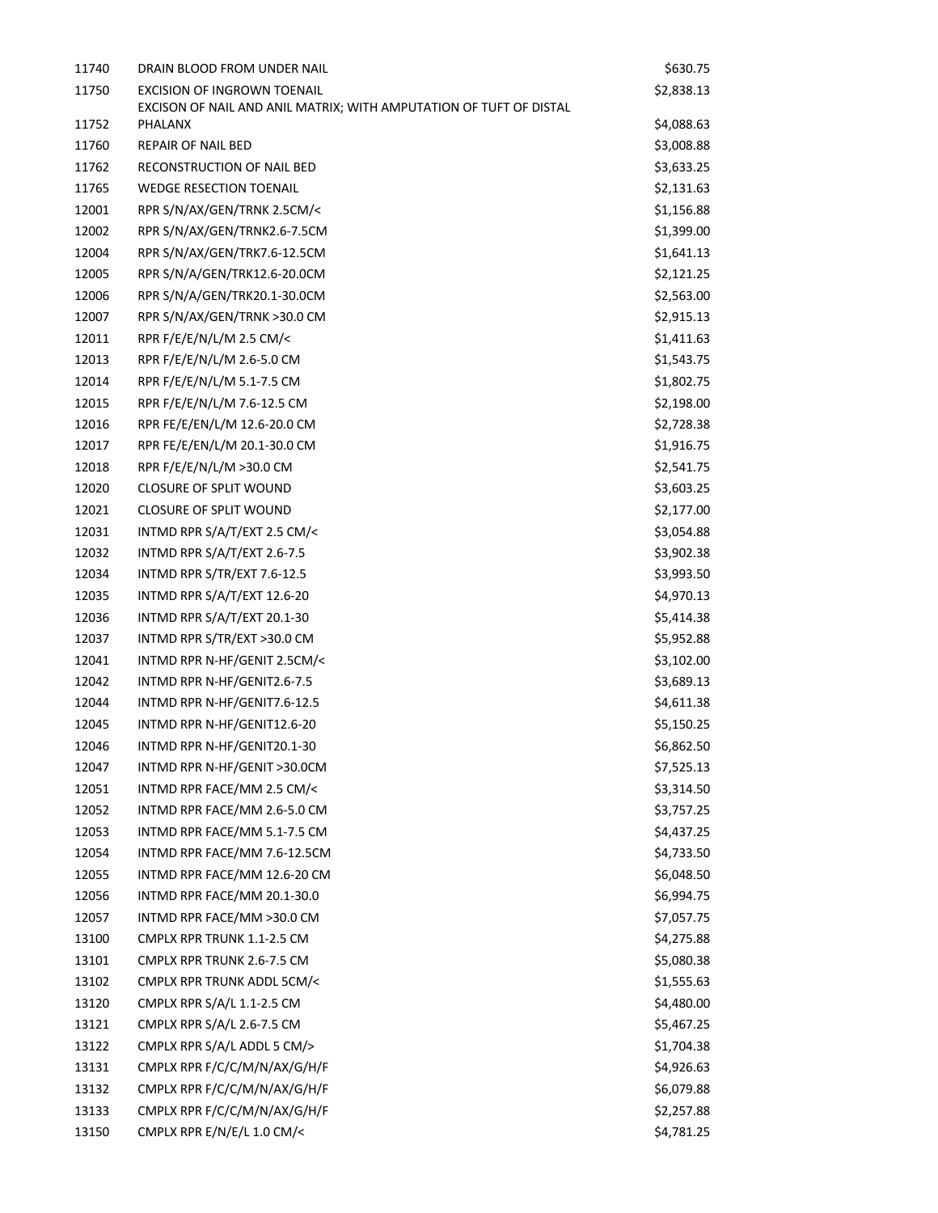| | | |
|---|---|---|
| 11740 | DRAIN BLOOD FROM UNDER NAIL | $630.75 |
| 11750 | EXCISION OF INGROWN TOENAIL | $2,838.13 |
| 11752 | EXCISON OF NAIL AND ANIL MATRIX; WITH AMPUTATION OF TUFT OF DISTAL PHALANX | $4,088.63 |
| 11760 | REPAIR OF NAIL BED | $3,008.88 |
| 11762 | RECONSTRUCTION OF NAIL BED | $3,633.25 |
| 11765 | WEDGE RESECTION TOENAIL | $2,131.63 |
| 12001 | RPR S/N/AX/GEN/TRNK 2.5CM/< | $1,156.88 |
| 12002 | RPR S/N/AX/GEN/TRNK2.6-7.5CM | $1,399.00 |
| 12004 | RPR S/N/AX/GEN/TRK7.6-12.5CM | $1,641.13 |
| 12005 | RPR S/N/A/GEN/TRK12.6-20.0CM | $2,121.25 |
| 12006 | RPR S/N/A/GEN/TRK20.1-30.0CM | $2,563.00 |
| 12007 | RPR S/N/AX/GEN/TRNK >30.0 CM | $2,915.13 |
| 12011 | RPR F/E/E/N/L/M 2.5 CM/< | $1,411.63 |
| 12013 | RPR F/E/E/N/L/M 2.6-5.0 CM | $1,543.75 |
| 12014 | RPR F/E/E/N/L/M 5.1-7.5 CM | $1,802.75 |
| 12015 | RPR F/E/E/N/L/M 7.6-12.5 CM | $2,198.00 |
| 12016 | RPR FE/E/EN/L/M 12.6-20.0 CM | $2,728.38 |
| 12017 | RPR FE/E/EN/L/M 20.1-30.0 CM | $1,916.75 |
| 12018 | RPR F/E/E/N/L/M >30.0 CM | $2,541.75 |
| 12020 | CLOSURE OF SPLIT WOUND | $3,603.25 |
| 12021 | CLOSURE OF SPLIT WOUND | $2,177.00 |
| 12031 | INTMD RPR S/A/T/EXT 2.5 CM/< | $3,054.88 |
| 12032 | INTMD RPR S/A/T/EXT 2.6-7.5 | $3,902.38 |
| 12034 | INTMD RPR S/TR/EXT 7.6-12.5 | $3,993.50 |
| 12035 | INTMD RPR S/A/T/EXT 12.6-20 | $4,970.13 |
| 12036 | INTMD RPR S/A/T/EXT 20.1-30 | $5,414.38 |
| 12037 | INTMD RPR S/TR/EXT >30.0 CM | $5,952.88 |
| 12041 | INTMD RPR N-HF/GENIT 2.5CM/< | $3,102.00 |
| 12042 | INTMD RPR N-HF/GENIT2.6-7.5 | $3,689.13 |
| 12044 | INTMD RPR N-HF/GENIT7.6-12.5 | $4,611.38 |
| 12045 | INTMD RPR N-HF/GENIT12.6-20 | $5,150.25 |
| 12046 | INTMD RPR N-HF/GENIT20.1-30 | $6,862.50 |
| 12047 | INTMD RPR N-HF/GENIT >30.0CM | $7,525.13 |
| 12051 | INTMD RPR FACE/MM 2.5 CM/< | $3,314.50 |
| 12052 | INTMD RPR FACE/MM 2.6-5.0 CM | $3,757.25 |
| 12053 | INTMD RPR FACE/MM 5.1-7.5 CM | $4,437.25 |
| 12054 | INTMD RPR FACE/MM 7.6-12.5CM | $4,733.50 |
| 12055 | INTMD RPR FACE/MM 12.6-20 CM | $6,048.50 |
| 12056 | INTMD RPR FACE/MM 20.1-30.0 | $6,994.75 |
| 12057 | INTMD RPR FACE/MM >30.0 CM | $7,057.75 |
| 13100 | CMPLX RPR TRUNK 1.1-2.5 CM | $4,275.88 |
| 13101 | CMPLX RPR TRUNK 2.6-7.5 CM | $5,080.38 |
| 13102 | CMPLX RPR TRUNK ADDL 5CM/< | $1,555.63 |
| 13120 | CMPLX RPR S/A/L 1.1-2.5 CM | $4,480.00 |
| 13121 | CMPLX RPR S/A/L 2.6-7.5 CM | $5,467.25 |
| 13122 | CMPLX RPR S/A/L ADDL 5 CM/> | $1,704.38 |
| 13131 | CMPLX RPR F/C/C/M/N/AX/G/H/F | $4,926.63 |
| 13132 | CMPLX RPR F/C/C/M/N/AX/G/H/F | $6,079.88 |
| 13133 | CMPLX RPR F/C/C/M/N/AX/G/H/F | $2,257.88 |
| 13150 | CMPLX RPR E/N/E/L 1.0 CM/< | $4,781.25 |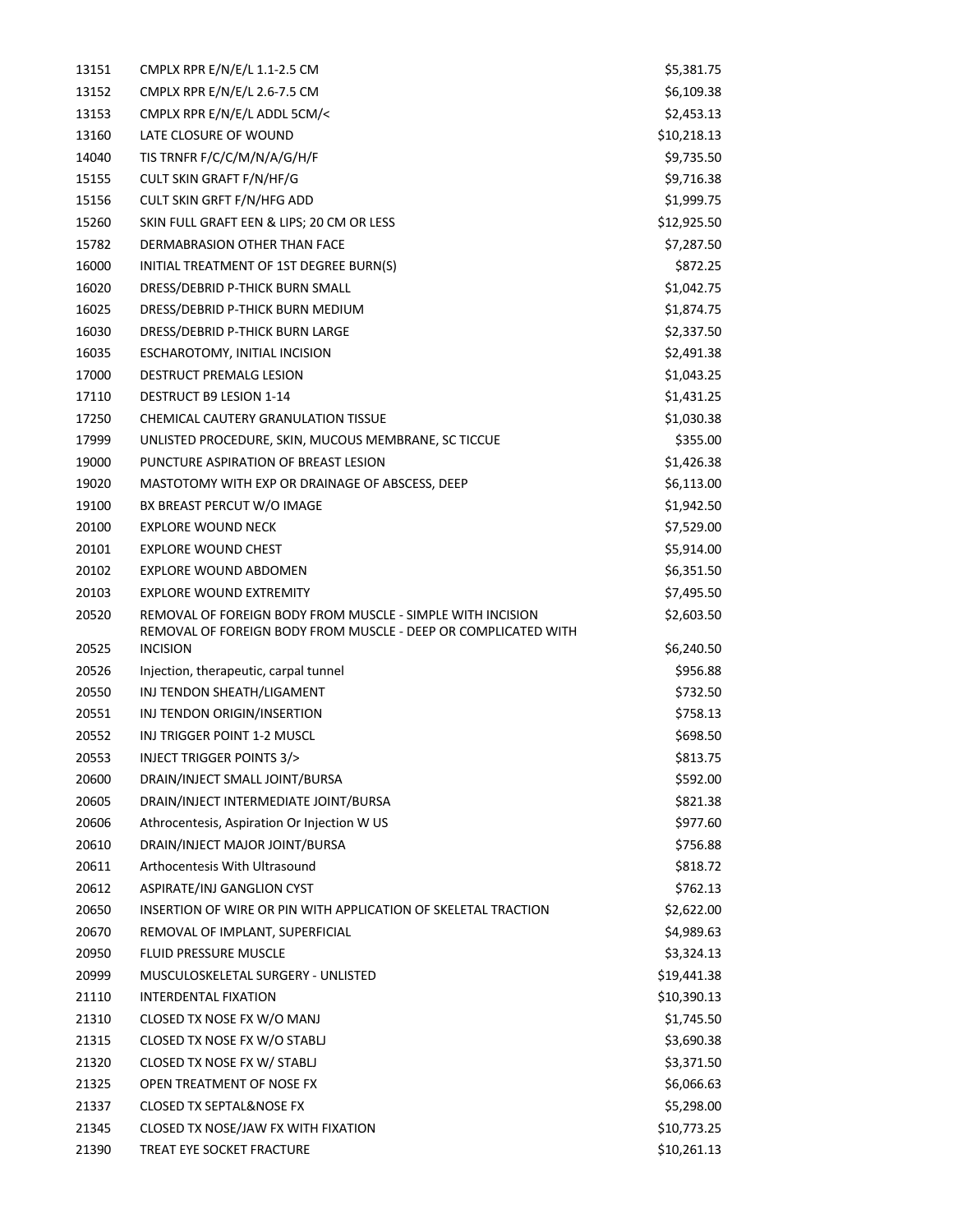| | | |
|---|---|---|
| 13151 | CMPLX RPR E/N/E/L 1.1-2.5 CM | $5,381.75 |
| 13152 | CMPLX RPR E/N/E/L 2.6-7.5 CM | $6,109.38 |
| 13153 | CMPLX RPR E/N/E/L ADDL 5CM/< | $2,453.13 |
| 13160 | LATE CLOSURE OF WOUND | $10,218.13 |
| 14040 | TIS TRNFR F/C/C/M/N/A/G/H/F | $9,735.50 |
| 15155 | CULT SKIN GRAFT F/N/HF/G | $9,716.38 |
| 15156 | CULT SKIN GRFT F/N/HFG ADD | $1,999.75 |
| 15260 | SKIN FULL GRAFT EEN & LIPS; 20 CM OR LESS | $12,925.50 |
| 15782 | DERMABRASION OTHER THAN FACE | $7,287.50 |
| 16000 | INITIAL TREATMENT OF 1ST DEGREE BURN(S) | $872.25 |
| 16020 | DRESS/DEBRID P-THICK BURN SMALL | $1,042.75 |
| 16025 | DRESS/DEBRID P-THICK BURN MEDIUM | $1,874.75 |
| 16030 | DRESS/DEBRID P-THICK BURN LARGE | $2,337.50 |
| 16035 | ESCHAROTOMY, INITIAL INCISION | $2,491.38 |
| 17000 | DESTRUCT PREMALG LESION | $1,043.25 |
| 17110 | DESTRUCT B9 LESION 1-14 | $1,431.25 |
| 17250 | CHEMICAL CAUTERY GRANULATION TISSUE | $1,030.38 |
| 17999 | UNLISTED PROCEDURE, SKIN, MUCOUS MEMBRANE, SC TICCUE | $355.00 |
| 19000 | PUNCTURE ASPIRATION OF BREAST LESION | $1,426.38 |
| 19020 | MASTOTOMY WITH EXP OR DRAINAGE OF ABSCESS, DEEP | $6,113.00 |
| 19100 | BX BREAST PERCUT W/O IMAGE | $1,942.50 |
| 20100 | EXPLORE WOUND NECK | $7,529.00 |
| 20101 | EXPLORE WOUND CHEST | $5,914.00 |
| 20102 | EXPLORE WOUND ABDOMEN | $6,351.50 |
| 20103 | EXPLORE WOUND EXTREMITY | $7,495.50 |
| 20520 | REMOVAL OF FOREIGN BODY FROM MUSCLE - SIMPLE WITH INCISION | $2,603.50 |
| 20525 | REMOVAL OF FOREIGN BODY FROM MUSCLE - DEEP OR COMPLICATED WITH INCISION | $6,240.50 |
| 20526 | Injection, therapeutic, carpal tunnel | $956.88 |
| 20550 | INJ TENDON SHEATH/LIGAMENT | $732.50 |
| 20551 | INJ TENDON ORIGIN/INSERTION | $758.13 |
| 20552 | INJ TRIGGER POINT 1-2 MUSCL | $698.50 |
| 20553 | INJECT TRIGGER POINTS 3/> | $813.75 |
| 20600 | DRAIN/INJECT SMALL JOINT/BURSA | $592.00 |
| 20605 | DRAIN/INJECT INTERMEDIATE JOINT/BURSA | $821.38 |
| 20606 | Athrocentesis, Aspiration Or Injection W US | $977.60 |
| 20610 | DRAIN/INJECT MAJOR JOINT/BURSA | $756.88 |
| 20611 | Arthocentesis With Ultrasound | $818.72 |
| 20612 | ASPIRATE/INJ GANGLION CYST | $762.13 |
| 20650 | INSERTION OF WIRE OR PIN WITH APPLICATION OF SKELETAL TRACTION | $2,622.00 |
| 20670 | REMOVAL OF IMPLANT, SUPERFICIAL | $4,989.63 |
| 20950 | FLUID PRESSURE MUSCLE | $3,324.13 |
| 20999 | MUSCULOSKELETAL SURGERY - UNLISTED | $19,441.38 |
| 21110 | INTERDENTAL FIXATION | $10,390.13 |
| 21310 | CLOSED TX NOSE FX W/O MANJ | $1,745.50 |
| 21315 | CLOSED TX NOSE FX W/O STABLJ | $3,690.38 |
| 21320 | CLOSED TX NOSE FX W/ STABLJ | $3,371.50 |
| 21325 | OPEN TREATMENT OF NOSE FX | $6,066.63 |
| 21337 | CLOSED TX SEPTAL&NOSE FX | $5,298.00 |
| 21345 | CLOSED TX NOSE/JAW FX WITH FIXATION | $10,773.25 |
| 21390 | TREAT EYE SOCKET FRACTURE | $10,261.13 |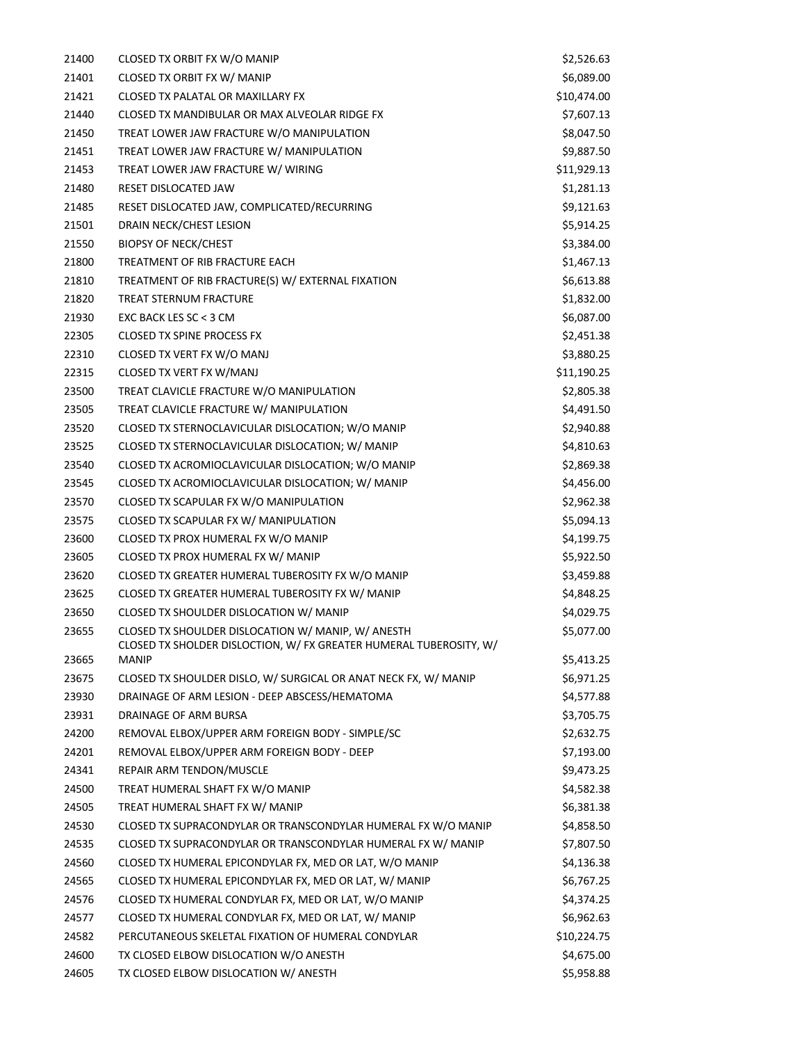| | | |
|---|---|---|
| 21400 | CLOSED TX ORBIT FX W/O MANIP | $2,526.63 |
| 21401 | CLOSED TX ORBIT FX W/ MANIP | $6,089.00 |
| 21421 | CLOSED TX PALATAL OR MAXILLARY FX | $10,474.00 |
| 21440 | CLOSED TX MANDIBULAR OR MAX ALVEOLAR RIDGE FX | $7,607.13 |
| 21450 | TREAT LOWER JAW FRACTURE W/O MANIPULATION | $8,047.50 |
| 21451 | TREAT LOWER JAW FRACTURE W/ MANIPULATION | $9,887.50 |
| 21453 | TREAT LOWER JAW FRACTURE W/ WIRING | $11,929.13 |
| 21480 | RESET DISLOCATED JAW | $1,281.13 |
| 21485 | RESET DISLOCATED JAW, COMPLICATED/RECURRING | $9,121.63 |
| 21501 | DRAIN NECK/CHEST LESION | $5,914.25 |
| 21550 | BIOPSY OF NECK/CHEST | $3,384.00 |
| 21800 | TREATMENT OF RIB FRACTURE EACH | $1,467.13 |
| 21810 | TREATMENT OF RIB FRACTURE(S) W/ EXTERNAL FIXATION | $6,613.88 |
| 21820 | TREAT STERNUM FRACTURE | $1,832.00 |
| 21930 | EXC BACK LES SC < 3 CM | $6,087.00 |
| 22305 | CLOSED TX SPINE PROCESS FX | $2,451.38 |
| 22310 | CLOSED TX VERT FX W/O MANJ | $3,880.25 |
| 22315 | CLOSED TX VERT FX W/MANJ | $11,190.25 |
| 23500 | TREAT CLAVICLE FRACTURE W/O MANIPULATION | $2,805.38 |
| 23505 | TREAT CLAVICLE FRACTURE W/ MANIPULATION | $4,491.50 |
| 23520 | CLOSED TX STERNOCLAVICULAR DISLOCATION; W/O MANIP | $2,940.88 |
| 23525 | CLOSED TX STERNOCLAVICULAR DISLOCATION; W/ MANIP | $4,810.63 |
| 23540 | CLOSED TX ACROMIOCLAVICULAR DISLOCATION; W/O MANIP | $2,869.38 |
| 23545 | CLOSED TX ACROMIOCLAVICULAR DISLOCATION; W/ MANIP | $4,456.00 |
| 23570 | CLOSED TX SCAPULAR FX W/O MANIPULATION | $2,962.38 |
| 23575 | CLOSED TX SCAPULAR FX W/ MANIPULATION | $5,094.13 |
| 23600 | CLOSED TX PROX HUMERAL FX W/O MANIP | $4,199.75 |
| 23605 | CLOSED TX PROX HUMERAL FX W/ MANIP | $5,922.50 |
| 23620 | CLOSED TX GREATER HUMERAL TUBEROSITY FX W/O MANIP | $3,459.88 |
| 23625 | CLOSED TX GREATER HUMERAL TUBEROSITY FX W/ MANIP | $4,848.25 |
| 23650 | CLOSED TX SHOULDER DISLOCATION W/ MANIP | $4,029.75 |
| 23655 | CLOSED TX SHOULDER DISLOCATION W/ MANIP, W/ ANESTH | $5,077.00 |
| 23665 | CLOSED TX SHOLDER DISLOCTION, W/ FX GREATER HUMERAL TUBEROSITY, W/ MANIP | $5,413.25 |
| 23675 | CLOSED TX SHOULDER DISLO, W/ SURGICAL OR ANAT NECK FX, W/ MANIP | $6,971.25 |
| 23930 | DRAINAGE OF ARM LESION - DEEP ABSCESS/HEMATOMA | $4,577.88 |
| 23931 | DRAINAGE OF ARM BURSA | $3,705.75 |
| 24200 | REMOVAL ELBOX/UPPER ARM FOREIGN BODY - SIMPLE/SC | $2,632.75 |
| 24201 | REMOVAL ELBOX/UPPER ARM FOREIGN BODY - DEEP | $7,193.00 |
| 24341 | REPAIR ARM TENDON/MUSCLE | $9,473.25 |
| 24500 | TREAT HUMERAL SHAFT FX W/O MANIP | $4,582.38 |
| 24505 | TREAT HUMERAL SHAFT FX W/ MANIP | $6,381.38 |
| 24530 | CLOSED TX SUPRACONDYLAR OR TRANSCONDYLAR HUMERAL FX W/O MANIP | $4,858.50 |
| 24535 | CLOSED TX SUPRACONDYLAR OR TRANSCONDYLAR HUMERAL FX W/ MANIP | $7,807.50 |
| 24560 | CLOSED TX HUMERAL EPICONDYLAR FX, MED OR LAT, W/O MANIP | $4,136.38 |
| 24565 | CLOSED TX HUMERAL EPICONDYLAR FX, MED OR LAT, W/ MANIP | $6,767.25 |
| 24576 | CLOSED TX HUMERAL CONDYLAR FX, MED OR LAT, W/O MANIP | $4,374.25 |
| 24577 | CLOSED TX HUMERAL CONDYLAR FX, MED OR LAT, W/ MANIP | $6,962.63 |
| 24582 | PERCUTANEOUS SKELETAL FIXATION OF HUMERAL CONDYLAR | $10,224.75 |
| 24600 | TX CLOSED ELBOW DISLOCATION W/O ANESTH | $4,675.00 |
| 24605 | TX CLOSED ELBOW DISLOCATION W/ ANESTH | $5,958.88 |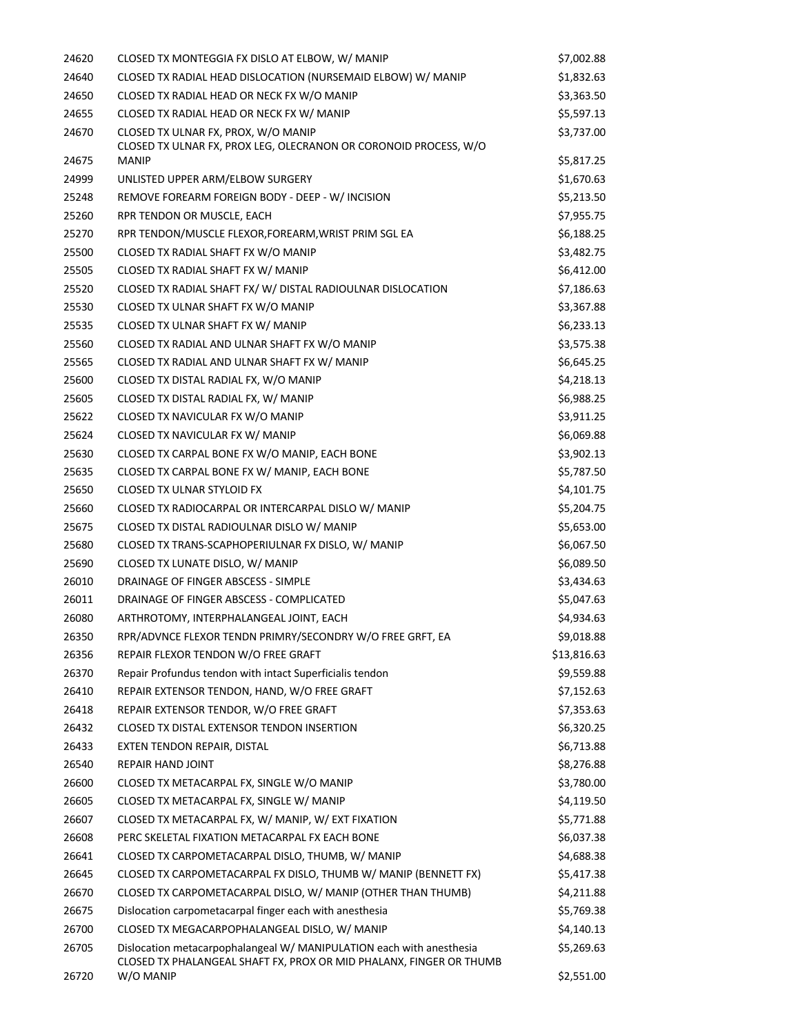| | | |
|---|---|---|
| 24620 | CLOSED TX MONTEGGIA FX DISLO AT ELBOW, W/ MANIP | $7,002.88 |
| 24640 | CLOSED TX RADIAL HEAD DISLOCATION (NURSEMAID ELBOW) W/ MANIP | $1,832.63 |
| 24650 | CLOSED TX RADIAL HEAD OR NECK FX W/O MANIP | $3,363.50 |
| 24655 | CLOSED TX RADIAL HEAD OR NECK FX W/ MANIP | $5,597.13 |
| 24670 | CLOSED TX ULNAR FX, PROX, W/O MANIP | $3,737.00 |
| 24675 | CLOSED TX ULNAR FX, PROX LEG, OLECRANON OR CORONOID PROCESS, W/O MANIP | $5,817.25 |
| 24999 | UNLISTED UPPER ARM/ELBOW SURGERY | $1,670.63 |
| 25248 | REMOVE FOREARM FOREIGN BODY - DEEP - W/ INCISION | $5,213.50 |
| 25260 | RPR TENDON OR MUSCLE, EACH | $7,955.75 |
| 25270 | RPR TENDON/MUSCLE FLEXOR,FOREARM,WRIST PRIM SGL EA | $6,188.25 |
| 25500 | CLOSED TX RADIAL SHAFT FX W/O MANIP | $3,482.75 |
| 25505 | CLOSED TX RADIAL SHAFT FX W/ MANIP | $6,412.00 |
| 25520 | CLOSED TX RADIAL SHAFT FX/ W/ DISTAL RADIOULNAR DISLOCATION | $7,186.63 |
| 25530 | CLOSED TX ULNAR SHAFT FX W/O MANIP | $3,367.88 |
| 25535 | CLOSED TX ULNAR SHAFT FX W/ MANIP | $6,233.13 |
| 25560 | CLOSED TX RADIAL AND ULNAR SHAFT FX W/O MANIP | $3,575.38 |
| 25565 | CLOSED TX RADIAL AND ULNAR SHAFT FX W/ MANIP | $6,645.25 |
| 25600 | CLOSED TX DISTAL RADIAL FX, W/O MANIP | $4,218.13 |
| 25605 | CLOSED TX DISTAL RADIAL FX, W/ MANIP | $6,988.25 |
| 25622 | CLOSED TX NAVICULAR FX W/O MANIP | $3,911.25 |
| 25624 | CLOSED TX NAVICULAR FX W/ MANIP | $6,069.88 |
| 25630 | CLOSED TX CARPAL BONE FX W/O MANIP, EACH BONE | $3,902.13 |
| 25635 | CLOSED TX CARPAL BONE FX W/ MANIP, EACH BONE | $5,787.50 |
| 25650 | CLOSED TX ULNAR STYLOID FX | $4,101.75 |
| 25660 | CLOSED TX RADIOCARPAL OR INTERCARPAL DISLO W/ MANIP | $5,204.75 |
| 25675 | CLOSED TX DISTAL RADIOULNAR DISLO W/ MANIP | $5,653.00 |
| 25680 | CLOSED TX TRANS-SCAPHOPERIULNAR FX DISLO, W/ MANIP | $6,067.50 |
| 25690 | CLOSED TX LUNATE DISLO, W/ MANIP | $6,089.50 |
| 26010 | DRAINAGE OF FINGER ABSCESS - SIMPLE | $3,434.63 |
| 26011 | DRAINAGE OF FINGER ABSCESS - COMPLICATED | $5,047.63 |
| 26080 | ARTHROTOMY, INTERPHALANGEAL JOINT, EACH | $4,934.63 |
| 26350 | RPR/ADVNCE FLEXOR TENDN PRIMRY/SECONDRY W/O FREE GRFT, EA | $9,018.88 |
| 26356 | REPAIR FLEXOR TENDON W/O FREE GRAFT | $13,816.63 |
| 26370 | Repair Profundus tendon with intact Superficialis tendon | $9,559.88 |
| 26410 | REPAIR EXTENSOR TENDON, HAND, W/O FREE GRAFT | $7,152.63 |
| 26418 | REPAIR EXTENSOR TENDOR, W/O FREE GRAFT | $7,353.63 |
| 26432 | CLOSED TX DISTAL EXTENSOR TENDON INSERTION | $6,320.25 |
| 26433 | EXTEN TENDON REPAIR, DISTAL | $6,713.88 |
| 26540 | REPAIR HAND JOINT | $8,276.88 |
| 26600 | CLOSED TX METACARPAL FX, SINGLE W/O MANIP | $3,780.00 |
| 26605 | CLOSED TX METACARPAL FX, SINGLE W/ MANIP | $4,119.50 |
| 26607 | CLOSED TX METACARPAL FX, W/ MANIP, W/ EXT FIXATION | $5,771.88 |
| 26608 | PERC SKELETAL FIXATION METACARPAL FX EACH BONE | $6,037.38 |
| 26641 | CLOSED TX CARPOMETACARPAL DISLO, THUMB, W/ MANIP | $4,688.38 |
| 26645 | CLOSED TX CARPOMETACARPAL FX DISLO, THUMB W/ MANIP (BENNETT FX) | $5,417.38 |
| 26670 | CLOSED TX CARPOMETACARPAL DISLO, W/ MANIP (OTHER THAN THUMB) | $4,211.88 |
| 26675 | Dislocation carpometacarpal finger each with anesthesia | $5,769.38 |
| 26700 | CLOSED TX MEGACARPOPHALANGEAL DISLO, W/ MANIP | $4,140.13 |
| 26705 | Dislocation metacarpophalangeal W/ MANIPULATION each with anesthesia | $5,269.63 |
| 26720 | CLOSED TX PHALANGEAL SHAFT FX, PROX OR MID PHALANX, FINGER OR THUMB W/O MANIP | $2,551.00 |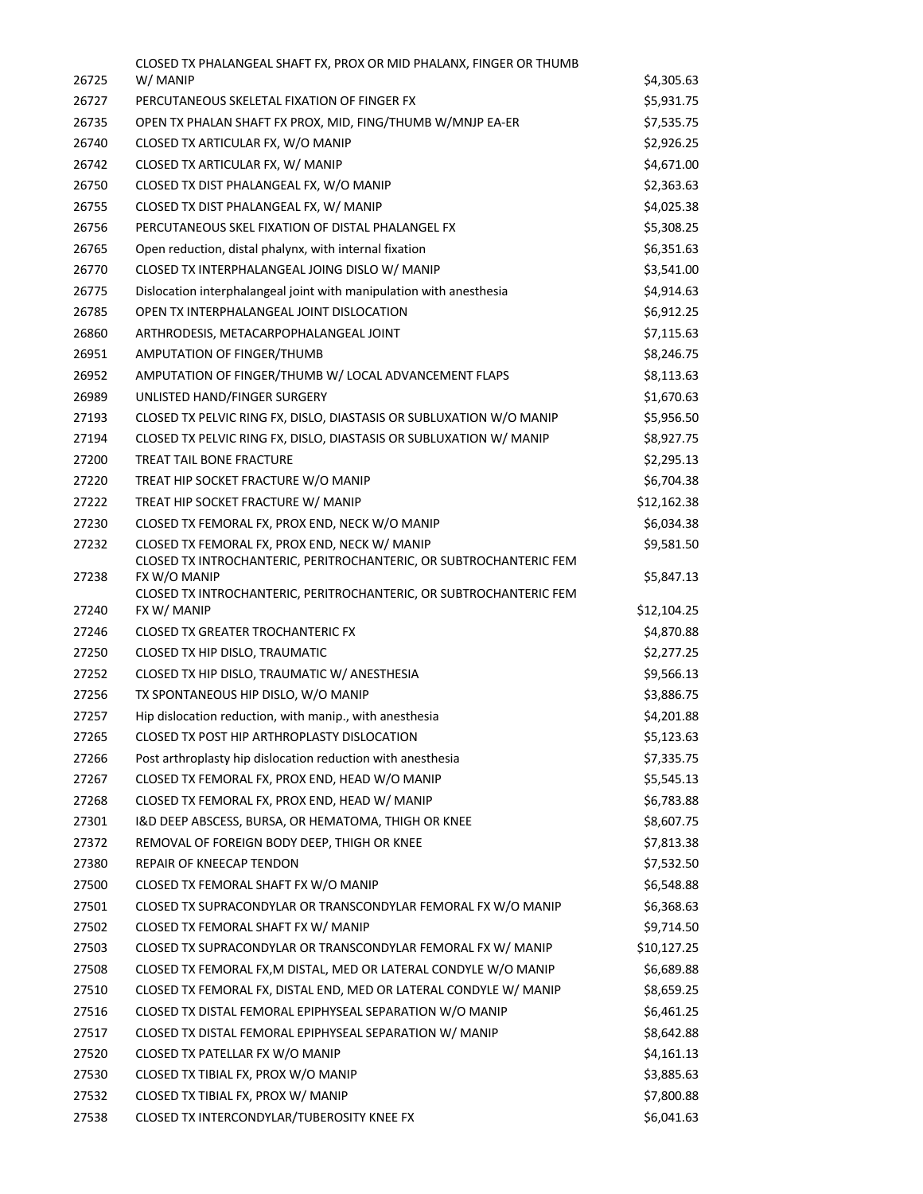| | | |
|---|---|---|
| 26725 | CLOSED TX PHALANGEAL SHAFT FX, PROX OR MID PHALANX, FINGER OR THUMB W/ MANIP | $4,305.63 |
| 26727 | PERCUTANEOUS SKELETAL FIXATION OF FINGER FX | $5,931.75 |
| 26735 | OPEN TX PHALAN SHAFT FX PROX, MID, FING/THUMB W/MNJP EA-ER | $7,535.75 |
| 26740 | CLOSED TX ARTICULAR FX, W/O MANIP | $2,926.25 |
| 26742 | CLOSED TX ARTICULAR FX, W/ MANIP | $4,671.00 |
| 26750 | CLOSED TX DIST PHALANGEAL FX, W/O MANIP | $2,363.63 |
| 26755 | CLOSED TX DIST PHALANGEAL FX, W/ MANIP | $4,025.38 |
| 26756 | PERCUTANEOUS SKEL FIXATION OF DISTAL PHALANGEL FX | $5,308.25 |
| 26765 | Open reduction, distal phalynx, with internal fixation | $6,351.63 |
| 26770 | CLOSED TX INTERPHALANGEAL JOING DISLO W/ MANIP | $3,541.00 |
| 26775 | Dislocation interphalangeal joint with manipulation with anesthesia | $4,914.63 |
| 26785 | OPEN TX INTERPHALANGEAL JOINT DISLOCATION | $6,912.25 |
| 26860 | ARTHRODESIS, METACARPOPHALANGEAL JOINT | $7,115.63 |
| 26951 | AMPUTATION OF FINGER/THUMB | $8,246.75 |
| 26952 | AMPUTATION OF FINGER/THUMB W/ LOCAL ADVANCEMENT FLAPS | $8,113.63 |
| 26989 | UNLISTED HAND/FINGER SURGERY | $1,670.63 |
| 27193 | CLOSED TX PELVIC RING FX, DISLO, DIASTASIS OR SUBLUXATION W/O MANIP | $5,956.50 |
| 27194 | CLOSED TX PELVIC RING FX, DISLO, DIASTASIS OR SUBLUXATION W/ MANIP | $8,927.75 |
| 27200 | TREAT TAIL BONE FRACTURE | $2,295.13 |
| 27220 | TREAT HIP SOCKET FRACTURE W/O MANIP | $6,704.38 |
| 27222 | TREAT HIP SOCKET FRACTURE W/ MANIP | $12,162.38 |
| 27230 | CLOSED TX FEMORAL FX, PROX END, NECK W/O MANIP | $6,034.38 |
| 27232 | CLOSED TX FEMORAL FX, PROX END, NECK W/ MANIP | $9,581.50 |
| 27238 | CLOSED TX INTROCHANTERIC, PERITROCHANTERIC, OR SUBTROCHANTERIC FEM FX W/O MANIP | $5,847.13 |
| 27240 | CLOSED TX INTROCHANTERIC, PERITROCHANTERIC, OR SUBTROCHANTERIC FEM FX W/ MANIP | $12,104.25 |
| 27246 | CLOSED TX GREATER TROCHANTERIC FX | $4,870.88 |
| 27250 | CLOSED TX HIP DISLO, TRAUMATIC | $2,277.25 |
| 27252 | CLOSED TX HIP DISLO, TRAUMATIC W/ ANESTHESIA | $9,566.13 |
| 27256 | TX SPONTANEOUS HIP DISLO, W/O MANIP | $3,886.75 |
| 27257 | Hip dislocation reduction, with manip., with anesthesia | $4,201.88 |
| 27265 | CLOSED TX POST HIP ARTHROPLASTY DISLOCATION | $5,123.63 |
| 27266 | Post arthroplasty hip dislocation reduction with anesthesia | $7,335.75 |
| 27267 | CLOSED TX FEMORAL FX, PROX END, HEAD W/O MANIP | $5,545.13 |
| 27268 | CLOSED TX FEMORAL FX, PROX END, HEAD W/ MANIP | $6,783.88 |
| 27301 | I&D DEEP ABSCESS, BURSA, OR HEMATOMA, THIGH OR KNEE | $8,607.75 |
| 27372 | REMOVAL OF FOREIGN BODY DEEP, THIGH OR KNEE | $7,813.38 |
| 27380 | REPAIR OF KNEECAP TENDON | $7,532.50 |
| 27500 | CLOSED TX FEMORAL SHAFT FX W/O MANIP | $6,548.88 |
| 27501 | CLOSED TX SUPRACONDYLAR OR TRANSCONDYLAR FEMORAL FX W/O MANIP | $6,368.63 |
| 27502 | CLOSED TX FEMORAL SHAFT FX W/ MANIP | $9,714.50 |
| 27503 | CLOSED TX SUPRACONDYLAR OR TRANSCONDYLAR FEMORAL FX W/ MANIP | $10,127.25 |
| 27508 | CLOSED TX FEMORAL FX,M DISTAL, MED OR LATERAL CONDYLE W/O MANIP | $6,689.88 |
| 27510 | CLOSED TX FEMORAL FX, DISTAL END, MED OR LATERAL CONDYLE W/ MANIP | $8,659.25 |
| 27516 | CLOSED TX DISTAL FEMORAL EPIPHYSEAL SEPARATION W/O MANIP | $6,461.25 |
| 27517 | CLOSED TX DISTAL FEMORAL EPIPHYSEAL SEPARATION W/ MANIP | $8,642.88 |
| 27520 | CLOSED TX PATELLAR FX W/O MANIP | $4,161.13 |
| 27530 | CLOSED TX TIBIAL FX, PROX W/O MANIP | $3,885.63 |
| 27532 | CLOSED TX TIBIAL FX, PROX W/ MANIP | $7,800.88 |
| 27538 | CLOSED TX INTERCONDYLAR/TUBEROSITY KNEE FX | $6,041.63 |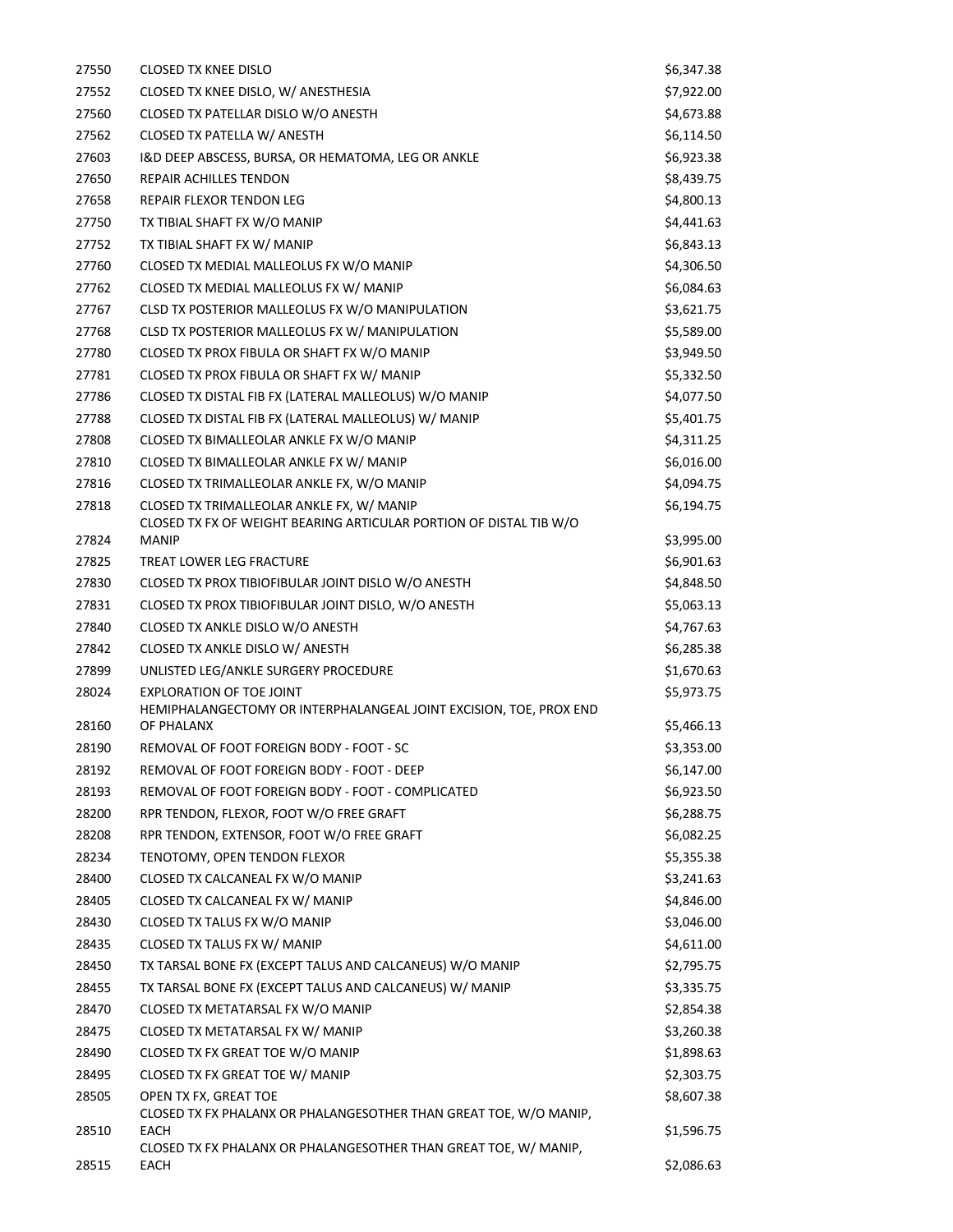| | | |
|---|---|---|
| 27550 | CLOSED TX KNEE DISLO | $6,347.38 |
| 27552 | CLOSED TX KNEE DISLO, W/ ANESTHESIA | $7,922.00 |
| 27560 | CLOSED TX PATELLAR DISLO W/O ANESTH | $4,673.88 |
| 27562 | CLOSED TX PATELLA W/ ANESTH | $6,114.50 |
| 27603 | I&D DEEP ABSCESS, BURSA, OR HEMATOMA, LEG OR ANKLE | $6,923.38 |
| 27650 | REPAIR ACHILLES TENDON | $8,439.75 |
| 27658 | REPAIR FLEXOR TENDON LEG | $4,800.13 |
| 27750 | TX TIBIAL SHAFT FX W/O MANIP | $4,441.63 |
| 27752 | TX TIBIAL SHAFT FX W/ MANIP | $6,843.13 |
| 27760 | CLOSED TX MEDIAL MALLEOLUS FX W/O MANIP | $4,306.50 |
| 27762 | CLOSED TX MEDIAL MALLEOLUS FX W/ MANIP | $6,084.63 |
| 27767 | CLSD TX POSTERIOR MALLEOLUS FX W/O MANIPULATION | $3,621.75 |
| 27768 | CLSD TX POSTERIOR MALLEOLUS FX W/ MANIPULATION | $5,589.00 |
| 27780 | CLOSED TX PROX FIBULA OR SHAFT FX W/O MANIP | $3,949.50 |
| 27781 | CLOSED TX PROX FIBULA OR SHAFT FX W/ MANIP | $5,332.50 |
| 27786 | CLOSED TX DISTAL FIB FX (LATERAL MALLEOLUS) W/O MANIP | $4,077.50 |
| 27788 | CLOSED TX DISTAL FIB FX (LATERAL MALLEOLUS) W/ MANIP | $5,401.75 |
| 27808 | CLOSED TX BIMALLEOLAR ANKLE FX W/O MANIP | $4,311.25 |
| 27810 | CLOSED TX BIMALLEOLAR ANKLE FX W/ MANIP | $6,016.00 |
| 27816 | CLOSED TX TRIMALLEOLAR ANKLE FX, W/O MANIP | $4,094.75 |
| 27818 | CLOSED TX TRIMALLEOLAR ANKLE FX, W/ MANIP | $6,194.75 |
| 27824 | CLOSED TX FX OF WEIGHT BEARING ARTICULAR PORTION OF DISTAL TIB W/O MANIP | $3,995.00 |
| 27825 | TREAT LOWER LEG FRACTURE | $6,901.63 |
| 27830 | CLOSED TX PROX TIBIOFIBULAR JOINT DISLO W/O ANESTH | $4,848.50 |
| 27831 | CLOSED TX PROX TIBIOFIBULAR JOINT DISLO, W/O ANESTH | $5,063.13 |
| 27840 | CLOSED TX ANKLE DISLO W/O ANESTH | $4,767.63 |
| 27842 | CLOSED TX ANKLE DISLO W/ ANESTH | $6,285.38 |
| 27899 | UNLISTED LEG/ANKLE SURGERY PROCEDURE | $1,670.63 |
| 28024 | EXPLORATION OF TOE JOINT | $5,973.75 |
| 28160 | HEMIPHALANGECTOMY OR INTERPHALANGEAL JOINT EXCISION, TOE, PROX END OF PHALANX | $5,466.13 |
| 28190 | REMOVAL OF FOOT FOREIGN BODY - FOOT - SC | $3,353.00 |
| 28192 | REMOVAL OF FOOT FOREIGN BODY - FOOT - DEEP | $6,147.00 |
| 28193 | REMOVAL OF FOOT FOREIGN BODY - FOOT - COMPLICATED | $6,923.50 |
| 28200 | RPR TENDON, FLEXOR, FOOT W/O FREE GRAFT | $6,288.75 |
| 28208 | RPR TENDON, EXTENSOR, FOOT W/O FREE GRAFT | $6,082.25 |
| 28234 | TENOTOMY, OPEN TENDON FLEXOR | $5,355.38 |
| 28400 | CLOSED TX CALCANEAL FX W/O MANIP | $3,241.63 |
| 28405 | CLOSED TX CALCANEAL FX W/ MANIP | $4,846.00 |
| 28430 | CLOSED TX TALUS FX W/O MANIP | $3,046.00 |
| 28435 | CLOSED TX TALUS FX W/ MANIP | $4,611.00 |
| 28450 | TX TARSAL BONE FX (EXCEPT TALUS AND CALCANEUS) W/O MANIP | $2,795.75 |
| 28455 | TX TARSAL BONE FX (EXCEPT TALUS AND CALCANEUS) W/ MANIP | $3,335.75 |
| 28470 | CLOSED TX METATARSAL FX W/O MANIP | $2,854.38 |
| 28475 | CLOSED TX METATARSAL FX W/ MANIP | $3,260.38 |
| 28490 | CLOSED TX FX GREAT TOE W/O MANIP | $1,898.63 |
| 28495 | CLOSED TX FX GREAT TOE W/ MANIP | $2,303.75 |
| 28505 | OPEN TX FX, GREAT TOE | $8,607.38 |
| 28510 | CLOSED TX FX PHALANX OR PHALANGESOTHER THAN GREAT TOE, W/O MANIP, EACH | $1,596.75 |
| 28515 | CLOSED TX FX PHALANX OR PHALANGESOTHER THAN GREAT TOE, W/ MANIP, EACH | $2,086.63 |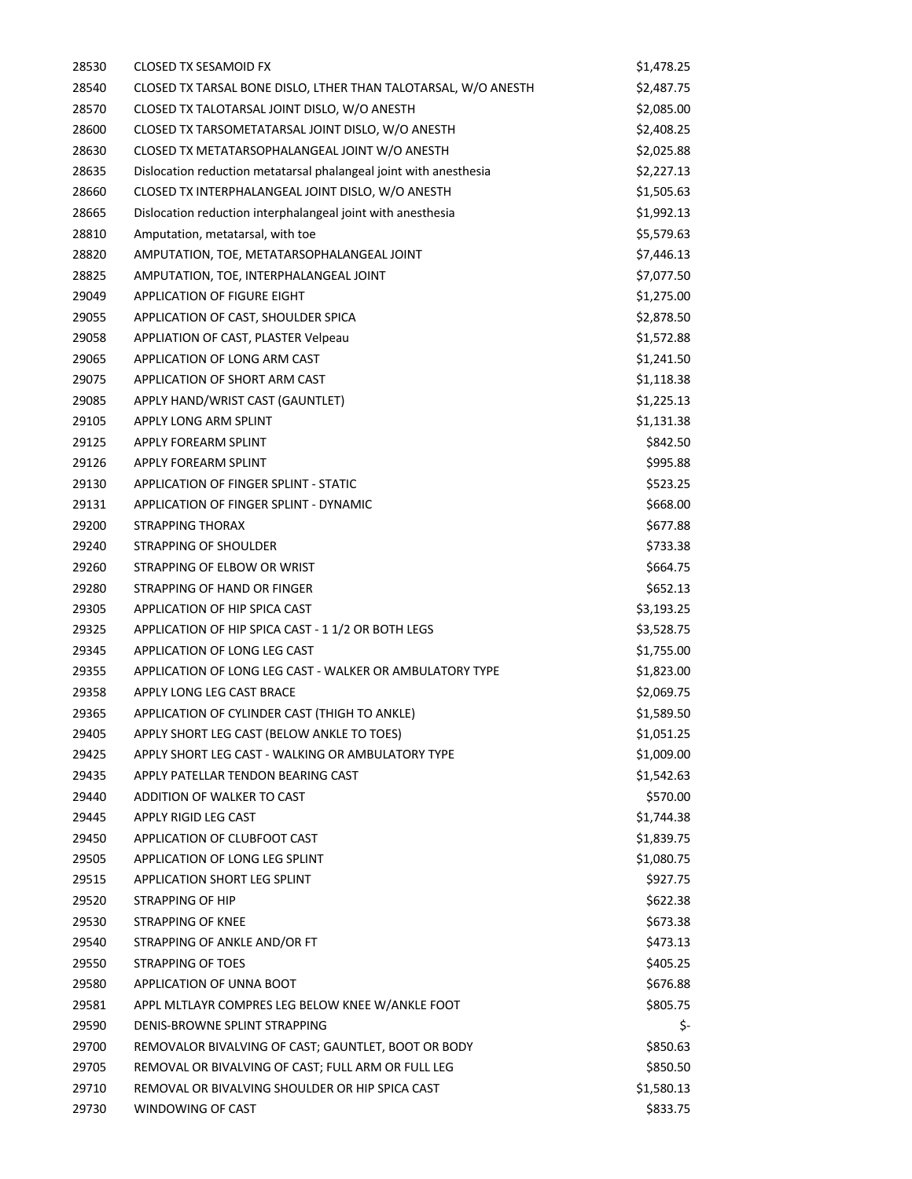| | | |
|---|---|---|
| 28530 | CLOSED TX SESAMOID FX | $1,478.25 |
| 28540 | CLOSED TX TARSAL BONE DISLO, LTHER THAN TALOTARSAL, W/O ANESTH | $2,487.75 |
| 28570 | CLOSED TX TALOTARSAL JOINT DISLO, W/O ANESTH | $2,085.00 |
| 28600 | CLOSED TX TARSOMETATARSAL JOINT DISLO, W/O ANESTH | $2,408.25 |
| 28630 | CLOSED TX METATARSOPHALANGEAL JOINT W/O ANESTH | $2,025.88 |
| 28635 | Dislocation reduction metatarsal phalangeal joint with anesthesia | $2,227.13 |
| 28660 | CLOSED TX INTERPHALANGEAL JOINT DISLO, W/O ANESTH | $1,505.63 |
| 28665 | Dislocation reduction interphalangeal joint with anesthesia | $1,992.13 |
| 28810 | Amputation, metatarsal, with toe | $5,579.63 |
| 28820 | AMPUTATION, TOE, METATARSOPHALANGEAL JOINT | $7,446.13 |
| 28825 | AMPUTATION, TOE, INTERPHALANGEAL JOINT | $7,077.50 |
| 29049 | APPLICATION OF FIGURE EIGHT | $1,275.00 |
| 29055 | APPLICATION OF CAST, SHOULDER SPICA | $2,878.50 |
| 29058 | APPLIATION OF CAST, PLASTER Velpeau | $1,572.88 |
| 29065 | APPLICATION OF LONG ARM CAST | $1,241.50 |
| 29075 | APPLICATION OF SHORT ARM CAST | $1,118.38 |
| 29085 | APPLY HAND/WRIST CAST (GAUNTLET) | $1,225.13 |
| 29105 | APPLY LONG ARM SPLINT | $1,131.38 |
| 29125 | APPLY FOREARM SPLINT | $842.50 |
| 29126 | APPLY FOREARM SPLINT | $995.88 |
| 29130 | APPLICATION OF FINGER SPLINT - STATIC | $523.25 |
| 29131 | APPLICATION OF FINGER SPLINT - DYNAMIC | $668.00 |
| 29200 | STRAPPING THORAX | $677.88 |
| 29240 | STRAPPING OF SHOULDER | $733.38 |
| 29260 | STRAPPING OF ELBOW OR WRIST | $664.75 |
| 29280 | STRAPPING OF HAND OR FINGER | $652.13 |
| 29305 | APPLICATION OF HIP SPICA CAST | $3,193.25 |
| 29325 | APPLICATION OF HIP SPICA CAST - 1 1/2 OR BOTH LEGS | $3,528.75 |
| 29345 | APPLICATION OF LONG LEG CAST | $1,755.00 |
| 29355 | APPLICATION OF LONG LEG CAST - WALKER OR AMBULATORY TYPE | $1,823.00 |
| 29358 | APPLY LONG LEG CAST BRACE | $2,069.75 |
| 29365 | APPLICATION OF CYLINDER CAST (THIGH TO ANKLE) | $1,589.50 |
| 29405 | APPLY SHORT LEG CAST (BELOW ANKLE TO TOES) | $1,051.25 |
| 29425 | APPLY SHORT LEG CAST - WALKING OR AMBULATORY TYPE | $1,009.00 |
| 29435 | APPLY PATELLAR TENDON BEARING CAST | $1,542.63 |
| 29440 | ADDITION OF WALKER TO CAST | $570.00 |
| 29445 | APPLY RIGID LEG CAST | $1,744.38 |
| 29450 | APPLICATION OF CLUBFOOT CAST | $1,839.75 |
| 29505 | APPLICATION OF LONG LEG SPLINT | $1,080.75 |
| 29515 | APPLICATION SHORT LEG SPLINT | $927.75 |
| 29520 | STRAPPING OF HIP | $622.38 |
| 29530 | STRAPPING OF KNEE | $673.38 |
| 29540 | STRAPPING OF ANKLE AND/OR FT | $473.13 |
| 29550 | STRAPPING OF TOES | $405.25 |
| 29580 | APPLICATION OF UNNA BOOT | $676.88 |
| 29581 | APPL MLTLAYR COMPRES LEG BELOW KNEE W/ANKLE FOOT | $805.75 |
| 29590 | DENIS-BROWNE SPLINT STRAPPING | $- |
| 29700 | REMOVALOR BIVALVING OF CAST; GAUNTLET, BOOT OR BODY | $850.63 |
| 29705 | REMOVAL OR BIVALVING OF CAST; FULL ARM OR FULL LEG | $850.50 |
| 29710 | REMOVAL OR BIVALVING SHOULDER OR HIP SPICA CAST | $1,580.13 |
| 29730 | WINDOWING OF CAST | $833.75 |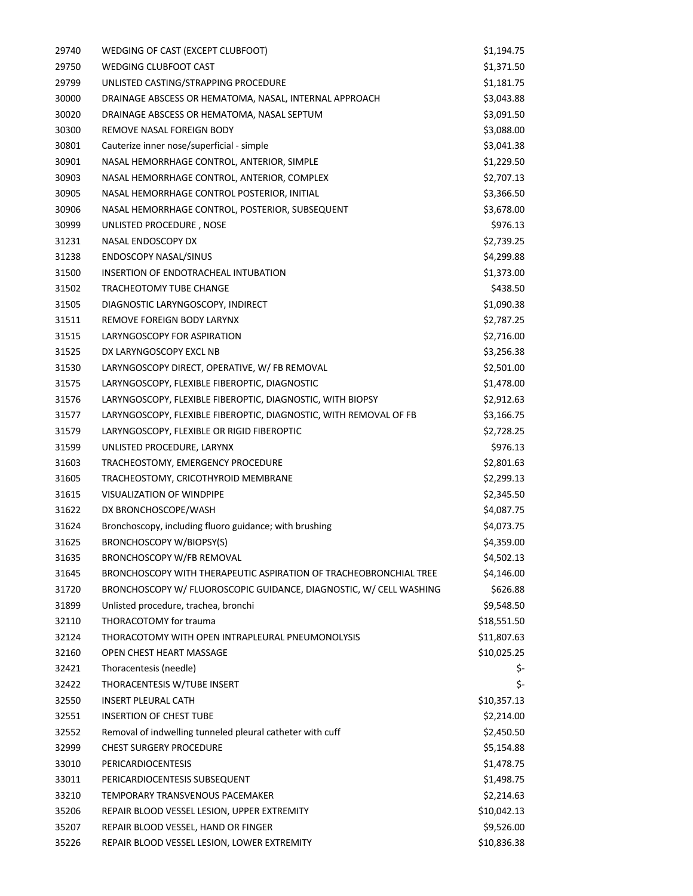| | | |
|---|---|---|
| 29740 | WEDGING OF CAST (EXCEPT CLUBFOOT) | $1,194.75 |
| 29750 | WEDGING CLUBFOOT CAST | $1,371.50 |
| 29799 | UNLISTED CASTING/STRAPPING PROCEDURE | $1,181.75 |
| 30000 | DRAINAGE ABSCESS OR HEMATOMA, NASAL, INTERNAL APPROACH | $3,043.88 |
| 30020 | DRAINAGE ABSCESS OR HEMATOMA, NASAL SEPTUM | $3,091.50 |
| 30300 | REMOVE NASAL FOREIGN BODY | $3,088.00 |
| 30801 | Cauterize inner nose/superficial - simple | $3,041.38 |
| 30901 | NASAL HEMORRHAGE CONTROL, ANTERIOR, SIMPLE | $1,229.50 |
| 30903 | NASAL HEMORRHAGE CONTROL, ANTERIOR, COMPLEX | $2,707.13 |
| 30905 | NASAL HEMORRHAGE CONTROL POSTERIOR, INITIAL | $3,366.50 |
| 30906 | NASAL HEMORRHAGE CONTROL, POSTERIOR, SUBSEQUENT | $3,678.00 |
| 30999 | UNLISTED PROCEDURE , NOSE | $976.13 |
| 31231 | NASAL ENDOSCOPY DX | $2,739.25 |
| 31238 | ENDOSCOPY NASAL/SINUS | $4,299.88 |
| 31500 | INSERTION OF ENDOTRACHEAL INTUBATION | $1,373.00 |
| 31502 | TRACHEOTOMY TUBE CHANGE | $438.50 |
| 31505 | DIAGNOSTIC LARYNGOSCOPY, INDIRECT | $1,090.38 |
| 31511 | REMOVE FOREIGN BODY LARYNX | $2,787.25 |
| 31515 | LARYNGOSCOPY FOR ASPIRATION | $2,716.00 |
| 31525 | DX LARYNGOSCOPY EXCL NB | $3,256.38 |
| 31530 | LARYNGOSCOPY DIRECT, OPERATIVE, W/ FB REMOVAL | $2,501.00 |
| 31575 | LARYNGOSCOPY, FLEXIBLE FIBEROPTIC, DIAGNOSTIC | $1,478.00 |
| 31576 | LARYNGOSCOPY, FLEXIBLE FIBEROPTIC, DIAGNOSTIC, WITH BIOPSY | $2,912.63 |
| 31577 | LARYNGOSCOPY, FLEXIBLE FIBEROPTIC, DIAGNOSTIC, WITH REMOVAL OF FB | $3,166.75 |
| 31579 | LARYNGOSCOPY, FLEXIBLE OR RIGID FIBEROPTIC | $2,728.25 |
| 31599 | UNLISTED PROCEDURE, LARYNX | $976.13 |
| 31603 | TRACHEOSTOMY, EMERGENCY PROCEDURE | $2,801.63 |
| 31605 | TRACHEOSTOMY, CRICOTHYROID MEMBRANE | $2,299.13 |
| 31615 | VISUALIZATION OF WINDPIPE | $2,345.50 |
| 31622 | DX BRONCHOSCOPE/WASH | $4,087.75 |
| 31624 | Bronchoscopy, including fluoro guidance; with brushing | $4,073.75 |
| 31625 | BRONCHOSCOPY W/BIOPSY(S) | $4,359.00 |
| 31635 | BRONCHOSCOPY W/FB REMOVAL | $4,502.13 |
| 31645 | BRONCHOSCOPY WITH THERAPEUTIC ASPIRATION OF TRACHEOBRONCHIAL TREE | $4,146.00 |
| 31720 | BRONCHOSCOPY W/ FLUOROSCOPIC GUIDANCE, DIAGNOSTIC, W/ CELL WASHING | $626.88 |
| 31899 | Unlisted procedure, trachea, bronchi | $9,548.50 |
| 32110 | THORACOTOMY for trauma | $18,551.50 |
| 32124 | THORACOTOMY WITH OPEN INTRAPLEURAL PNEUMONOLYSIS | $11,807.63 |
| 32160 | OPEN CHEST HEART MASSAGE | $10,025.25 |
| 32421 | Thoracentesis (needle) | $- |
| 32422 | THORACENTESIS W/TUBE INSERT | $- |
| 32550 | INSERT PLEURAL CATH | $10,357.13 |
| 32551 | INSERTION OF CHEST TUBE | $2,214.00 |
| 32552 | Removal of indwelling tunneled pleural catheter with cuff | $2,450.50 |
| 32999 | CHEST SURGERY PROCEDURE | $5,154.88 |
| 33010 | PERICARDIOCENTESIS | $1,478.75 |
| 33011 | PERICARDIOCENTESIS SUBSEQUENT | $1,498.75 |
| 33210 | TEMPORARY TRANSVENOUS PACEMAKER | $2,214.63 |
| 35206 | REPAIR BLOOD VESSEL LESION, UPPER EXTREMITY | $10,042.13 |
| 35207 | REPAIR BLOOD VESSEL, HAND OR FINGER | $9,526.00 |
| 35226 | REPAIR BLOOD VESSEL LESION, LOWER EXTREMITY | $10,836.38 |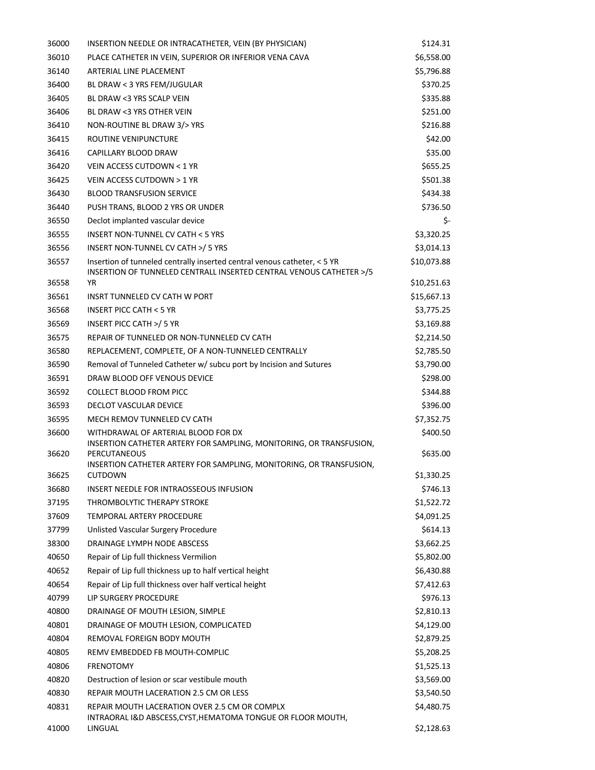| | | |
|---|---|---|
| 36000 | INSERTION NEEDLE OR INTRACATHETER, VEIN (BY PHYSICIAN) | $124.31 |
| 36010 | PLACE CATHETER IN VEIN, SUPERIOR OR INFERIOR VENA CAVA | $6,558.00 |
| 36140 | ARTERIAL LINE PLACEMENT | $5,796.88 |
| 36400 | BL DRAW < 3 YRS FEM/JUGULAR | $370.25 |
| 36405 | BL DRAW <3 YRS SCALP VEIN | $335.88 |
| 36406 | BL DRAW <3 YRS OTHER VEIN | $251.00 |
| 36410 | NON-ROUTINE BL DRAW 3/> YRS | $216.88 |
| 36415 | ROUTINE VENIPUNCTURE | $42.00 |
| 36416 | CAPILLARY BLOOD DRAW | $35.00 |
| 36420 | VEIN ACCESS CUTDOWN < 1 YR | $655.25 |
| 36425 | VEIN ACCESS CUTDOWN > 1 YR | $501.38 |
| 36430 | BLOOD TRANSFUSION SERVICE | $434.38 |
| 36440 | PUSH TRANS, BLOOD 2 YRS OR UNDER | $736.50 |
| 36550 | Declot implanted vascular device | $- |
| 36555 | INSERT NON-TUNNEL CV CATH < 5 YRS | $3,320.25 |
| 36556 | INSERT NON-TUNNEL CV CATH >/ 5 YRS | $3,014.13 |
| 36557 | Insertion of tunneled centrally inserted central venous catheter, < 5 YR | $10,073.88 |
| 36558 | INSERTION OF TUNNELED CENTRALL INSERTED CENTRAL VENOUS CATHETER >/5 YR | $10,251.63 |
| 36561 | INSRT TUNNELED CV CATH W PORT | $15,667.13 |
| 36568 | INSERT PICC CATH < 5 YR | $3,775.25 |
| 36569 | INSERT PICC CATH >/ 5 YR | $3,169.88 |
| 36575 | REPAIR OF TUNNELED OR NON-TUNNELED CV CATH | $2,214.50 |
| 36580 | REPLACEMENT, COMPLETE, OF A NON-TUNNELED CENTRALLY | $2,785.50 |
| 36590 | Removal of Tunneled Catheter w/ subcu port by Incision and Sutures | $3,790.00 |
| 36591 | DRAW BLOOD OFF VENOUS DEVICE | $298.00 |
| 36592 | COLLECT BLOOD FROM PICC | $344.88 |
| 36593 | DECLOT VASCULAR DEVICE | $396.00 |
| 36595 | MECH REMOV TUNNELED CV CATH | $7,352.75 |
| 36600 | WITHDRAWAL OF ARTERIAL BLOOD FOR DX | $400.50 |
| 36620 | INSERTION CATHETER ARTERY FOR SAMPLING, MONITORING, OR TRANSFUSION, PERCUTANEOUS | $635.00 |
| 36625 | INSERTION CATHETER ARTERY FOR SAMPLING, MONITORING, OR TRANSFUSION, CUTDOWN | $1,330.25 |
| 36680 | INSERT NEEDLE FOR INTRAOSSEOUS INFUSION | $746.13 |
| 37195 | THROMBOLYTIC THERAPY STROKE | $1,522.72 |
| 37609 | TEMPORAL ARTERY PROCEDURE | $4,091.25 |
| 37799 | Unlisted Vascular Surgery Procedure | $614.13 |
| 38300 | DRAINAGE LYMPH NODE ABSCESS | $3,662.25 |
| 40650 | Repair of Lip full thickness Vermilion | $5,802.00 |
| 40652 | Repair of Lip full thickness up to half vertical height | $6,430.88 |
| 40654 | Repair of Lip full thickness over half vertical height | $7,412.63 |
| 40799 | LIP SURGERY PROCEDURE | $976.13 |
| 40800 | DRAINAGE OF MOUTH LESION, SIMPLE | $2,810.13 |
| 40801 | DRAINAGE OF MOUTH LESION, COMPLICATED | $4,129.00 |
| 40804 | REMOVAL FOREIGN BODY MOUTH | $2,879.25 |
| 40805 | REMV EMBEDDED FB MOUTH-COMPLIC | $5,208.25 |
| 40806 | FRENOTOMY | $1,525.13 |
| 40820 | Destruction of lesion or scar vestibule mouth | $3,569.00 |
| 40830 | REPAIR MOUTH LACERATION 2.5 CM OR LESS | $3,540.50 |
| 40831 | REPAIR MOUTH LACERATION OVER 2.5 CM OR COMPLX | $4,480.75 |
| 41000 | INTRAORAL I&D ABSCESS,CYST,HEMATOMA TONGUE OR FLOOR MOUTH, LINGUAL | $2,128.63 |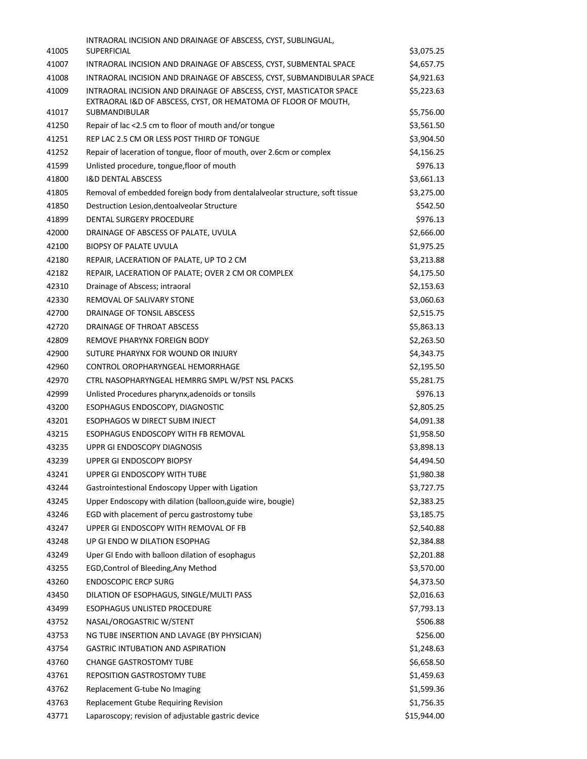| | | |
|---|---|---|
| 41005 | INTRAORAL INCISION AND DRAINAGE OF ABSCESS, CYST, SUBLINGUAL, SUPERFICIAL | $3,075.25 |
| 41007 | INTRAORAL INCISION AND DRAINAGE OF ABSCESS, CYST, SUBMENTAL SPACE | $4,657.75 |
| 41008 | INTRAORAL INCISION AND DRAINAGE OF ABSCESS, CYST, SUBMANDIBULAR SPACE | $4,921.63 |
| 41009 | INTRAORAL INCISION AND DRAINAGE OF ABSCESS, CYST, MASTICATOR SPACE | $5,223.63 |
| 41017 | EXTRAORAL I&D OF ABSCESS, CYST, OR HEMATOMA OF FLOOR OF MOUTH, SUBMANDIBULAR | $5,756.00 |
| 41250 | Repair of lac <2.5 cm to floor of mouth and/or tongue | $3,561.50 |
| 41251 | REP LAC 2.5 CM OR LESS POST THIRD OF TONGUE | $3,904.50 |
| 41252 | Repair of laceration of tongue, floor of mouth, over 2.6cm or complex | $4,156.25 |
| 41599 | Unlisted procedure, tongue,floor of mouth | $976.13 |
| 41800 | I&D DENTAL ABSCESS | $3,661.13 |
| 41805 | Removal of embedded foreign body from dentalalveolar structure, soft tissue | $3,275.00 |
| 41850 | Destruction Lesion,dentoalveolar Structure | $542.50 |
| 41899 | DENTAL SURGERY PROCEDURE | $976.13 |
| 42000 | DRAINAGE OF ABSCESS OF PALATE, UVULA | $2,666.00 |
| 42100 | BIOPSY OF PALATE UVULA | $1,975.25 |
| 42180 | REPAIR, LACERATION OF PALATE, UP TO 2 CM | $3,213.88 |
| 42182 | REPAIR, LACERATION OF PALATE; OVER 2 CM OR COMPLEX | $4,175.50 |
| 42310 | Drainage of Abscess; intraoral | $2,153.63 |
| 42330 | REMOVAL OF SALIVARY STONE | $3,060.63 |
| 42700 | DRAINAGE OF TONSIL ABSCESS | $2,515.75 |
| 42720 | DRAINAGE OF THROAT ABSCESS | $5,863.13 |
| 42809 | REMOVE PHARYNX FOREIGN BODY | $2,263.50 |
| 42900 | SUTURE PHARYNX FOR WOUND OR INJURY | $4,343.75 |
| 42960 | CONTROL OROPHARYNGEAL HEMORRHAGE | $2,195.50 |
| 42970 | CTRL NASOPHARYNGEAL HEMRRG SMPL W/PST NSL PACKS | $5,281.75 |
| 42999 | Unlisted Procedures pharynx,adenoids or tonsils | $976.13 |
| 43200 | ESOPHAGUS ENDOSCOPY, DIAGNOSTIC | $2,805.25 |
| 43201 | ESOPHAGOS W DIRECT SUBM INJECT | $4,091.38 |
| 43215 | ESOPHAGUS ENDOSCOPY WITH FB REMOVAL | $1,958.50 |
| 43235 | UPPR GI ENDOSCOPY DIAGNOSIS | $3,898.13 |
| 43239 | UPPER GI ENDOSCOPY BIOPSY | $4,494.50 |
| 43241 | UPPER GI ENDOSCOPY WITH TUBE | $1,980.38 |
| 43244 | Gastrointestional Endoscopy Upper with Ligation | $3,727.75 |
| 43245 | Upper Endoscopy with dilation (balloon,guide wire, bougie) | $2,383.25 |
| 43246 | EGD with placement of percu gastrostomy tube | $3,185.75 |
| 43247 | UPPER GI ENDOSCOPY WITH REMOVAL OF FB | $2,540.88 |
| 43248 | UP GI ENDO W DILATION ESOPHAG | $2,384.88 |
| 43249 | Uper GI Endo with balloon dilation of esophagus | $2,201.88 |
| 43255 | EGD,Control of Bleeding,Any Method | $3,570.00 |
| 43260 | ENDOSCOPIC ERCP SURG | $4,373.50 |
| 43450 | DILATION OF ESOPHAGUS, SINGLE/MULTI PASS | $2,016.63 |
| 43499 | ESOPHAGUS UNLISTED PROCEDURE | $7,793.13 |
| 43752 | NASAL/OROGASTRIC W/STENT | $506.88 |
| 43753 | NG TUBE INSERTION AND LAVAGE (BY PHYSICIAN) | $256.00 |
| 43754 | GASTRIC INTUBATION AND ASPIRATION | $1,248.63 |
| 43760 | CHANGE GASTROSTOMY TUBE | $6,658.50 |
| 43761 | REPOSITION GASTROSTOMY TUBE | $1,459.63 |
| 43762 | Replacement G-tube No Imaging | $1,599.36 |
| 43763 | Replacement Gtube Requiring Revision | $1,756.35 |
| 43771 | Laparoscopy; revision of adjustable gastric device | $15,944.00 |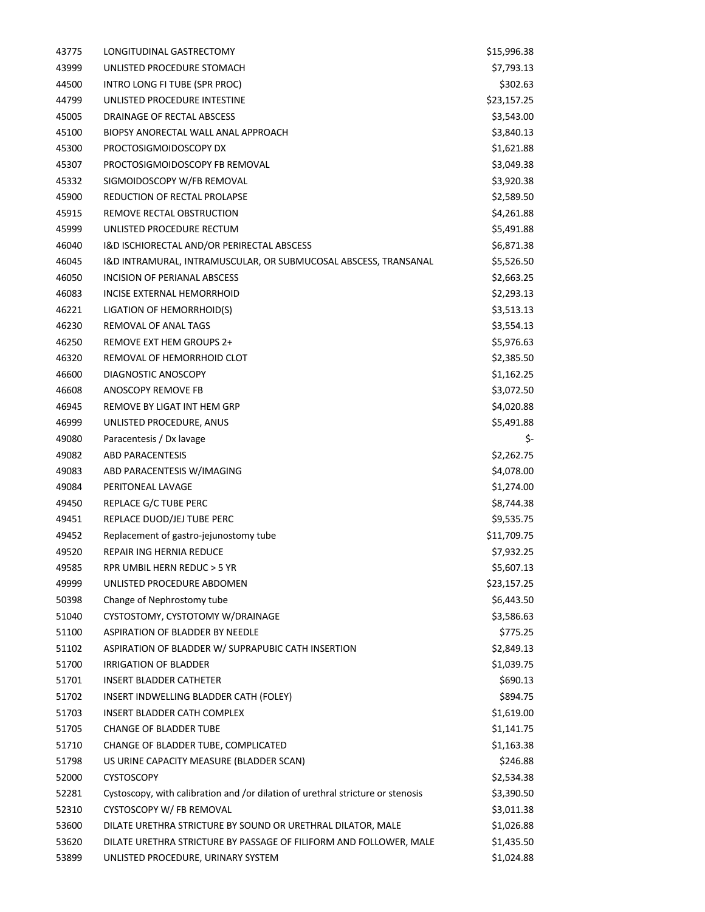| | | |
|---|---|---|
| 43775 | LONGITUDINAL GASTRECTOMY | $15,996.38 |
| 43999 | UNLISTED PROCEDURE STOMACH | $7,793.13 |
| 44500 | INTRO LONG FI TUBE (SPR PROC) | $302.63 |
| 44799 | UNLISTED PROCEDURE INTESTINE | $23,157.25 |
| 45005 | DRAINAGE OF RECTAL ABSCESS | $3,543.00 |
| 45100 | BIOPSY ANORECTAL WALL ANAL APPROACH | $3,840.13 |
| 45300 | PROCTOSIGMOIDOSCOPY DX | $1,621.88 |
| 45307 | PROCTOSIGMOIDOSCOPY FB REMOVAL | $3,049.38 |
| 45332 | SIGMOIDOSCOPY W/FB REMOVAL | $3,920.38 |
| 45900 | REDUCTION OF RECTAL PROLAPSE | $2,589.50 |
| 45915 | REMOVE RECTAL OBSTRUCTION | $4,261.88 |
| 45999 | UNLISTED PROCEDURE RECTUM | $5,491.88 |
| 46040 | I&D ISCHIORECTAL AND/OR PERIRECTAL ABSCESS | $6,871.38 |
| 46045 | I&D INTRAMURAL, INTRAMUSCULAR, OR SUBMUCOSAL ABSCESS, TRANSANAL | $5,526.50 |
| 46050 | INCISION OF PERIANAL ABSCESS | $2,663.25 |
| 46083 | INCISE EXTERNAL HEMORRHOID | $2,293.13 |
| 46221 | LIGATION OF HEMORRHOID(S) | $3,513.13 |
| 46230 | REMOVAL OF ANAL TAGS | $3,554.13 |
| 46250 | REMOVE EXT HEM GROUPS 2+ | $5,976.63 |
| 46320 | REMOVAL OF HEMORRHOID CLOT | $2,385.50 |
| 46600 | DIAGNOSTIC ANOSCOPY | $1,162.25 |
| 46608 | ANOSCOPY REMOVE FB | $3,072.50 |
| 46945 | REMOVE BY LIGAT INT HEM GRP | $4,020.88 |
| 46999 | UNLISTED PROCEDURE, ANUS | $5,491.88 |
| 49080 | Paracentesis / Dx lavage | $- |
| 49082 | ABD PARACENTESIS | $2,262.75 |
| 49083 | ABD PARACENTESIS W/IMAGING | $4,078.00 |
| 49084 | PERITONEAL LAVAGE | $1,274.00 |
| 49450 | REPLACE G/C TUBE PERC | $8,744.38 |
| 49451 | REPLACE DUOD/JEJ TUBE PERC | $9,535.75 |
| 49452 | Replacement of gastro-jejunostomy tube | $11,709.75 |
| 49520 | REPAIR ING HERNIA REDUCE | $7,932.25 |
| 49585 | RPR UMBIL HERN REDUC > 5 YR | $5,607.13 |
| 49999 | UNLISTED PROCEDURE ABDOMEN | $23,157.25 |
| 50398 | Change of Nephrostomy tube | $6,443.50 |
| 51040 | CYSTOSTOMY, CYSTOTOMY W/DRAINAGE | $3,586.63 |
| 51100 | ASPIRATION OF BLADDER BY NEEDLE | $775.25 |
| 51102 | ASPIRATION OF BLADDER W/ SUPRAPUBIC CATH INSERTION | $2,849.13 |
| 51700 | IRRIGATION OF BLADDER | $1,039.75 |
| 51701 | INSERT BLADDER CATHETER | $690.13 |
| 51702 | INSERT INDWELLING BLADDER CATH (FOLEY) | $894.75 |
| 51703 | INSERT BLADDER CATH COMPLEX | $1,619.00 |
| 51705 | CHANGE OF BLADDER TUBE | $1,141.75 |
| 51710 | CHANGE OF BLADDER TUBE, COMPLICATED | $1,163.38 |
| 51798 | US URINE CAPACITY MEASURE (BLADDER SCAN) | $246.88 |
| 52000 | CYSTOSCOPY | $2,534.38 |
| 52281 | Cystoscopy, with calibration and /or dilation of urethral stricture or stenosis | $3,390.50 |
| 52310 | CYSTOSCOPY W/ FB REMOVAL | $3,011.38 |
| 53600 | DILATE URETHRA STRICTURE BY SOUND OR URETHRAL DILATOR, MALE | $1,026.88 |
| 53620 | DILATE URETHRA STRICTURE BY PASSAGE OF FILIFORM AND FOLLOWER, MALE | $1,435.50 |
| 53899 | UNLISTED PROCEDURE, URINARY SYSTEM | $1,024.88 |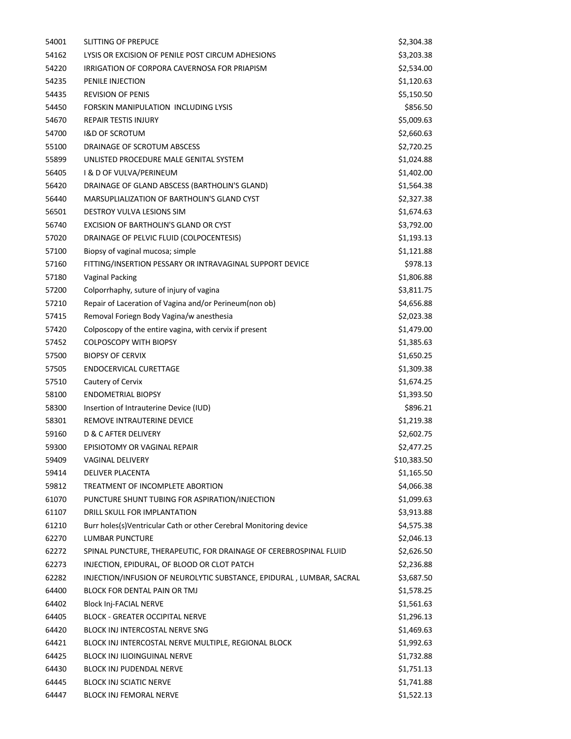| | | |
|---|---|---|
| 54001 | SLITTING OF PREPUCE | $2,304.38 |
| 54162 | LYSIS OR EXCISION OF PENILE POST CIRCUM ADHESIONS | $3,203.38 |
| 54220 | IRRIGATION OF CORPORA CAVERNOSA FOR PRIAPISM | $2,534.00 |
| 54235 | PENILE INJECTION | $1,120.63 |
| 54435 | REVISION OF PENIS | $5,150.50 |
| 54450 | FORSKIN MANIPULATION INCLUDING LYSIS | $856.50 |
| 54670 | REPAIR TESTIS INJURY | $5,009.63 |
| 54700 | I&D OF SCROTUM | $2,660.63 |
| 55100 | DRAINAGE OF SCROTUM ABSCESS | $2,720.25 |
| 55899 | UNLISTED PROCEDURE MALE GENITAL SYSTEM | $1,024.88 |
| 56405 | I & D OF VULVA/PERINEUM | $1,402.00 |
| 56420 | DRAINAGE OF GLAND ABSCESS (BARTHOLIN'S GLAND) | $1,564.38 |
| 56440 | MARSUPLIALIZATION OF BARTHOLIN'S GLAND CYST | $2,327.38 |
| 56501 | DESTROY VULVA LESIONS SIM | $1,674.63 |
| 56740 | EXCISION OF BARTHOLIN'S GLAND OR CYST | $3,792.00 |
| 57020 | DRAINAGE OF PELVIC FLUID (COLPOCENTESIS) | $1,193.13 |
| 57100 | Biopsy of vaginal mucosa; simple | $1,121.88 |
| 57160 | FITTING/INSERTION PESSARY OR INTRAVAGINAL SUPPORT DEVICE | $978.13 |
| 57180 | Vaginal Packing | $1,806.88 |
| 57200 | Colporrhaphy, suture of injury of vagina | $3,811.75 |
| 57210 | Repair of Laceration of Vagina and/or Perineum(non ob) | $4,656.88 |
| 57415 | Removal Foriegn Body Vagina/w anesthesia | $2,023.38 |
| 57420 | Colposcopy of the entire vagina, with cervix if present | $1,479.00 |
| 57452 | COLPOSCOPY WITH BIOPSY | $1,385.63 |
| 57500 | BIOPSY OF CERVIX | $1,650.25 |
| 57505 | ENDOCERVICAL CURETTAGE | $1,309.38 |
| 57510 | Cautery of Cervix | $1,674.25 |
| 58100 | ENDOMETRIAL BIOPSY | $1,393.50 |
| 58300 | Insertion of Intrauterine Device (IUD) | $896.21 |
| 58301 | REMOVE INTRAUTERINE DEVICE | $1,219.38 |
| 59160 | D & C AFTER DELIVERY | $2,602.75 |
| 59300 | EPISIOTOMY OR VAGINAL REPAIR | $2,477.25 |
| 59409 | VAGINAL DELIVERY | $10,383.50 |
| 59414 | DELIVER PLACENTA | $1,165.50 |
| 59812 | TREATMENT OF INCOMPLETE ABORTION | $4,066.38 |
| 61070 | PUNCTURE SHUNT TUBING FOR ASPIRATION/INJECTION | $1,099.63 |
| 61107 | DRILL SKULL FOR IMPLANTATION | $3,913.88 |
| 61210 | Burr holes(s)Ventricular Cath or other Cerebral Monitoring device | $4,575.38 |
| 62270 | LUMBAR PUNCTURE | $2,046.13 |
| 62272 | SPINAL PUNCTURE, THERAPEUTIC, FOR DRAINAGE OF CEREBROSPINAL FLUID | $2,626.50 |
| 62273 | INJECTION, EPIDURAL, OF BLOOD OR CLOT PATCH | $2,236.88 |
| 62282 | INJECTION/INFUSION OF NEUROLYTIC SUBSTANCE, EPIDURAL , LUMBAR, SACRAL | $3,687.50 |
| 64400 | BLOCK FOR DENTAL PAIN OR TMJ | $1,578.25 |
| 64402 | Block Inj-FACIAL NERVE | $1,561.63 |
| 64405 | BLOCK - GREATER OCCIPITAL NERVE | $1,296.13 |
| 64420 | BLOCK INJ INTERCOSTAL NERVE SNG | $1,469.63 |
| 64421 | BLOCK INJ INTERCOSTAL NERVE MULTIPLE, REGIONAL BLOCK | $1,992.63 |
| 64425 | BLOCK INJ ILIOINGUINAL NERVE | $1,732.88 |
| 64430 | BLOCK INJ PUDENDAL NERVE | $1,751.13 |
| 64445 | BLOCK INJ SCIATIC NERVE | $1,741.88 |
| 64447 | BLOCK INJ FEMORAL NERVE | $1,522.13 |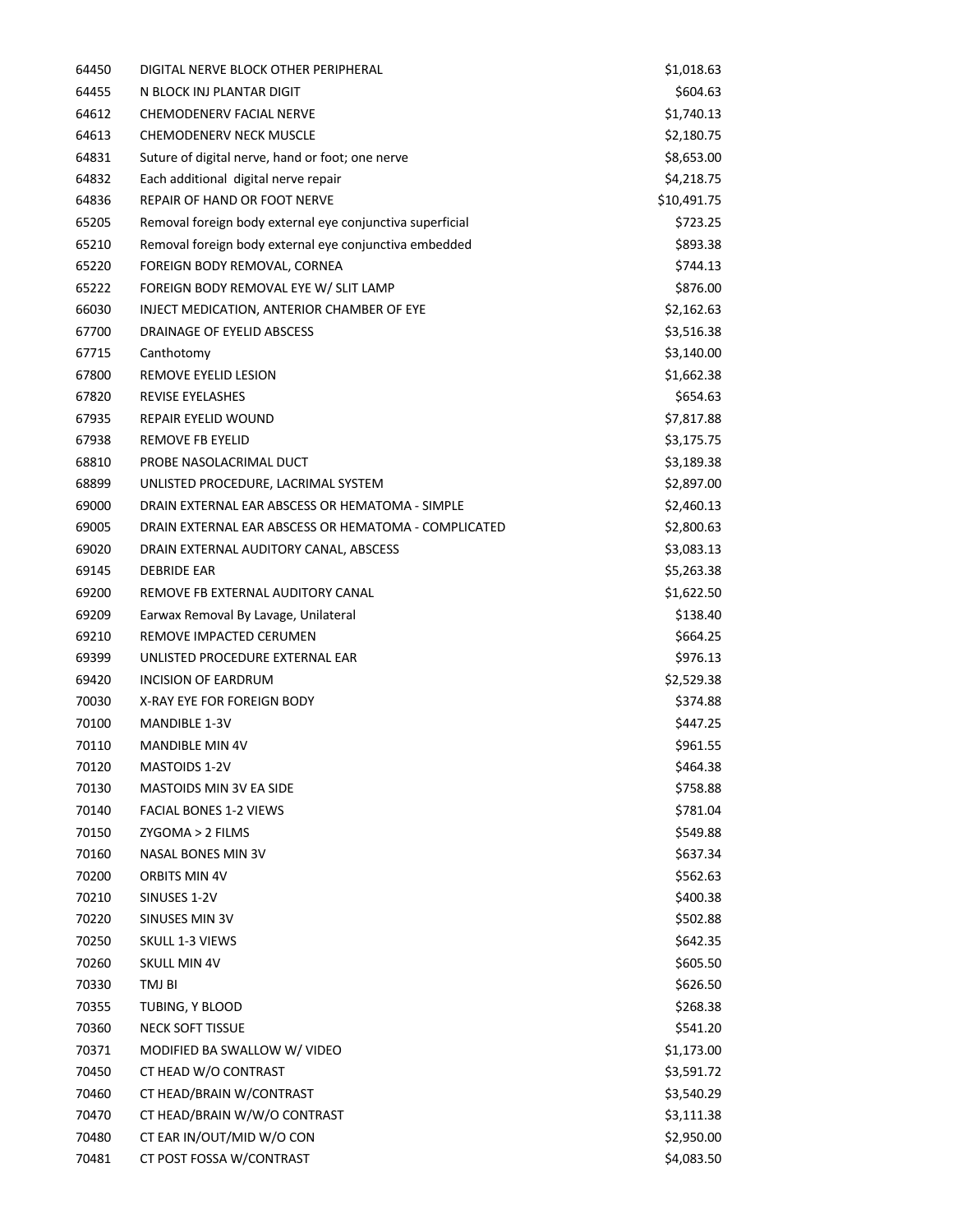| | | |
|---|---|---|
| 64450 | DIGITAL NERVE BLOCK OTHER PERIPHERAL | $1,018.63 |
| 64455 | N BLOCK INJ PLANTAR DIGIT | $604.63 |
| 64612 | CHEMODENERV FACIAL NERVE | $1,740.13 |
| 64613 | CHEMODENERV NECK MUSCLE | $2,180.75 |
| 64831 | Suture of digital nerve, hand or foot; one nerve | $8,653.00 |
| 64832 | Each additional digital nerve repair | $4,218.75 |
| 64836 | REPAIR OF HAND OR FOOT NERVE | $10,491.75 |
| 65205 | Removal foreign body external eye conjunctiva superficial | $723.25 |
| 65210 | Removal foreign body external eye conjunctiva embedded | $893.38 |
| 65220 | FOREIGN BODY REMOVAL, CORNEA | $744.13 |
| 65222 | FOREIGN BODY REMOVAL EYE W/ SLIT LAMP | $876.00 |
| 66030 | INJECT MEDICATION, ANTERIOR CHAMBER OF EYE | $2,162.63 |
| 67700 | DRAINAGE OF EYELID ABSCESS | $3,516.38 |
| 67715 | Canthotomy | $3,140.00 |
| 67800 | REMOVE EYELID LESION | $1,662.38 |
| 67820 | REVISE EYELASHES | $654.63 |
| 67935 | REPAIR EYELID WOUND | $7,817.88 |
| 67938 | REMOVE FB EYELID | $3,175.75 |
| 68810 | PROBE NASOLACRIMAL DUCT | $3,189.38 |
| 68899 | UNLISTED PROCEDURE, LACRIMAL SYSTEM | $2,897.00 |
| 69000 | DRAIN EXTERNAL EAR ABSCESS OR HEMATOMA - SIMPLE | $2,460.13 |
| 69005 | DRAIN EXTERNAL EAR ABSCESS OR HEMATOMA - COMPLICATED | $2,800.63 |
| 69020 | DRAIN EXTERNAL AUDITORY CANAL, ABSCESS | $3,083.13 |
| 69145 | DEBRIDE EAR | $5,263.38 |
| 69200 | REMOVE FB EXTERNAL AUDITORY CANAL | $1,622.50 |
| 69209 | Earwax Removal By Lavage, Unilateral | $138.40 |
| 69210 | REMOVE IMPACTED CERUMEN | $664.25 |
| 69399 | UNLISTED PROCEDURE EXTERNAL EAR | $976.13 |
| 69420 | INCISION OF EARDRUM | $2,529.38 |
| 70030 | X-RAY EYE FOR FOREIGN BODY | $374.88 |
| 70100 | MANDIBLE 1-3V | $447.25 |
| 70110 | MANDIBLE MIN 4V | $961.55 |
| 70120 | MASTOIDS 1-2V | $464.38 |
| 70130 | MASTOIDS MIN 3V EA SIDE | $758.88 |
| 70140 | FACIAL BONES 1-2 VIEWS | $781.04 |
| 70150 | ZYGOMA > 2 FILMS | $549.88 |
| 70160 | NASAL BONES MIN 3V | $637.34 |
| 70200 | ORBITS MIN 4V | $562.63 |
| 70210 | SINUSES 1-2V | $400.38 |
| 70220 | SINUSES MIN 3V | $502.88 |
| 70250 | SKULL 1-3 VIEWS | $642.35 |
| 70260 | SKULL MIN 4V | $605.50 |
| 70330 | TMJ BI | $626.50 |
| 70355 | TUBING, Y BLOOD | $268.38 |
| 70360 | NECK SOFT TISSUE | $541.20 |
| 70371 | MODIFIED BA SWALLOW W/ VIDEO | $1,173.00 |
| 70450 | CT HEAD W/O CONTRAST | $3,591.72 |
| 70460 | CT HEAD/BRAIN W/CONTRAST | $3,540.29 |
| 70470 | CT HEAD/BRAIN W/W/O CONTRAST | $3,111.38 |
| 70480 | CT EAR IN/OUT/MID W/O CON | $2,950.00 |
| 70481 | CT POST FOSSA W/CONTRAST | $4,083.50 |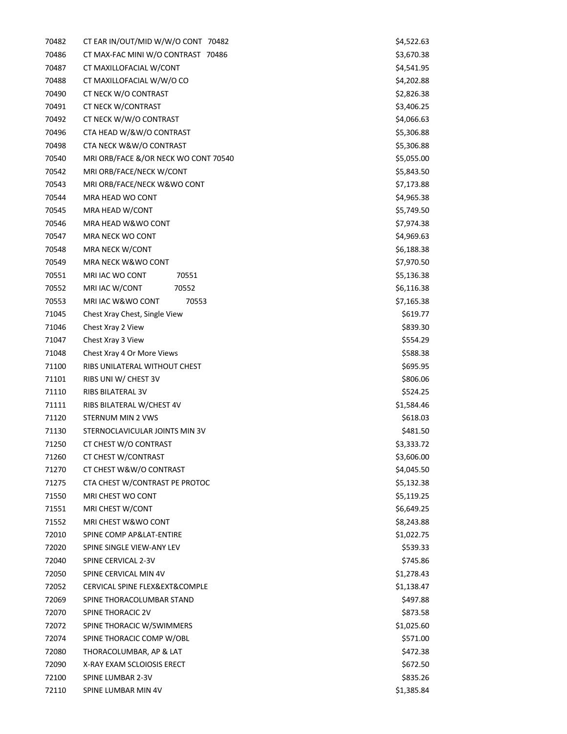| | | |
|---|---|---|
| 70482 | CT EAR IN/OUT/MID W/W/O CONT 70482 | $4,522.63 |
| 70486 | CT MAX-FAC MINI W/O CONTRAST 70486 | $3,670.38 |
| 70487 | CT MAXILLOFACIAL W/CONT | $4,541.95 |
| 70488 | CT MAXILLOFACIAL W/W/O CO | $4,202.88 |
| 70490 | CT NECK W/O CONTRAST | $2,826.38 |
| 70491 | CT NECK W/CONTRAST | $3,406.25 |
| 70492 | CT NECK W/W/O CONTRAST | $4,066.63 |
| 70496 | CTA HEAD W/&W/O CONTRAST | $5,306.88 |
| 70498 | CTA NECK W&W/O CONTRAST | $5,306.88 |
| 70540 | MRI ORB/FACE &/OR NECK WO CONT 70540 | $5,055.00 |
| 70542 | MRI ORB/FACE/NECK W/CONT | $5,843.50 |
| 70543 | MRI ORB/FACE/NECK W&WO CONT | $7,173.88 |
| 70544 | MRA HEAD WO CONT | $4,965.38 |
| 70545 | MRA HEAD W/CONT | $5,749.50 |
| 70546 | MRA HEAD W&WO CONT | $7,974.38 |
| 70547 | MRA NECK WO CONT | $4,969.63 |
| 70548 | MRA NECK W/CONT | $6,188.38 |
| 70549 | MRA NECK W&WO CONT | $7,970.50 |
| 70551 | MRI IAC WO CONT 70551 | $5,136.38 |
| 70552 | MRI IAC W/CONT 70552 | $6,116.38 |
| 70553 | MRI IAC W&WO CONT 70553 | $7,165.38 |
| 71045 | Chest Xray Chest, Single View | $619.77 |
| 71046 | Chest Xray 2 View | $839.30 |
| 71047 | Chest Xray 3 View | $554.29 |
| 71048 | Chest Xray 4 Or More Views | $588.38 |
| 71100 | RIBS UNILATERAL WITHOUT CHEST | $695.95 |
| 71101 | RIBS UNI W/ CHEST 3V | $806.06 |
| 71110 | RIBS BILATERAL 3V | $524.25 |
| 71111 | RIBS BILATERAL W/CHEST 4V | $1,584.46 |
| 71120 | STERNUM MIN 2 VWS | $618.03 |
| 71130 | STERNOCLAVICULAR JOINTS MIN 3V | $481.50 |
| 71250 | CT CHEST W/O CONTRAST | $3,333.72 |
| 71260 | CT CHEST W/CONTRAST | $3,606.00 |
| 71270 | CT CHEST W&W/O CONTRAST | $4,045.50 |
| 71275 | CTA CHEST W/CONTRAST PE PROTOC | $5,132.38 |
| 71550 | MRI CHEST WO CONT | $5,119.25 |
| 71551 | MRI CHEST W/CONT | $6,649.25 |
| 71552 | MRI CHEST W&WO CONT | $8,243.88 |
| 72010 | SPINE COMP AP&LAT-ENTIRE | $1,022.75 |
| 72020 | SPINE SINGLE VIEW-ANY LEV | $539.33 |
| 72040 | SPINE CERVICAL 2-3V | $745.86 |
| 72050 | SPINE CERVICAL MIN 4V | $1,278.43 |
| 72052 | CERVICAL SPINE FLEX&EXT&COMPLE | $1,138.47 |
| 72069 | SPINE THORACOLUMBAR STAND | $497.88 |
| 72070 | SPINE THORACIC 2V | $873.58 |
| 72072 | SPINE THORACIC W/SWIMMERS | $1,025.60 |
| 72074 | SPINE THORACIC COMP W/OBL | $571.00 |
| 72080 | THORACOLUMBAR, AP & LAT | $472.38 |
| 72090 | X-RAY EXAM SCLOIOSIS ERECT | $672.50 |
| 72100 | SPINE LUMBAR 2-3V | $835.26 |
| 72110 | SPINE LUMBAR MIN 4V | $1,385.84 |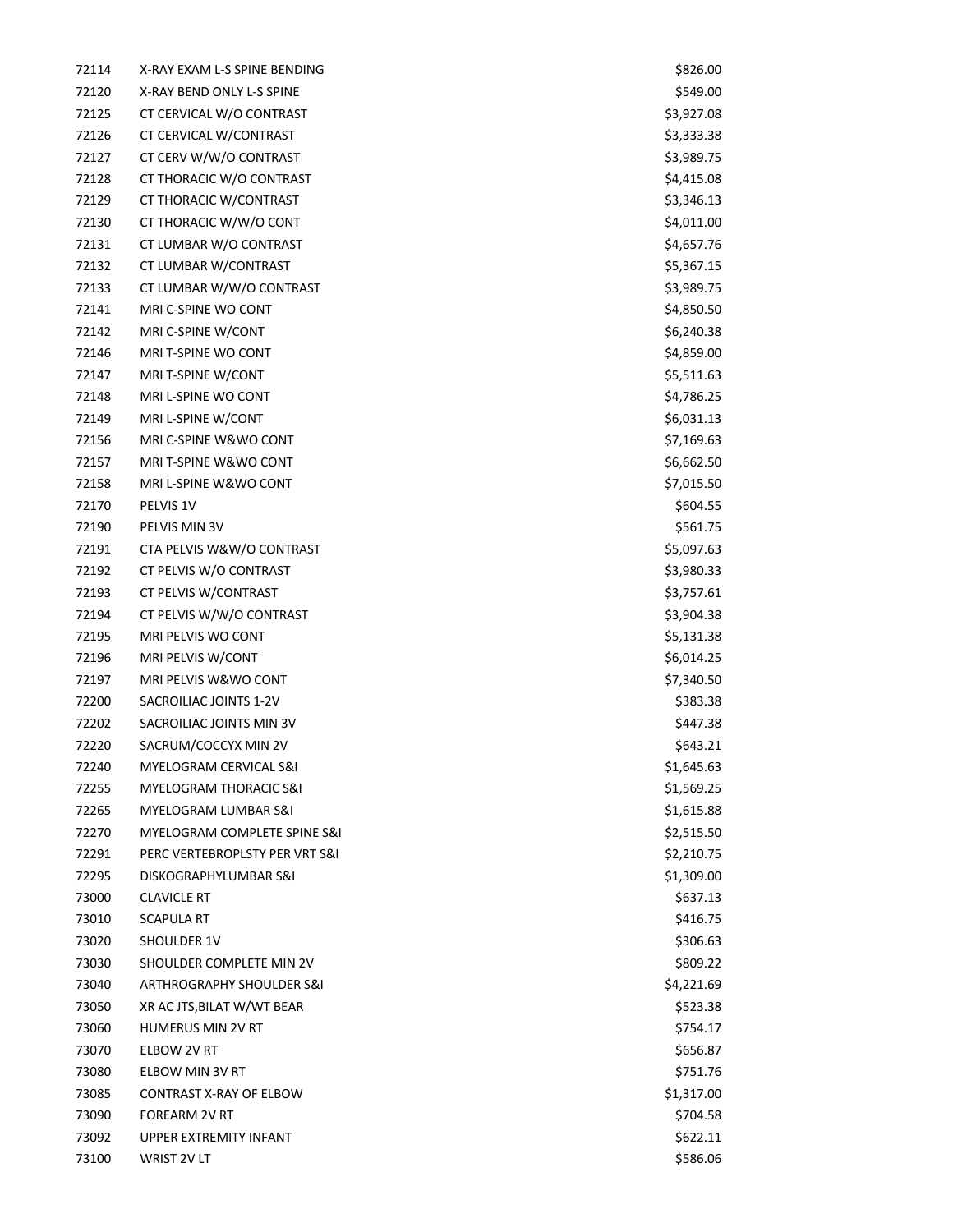| | | |
|---|---|---|
| 72114 | X-RAY EXAM L-S SPINE BENDING | $826.00 |
| 72120 | X-RAY BEND ONLY L-S SPINE | $549.00 |
| 72125 | CT CERVICAL W/O CONTRAST | $3,927.08 |
| 72126 | CT CERVICAL W/CONTRAST | $3,333.38 |
| 72127 | CT CERV W/W/O CONTRAST | $3,989.75 |
| 72128 | CT THORACIC W/O CONTRAST | $4,415.08 |
| 72129 | CT THORACIC W/CONTRAST | $3,346.13 |
| 72130 | CT THORACIC W/W/O CONT | $4,011.00 |
| 72131 | CT LUMBAR W/O CONTRAST | $4,657.76 |
| 72132 | CT LUMBAR W/CONTRAST | $5,367.15 |
| 72133 | CT LUMBAR W/W/O CONTRAST | $3,989.75 |
| 72141 | MRI C-SPINE WO CONT | $4,850.50 |
| 72142 | MRI C-SPINE W/CONT | $6,240.38 |
| 72146 | MRI T-SPINE WO CONT | $4,859.00 |
| 72147 | MRI T-SPINE W/CONT | $5,511.63 |
| 72148 | MRI L-SPINE WO CONT | $4,786.25 |
| 72149 | MRI L-SPINE W/CONT | $6,031.13 |
| 72156 | MRI C-SPINE W&WO CONT | $7,169.63 |
| 72157 | MRI T-SPINE W&WO CONT | $6,662.50 |
| 72158 | MRI L-SPINE W&WO CONT | $7,015.50 |
| 72170 | PELVIS 1V | $604.55 |
| 72190 | PELVIS MIN 3V | $561.75 |
| 72191 | CTA PELVIS W&W/O CONTRAST | $5,097.63 |
| 72192 | CT PELVIS W/O CONTRAST | $3,980.33 |
| 72193 | CT PELVIS W/CONTRAST | $3,757.61 |
| 72194 | CT PELVIS W/W/O CONTRAST | $3,904.38 |
| 72195 | MRI PELVIS WO CONT | $5,131.38 |
| 72196 | MRI PELVIS W/CONT | $6,014.25 |
| 72197 | MRI PELVIS W&WO CONT | $7,340.50 |
| 72200 | SACROILIAC JOINTS 1-2V | $383.38 |
| 72202 | SACROILIAC JOINTS MIN 3V | $447.38 |
| 72220 | SACRUM/COCCYX MIN 2V | $643.21 |
| 72240 | MYELOGRAM CERVICAL S&I | $1,645.63 |
| 72255 | MYELOGRAM THORACIC S&I | $1,569.25 |
| 72265 | MYELOGRAM LUMBAR S&I | $1,615.88 |
| 72270 | MYELOGRAM COMPLETE SPINE S&I | $2,515.50 |
| 72291 | PERC VERTEBROPLSTY PER VRT S&I | $2,210.75 |
| 72295 | DISKOGRAPHYLUMBAR S&I | $1,309.00 |
| 73000 | CLAVICLE RT | $637.13 |
| 73010 | SCAPULA RT | $416.75 |
| 73020 | SHOULDER 1V | $306.63 |
| 73030 | SHOULDER COMPLETE MIN 2V | $809.22 |
| 73040 | ARTHROGRAPHY SHOULDER S&I | $4,221.69 |
| 73050 | XR AC JTS,BILAT W/WT BEAR | $523.38 |
| 73060 | HUMERUS MIN 2V RT | $754.17 |
| 73070 | ELBOW 2V RT | $656.87 |
| 73080 | ELBOW MIN 3V RT | $751.76 |
| 73085 | CONTRAST X-RAY OF ELBOW | $1,317.00 |
| 73090 | FOREARM 2V RT | $704.58 |
| 73092 | UPPER EXTREMITY INFANT | $622.11 |
| 73100 | WRIST 2V LT | $586.06 |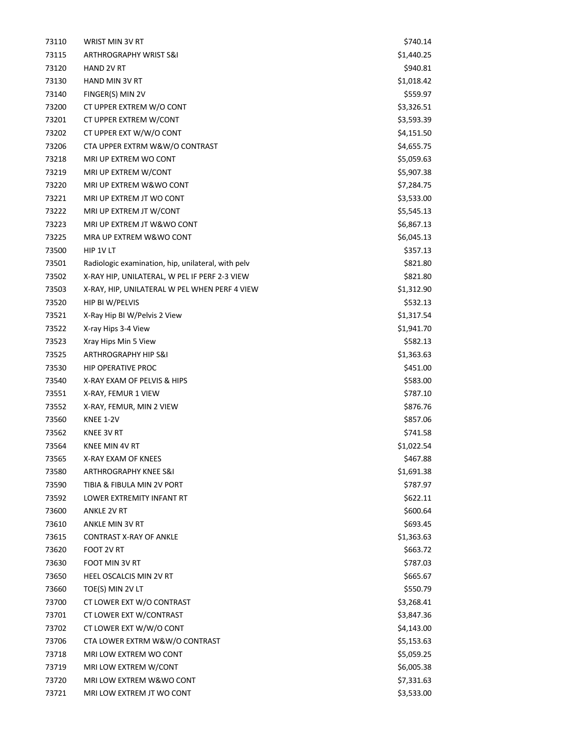| | | |
|---|---|---|
| 73110 | WRIST MIN 3V RT | $740.14 |
| 73115 | ARTHROGRAPHY WRIST S&I | $1,440.25 |
| 73120 | HAND 2V RT | $940.81 |
| 73130 | HAND MIN 3V RT | $1,018.42 |
| 73140 | FINGER(S) MIN 2V | $559.97 |
| 73200 | CT UPPER EXTREM W/O CONT | $3,326.51 |
| 73201 | CT UPPER EXTREM W/CONT | $3,593.39 |
| 73202 | CT UPPER EXT W/W/O CONT | $4,151.50 |
| 73206 | CTA UPPER EXTRM W&W/O CONTRAST | $4,655.75 |
| 73218 | MRI UP EXTREM WO CONT | $5,059.63 |
| 73219 | MRI UP EXTREM W/CONT | $5,907.38 |
| 73220 | MRI UP EXTREM W&WO CONT | $7,284.75 |
| 73221 | MRI UP EXTREM JT WO CONT | $3,533.00 |
| 73222 | MRI UP EXTREM JT W/CONT | $5,545.13 |
| 73223 | MRI UP EXTREM JT W&WO CONT | $6,867.13 |
| 73225 | MRA UP EXTREM W&WO CONT | $6,045.13 |
| 73500 | HIP 1V LT | $357.13 |
| 73501 | Radiologic examination, hip, unilateral, with pelv | $821.80 |
| 73502 | X-RAY HIP, UNILATERAL, W PEL IF PERF 2-3 VIEW | $821.80 |
| 73503 | X-RAY, HIP, UNILATERAL W PEL WHEN PERF 4 VIEW | $1,312.90 |
| 73520 | HIP BI W/PELVIS | $532.13 |
| 73521 | X-Ray Hip BI W/Pelvis 2 View | $1,317.54 |
| 73522 | X-ray Hips 3-4 View | $1,941.70 |
| 73523 | Xray Hips Min 5 View | $582.13 |
| 73525 | ARTHROGRAPHY HIP S&I | $1,363.63 |
| 73530 | HIP OPERATIVE PROC | $451.00 |
| 73540 | X-RAY EXAM OF PELVIS & HIPS | $583.00 |
| 73551 | X-RAY, FEMUR 1 VIEW | $787.10 |
| 73552 | X-RAY, FEMUR, MIN 2 VIEW | $876.76 |
| 73560 | KNEE 1-2V | $857.06 |
| 73562 | KNEE 3V RT | $741.58 |
| 73564 | KNEE MIN 4V RT | $1,022.54 |
| 73565 | X-RAY EXAM OF KNEES | $467.88 |
| 73580 | ARTHROGRAPHY KNEE S&I | $1,691.38 |
| 73590 | TIBIA & FIBULA MIN 2V PORT | $787.97 |
| 73592 | LOWER EXTREMITY INFANT RT | $622.11 |
| 73600 | ANKLE 2V RT | $600.64 |
| 73610 | ANKLE MIN 3V RT | $693.45 |
| 73615 | CONTRAST X-RAY OF ANKLE | $1,363.63 |
| 73620 | FOOT 2V RT | $663.72 |
| 73630 | FOOT MIN 3V RT | $787.03 |
| 73650 | HEEL OSCALCIS MIN 2V RT | $665.67 |
| 73660 | TOE(S) MIN 2V LT | $550.79 |
| 73700 | CT LOWER EXT W/O CONTRAST | $3,268.41 |
| 73701 | CT LOWER EXT W/CONTRAST | $3,847.36 |
| 73702 | CT LOWER EXT W/W/O CONT | $4,143.00 |
| 73706 | CTA LOWER EXTRM W&W/O CONTRAST | $5,153.63 |
| 73718 | MRI LOW EXTREM WO CONT | $5,059.25 |
| 73719 | MRI LOW EXTREM W/CONT | $6,005.38 |
| 73720 | MRI LOW EXTREM W&WO CONT | $7,331.63 |
| 73721 | MRI LOW EXTREM JT WO CONT | $3,533.00 |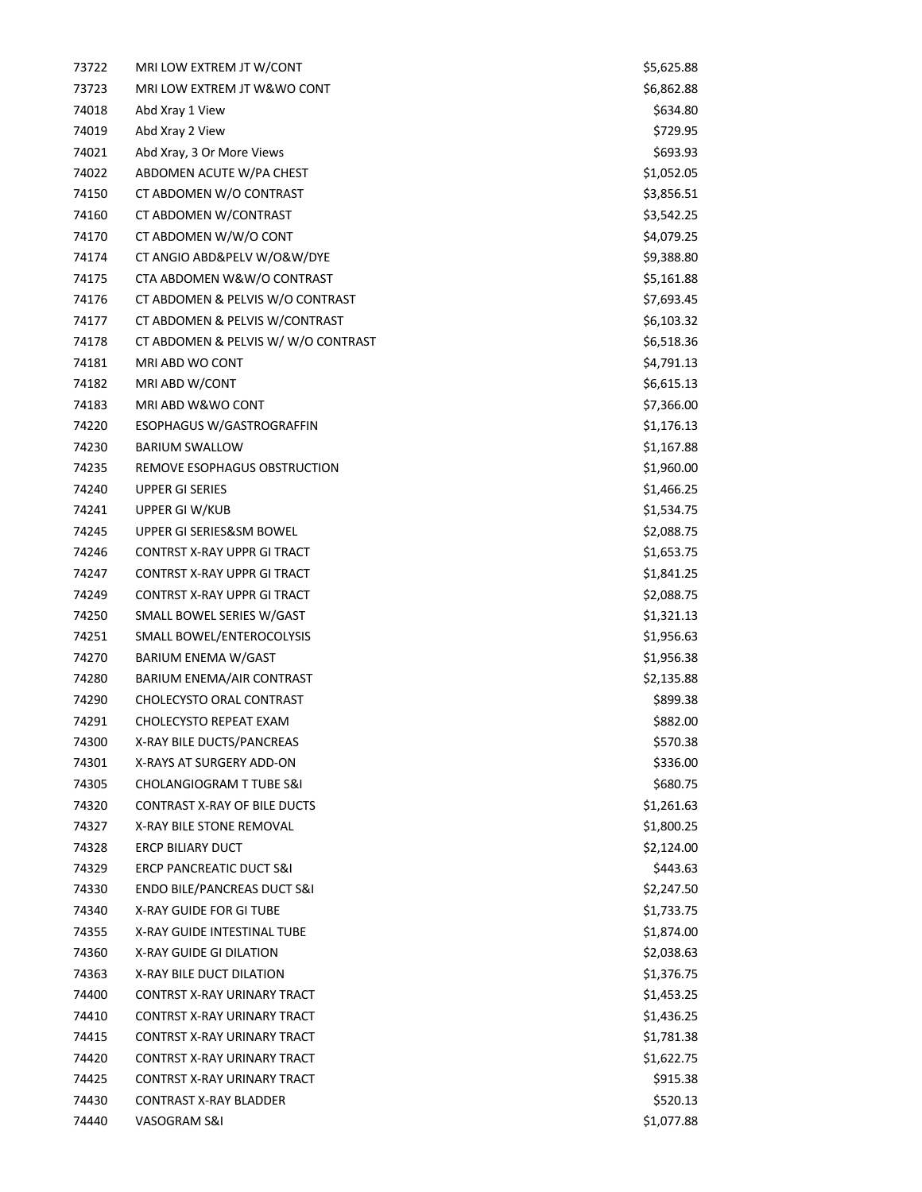| | | |
|---|---|---|
| 73722 | MRI LOW EXTREM JT W/CONT | $5,625.88 |
| 73723 | MRI LOW EXTREM JT W&WO CONT | $6,862.88 |
| 74018 | Abd Xray 1 View | $634.80 |
| 74019 | Abd Xray 2 View | $729.95 |
| 74021 | Abd Xray, 3 Or More Views | $693.93 |
| 74022 | ABDOMEN ACUTE W/PA CHEST | $1,052.05 |
| 74150 | CT ABDOMEN W/O CONTRAST | $3,856.51 |
| 74160 | CT ABDOMEN W/CONTRAST | $3,542.25 |
| 74170 | CT ABDOMEN W/W/O CONT | $4,079.25 |
| 74174 | CT ANGIO ABD&PELV W/O&W/DYE | $9,388.80 |
| 74175 | CTA ABDOMEN W&W/O CONTRAST | $5,161.88 |
| 74176 | CT ABDOMEN & PELVIS W/O CONTRAST | $7,693.45 |
| 74177 | CT ABDOMEN & PELVIS W/CONTRAST | $6,103.32 |
| 74178 | CT ABDOMEN & PELVIS W/ W/O CONTRAST | $6,518.36 |
| 74181 | MRI ABD WO CONT | $4,791.13 |
| 74182 | MRI ABD W/CONT | $6,615.13 |
| 74183 | MRI ABD W&WO CONT | $7,366.00 |
| 74220 | ESOPHAGUS W/GASTROGRAFFIN | $1,176.13 |
| 74230 | BARIUM SWALLOW | $1,167.88 |
| 74235 | REMOVE ESOPHAGUS OBSTRUCTION | $1,960.00 |
| 74240 | UPPER GI SERIES | $1,466.25 |
| 74241 | UPPER GI W/KUB | $1,534.75 |
| 74245 | UPPER GI SERIES&SM BOWEL | $2,088.75 |
| 74246 | CONTRST X-RAY UPPR GI TRACT | $1,653.75 |
| 74247 | CONTRST X-RAY UPPR GI TRACT | $1,841.25 |
| 74249 | CONTRST X-RAY UPPR GI TRACT | $2,088.75 |
| 74250 | SMALL BOWEL SERIES W/GAST | $1,321.13 |
| 74251 | SMALL BOWEL/ENTEROCOLYSIS | $1,956.63 |
| 74270 | BARIUM ENEMA W/GAST | $1,956.38 |
| 74280 | BARIUM ENEMA/AIR CONTRAST | $2,135.88 |
| 74290 | CHOLECYSTO ORAL CONTRAST | $899.38 |
| 74291 | CHOLECYSTO REPEAT EXAM | $882.00 |
| 74300 | X-RAY BILE DUCTS/PANCREAS | $570.38 |
| 74301 | X-RAYS AT SURGERY ADD-ON | $336.00 |
| 74305 | CHOLANGIOGRAM T TUBE S&I | $680.75 |
| 74320 | CONTRAST X-RAY OF BILE DUCTS | $1,261.63 |
| 74327 | X-RAY BILE STONE REMOVAL | $1,800.25 |
| 74328 | ERCP BILIARY DUCT | $2,124.00 |
| 74329 | ERCP PANCREATIC DUCT S&I | $443.63 |
| 74330 | ENDO BILE/PANCREAS DUCT S&I | $2,247.50 |
| 74340 | X-RAY GUIDE FOR GI TUBE | $1,733.75 |
| 74355 | X-RAY GUIDE INTESTINAL TUBE | $1,874.00 |
| 74360 | X-RAY GUIDE GI DILATION | $2,038.63 |
| 74363 | X-RAY BILE DUCT DILATION | $1,376.75 |
| 74400 | CONTRST X-RAY URINARY TRACT | $1,453.25 |
| 74410 | CONTRST X-RAY URINARY TRACT | $1,436.25 |
| 74415 | CONTRST X-RAY URINARY TRACT | $1,781.38 |
| 74420 | CONTRST X-RAY URINARY TRACT | $1,622.75 |
| 74425 | CONTRST X-RAY URINARY TRACT | $915.38 |
| 74430 | CONTRAST X-RAY BLADDER | $520.13 |
| 74440 | VASOGRAM S&I | $1,077.88 |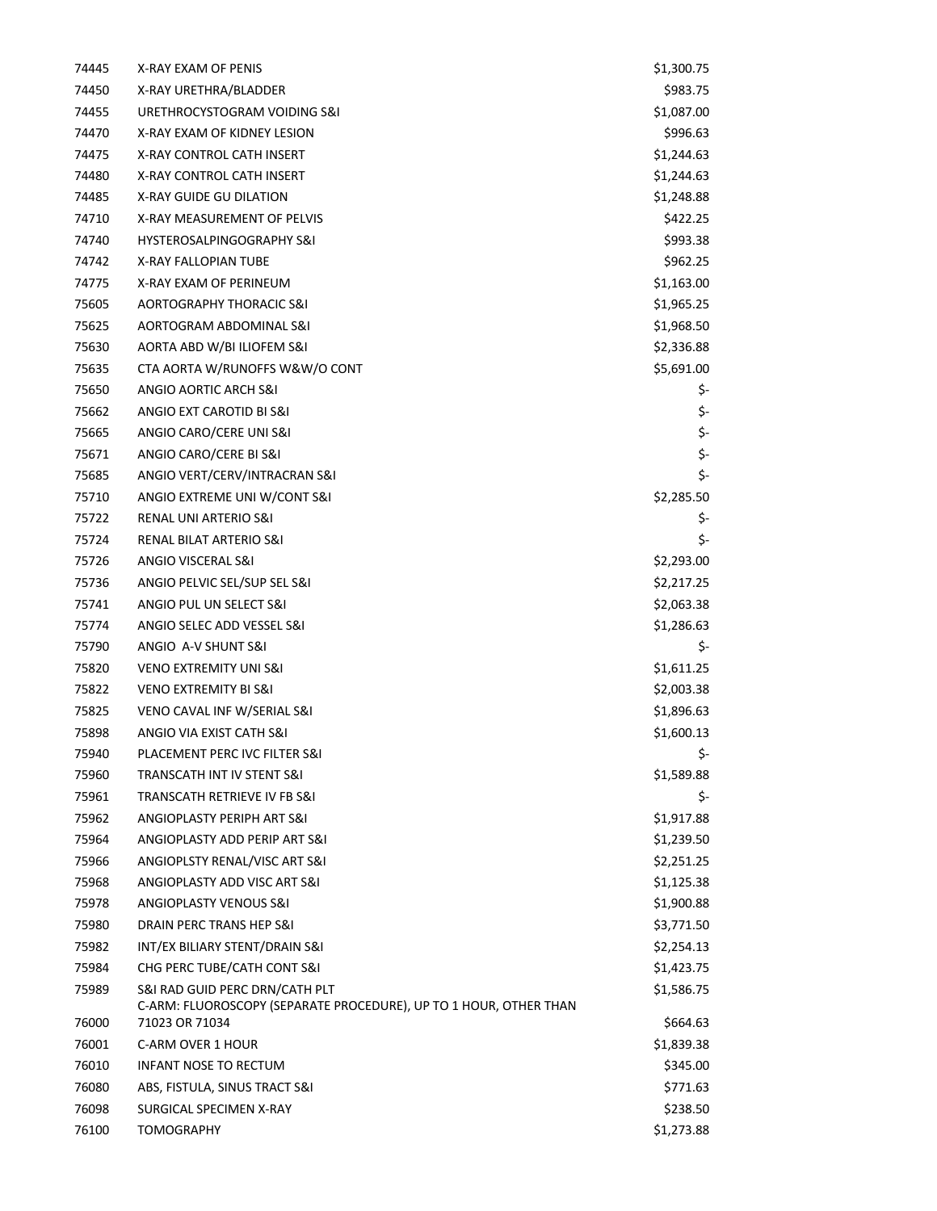| | | |
|---|---|---|
| 74445 | X-RAY EXAM OF PENIS | $1,300.75 |
| 74450 | X-RAY URETHRA/BLADDER | $983.75 |
| 74455 | URETHROCYSTOGRAM VOIDING S&I | $1,087.00 |
| 74470 | X-RAY EXAM OF KIDNEY LESION | $996.63 |
| 74475 | X-RAY CONTROL CATH INSERT | $1,244.63 |
| 74480 | X-RAY CONTROL CATH INSERT | $1,244.63 |
| 74485 | X-RAY GUIDE GU DILATION | $1,248.88 |
| 74710 | X-RAY MEASUREMENT OF PELVIS | $422.25 |
| 74740 | HYSTEROSALPINGOGRAPHY S&I | $993.38 |
| 74742 | X-RAY FALLOPIAN TUBE | $962.25 |
| 74775 | X-RAY EXAM OF PERINEUM | $1,163.00 |
| 75605 | AORTOGRAPHY THORACIC S&I | $1,965.25 |
| 75625 | AORTOGRAM ABDOMINAL S&I | $1,968.50 |
| 75630 | AORTA ABD W/BI ILIOFEM S&I | $2,336.88 |
| 75635 | CTA AORTA W/RUNOFFS W&W/O CONT | $5,691.00 |
| 75650 | ANGIO AORTIC ARCH S&I | $- |
| 75662 | ANGIO EXT CAROTID BI S&I | $- |
| 75665 | ANGIO CARO/CERE UNI S&I | $- |
| 75671 | ANGIO CARO/CERE BI S&I | $- |
| 75685 | ANGIO VERT/CERV/INTRACRAN S&I | $- |
| 75710 | ANGIO EXTREME UNI W/CONT S&I | $2,285.50 |
| 75722 | RENAL UNI ARTERIO S&I | $- |
| 75724 | RENAL BILAT ARTERIO S&I | $- |
| 75726 | ANGIO VISCERAL S&I | $2,293.00 |
| 75736 | ANGIO PELVIC SEL/SUP SEL S&I | $2,217.25 |
| 75741 | ANGIO PUL UN SELECT S&I | $2,063.38 |
| 75774 | ANGIO SELEC ADD VESSEL S&I | $1,286.63 |
| 75790 | ANGIO A-V SHUNT S&I | $- |
| 75820 | VENO EXTREMITY UNI S&I | $1,611.25 |
| 75822 | VENO EXTREMITY BI S&I | $2,003.38 |
| 75825 | VENO CAVAL INF W/SERIAL S&I | $1,896.63 |
| 75898 | ANGIO VIA EXIST CATH S&I | $1,600.13 |
| 75940 | PLACEMENT PERC IVC FILTER S&I | $- |
| 75960 | TRANSCATH INT IV STENT S&I | $1,589.88 |
| 75961 | TRANSCATH RETRIEVE IV FB S&I | $- |
| 75962 | ANGIOPLASTY PERIPH ART S&I | $1,917.88 |
| 75964 | ANGIOPLASTY ADD PERIP ART S&I | $1,239.50 |
| 75966 | ANGIOPLSTY RENAL/VISC ART S&I | $2,251.25 |
| 75968 | ANGIOPLASTY ADD VISC ART S&I | $1,125.38 |
| 75978 | ANGIOPLASTY VENOUS S&I | $1,900.88 |
| 75980 | DRAIN PERC TRANS HEP S&I | $3,771.50 |
| 75982 | INT/EX BILIARY STENT/DRAIN S&I | $2,254.13 |
| 75984 | CHG PERC TUBE/CATH CONT S&I | $1,423.75 |
| 75989 | S&I RAD GUID PERC DRN/CATH PLT | $1,586.75 |
| 76000 | C-ARM: FLUOROSCOPY (SEPARATE PROCEDURE), UP TO 1 HOUR, OTHER THAN 71023 OR 71034 | $664.63 |
| 76001 | C-ARM OVER 1 HOUR | $1,839.38 |
| 76010 | INFANT NOSE TO RECTUM | $345.00 |
| 76080 | ABS, FISTULA, SINUS TRACT S&I | $771.63 |
| 76098 | SURGICAL SPECIMEN X-RAY | $238.50 |
| 76100 | TOMOGRAPHY | $1,273.88 |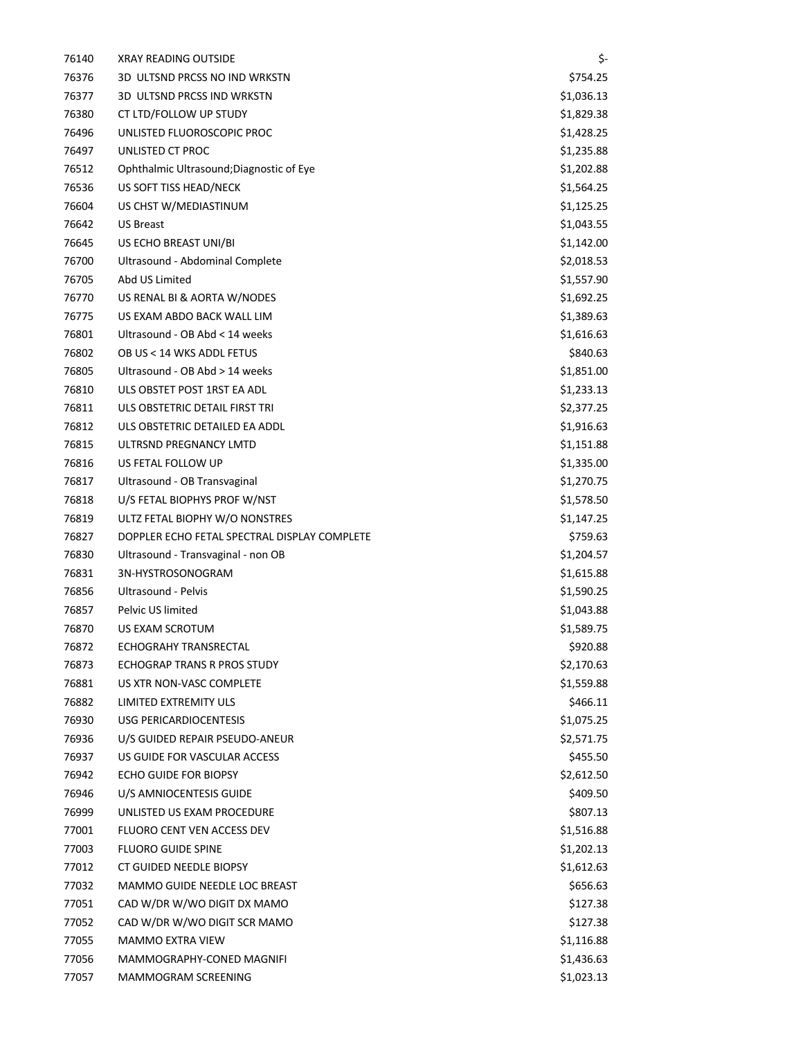| | | |
|---|---|---|
| 76140 | XRAY READING OUTSIDE | $- |
| 76376 | 3D ULTSND PRCSS NO IND WRKSTN | $754.25 |
| 76377 | 3D ULTSND PRCSS IND WRKSTN | $1,036.13 |
| 76380 | CT LTD/FOLLOW UP STUDY | $1,829.38 |
| 76496 | UNLISTED FLUOROSCOPIC PROC | $1,428.25 |
| 76497 | UNLISTED CT PROC | $1,235.88 |
| 76512 | Ophthalmic Ultrasound;Diagnostic of Eye | $1,202.88 |
| 76536 | US SOFT TISS HEAD/NECK | $1,564.25 |
| 76604 | US CHST W/MEDIASTINUM | $1,125.25 |
| 76642 | US Breast | $1,043.55 |
| 76645 | US ECHO BREAST UNI/BI | $1,142.00 |
| 76700 | Ultrasound - Abdominal Complete | $2,018.53 |
| 76705 | Abd US Limited | $1,557.90 |
| 76770 | US RENAL BI & AORTA W/NODES | $1,692.25 |
| 76775 | US EXAM ABDO BACK WALL LIM | $1,389.63 |
| 76801 | Ultrasound - OB Abd < 14 weeks | $1,616.63 |
| 76802 | OB US < 14 WKS ADDL FETUS | $840.63 |
| 76805 | Ultrasound - OB Abd > 14 weeks | $1,851.00 |
| 76810 | ULS OBSTET POST 1RST EA ADL | $1,233.13 |
| 76811 | ULS OBSTETRIC DETAIL FIRST TRI | $2,377.25 |
| 76812 | ULS OBSTETRIC DETAILED EA ADDL | $1,916.63 |
| 76815 | ULTRSND PREGNANCY LMTD | $1,151.88 |
| 76816 | US FETAL FOLLOW UP | $1,335.00 |
| 76817 | Ultrasound - OB Transvaginal | $1,270.75 |
| 76818 | U/S FETAL BIOPHYS PROF W/NST | $1,578.50 |
| 76819 | ULTZ FETAL BIOPHY W/O NONSTRES | $1,147.25 |
| 76827 | DOPPLER ECHO FETAL SPECTRAL DISPLAY COMPLETE | $759.63 |
| 76830 | Ultrasound - Transvaginal - non OB | $1,204.57 |
| 76831 | 3N-HYSTROSONOGRAM | $1,615.88 |
| 76856 | Ultrasound - Pelvis | $1,590.25 |
| 76857 | Pelvic US limited | $1,043.88 |
| 76870 | US EXAM SCROTUM | $1,589.75 |
| 76872 | ECHOGRAHY TRANSRECTAL | $920.88 |
| 76873 | ECHOGRAP TRANS R PROS STUDY | $2,170.63 |
| 76881 | US XTR NON-VASC COMPLETE | $1,559.88 |
| 76882 | LIMITED EXTREMITY ULS | $466.11 |
| 76930 | USG PERICARDIOCENTESIS | $1,075.25 |
| 76936 | U/S GUIDED REPAIR PSEUDO-ANEUR | $2,571.75 |
| 76937 | US GUIDE FOR VASCULAR ACCESS | $455.50 |
| 76942 | ECHO GUIDE FOR BIOPSY | $2,612.50 |
| 76946 | U/S AMNIOCENTESIS GUIDE | $409.50 |
| 76999 | UNLISTED US EXAM PROCEDURE | $807.13 |
| 77001 | FLUORO CENT VEN ACCESS DEV | $1,516.88 |
| 77003 | FLUORO GUIDE SPINE | $1,202.13 |
| 77012 | CT GUIDED NEEDLE BIOPSY | $1,612.63 |
| 77032 | MAMMO GUIDE NEEDLE LOC BREAST | $656.63 |
| 77051 | CAD W/DR W/WO DIGIT DX MAMO | $127.38 |
| 77052 | CAD W/DR W/WO DIGIT SCR MAMO | $127.38 |
| 77055 | MAMMO EXTRA VIEW | $1,116.88 |
| 77056 | MAMMOGRAPHY-CONED MAGNIFI | $1,436.63 |
| 77057 | MAMMOGRAM SCREENING | $1,023.13 |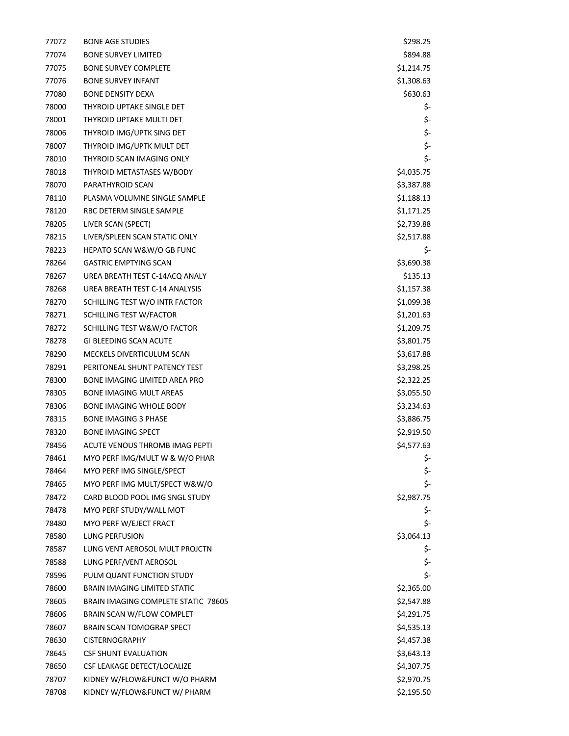| | | |
|---|---|---|
| 77072 | BONE AGE STUDIES | $298.25 |
| 77074 | BONE SURVEY LIMITED | $894.88 |
| 77075 | BONE SURVEY COMPLETE | $1,214.75 |
| 77076 | BONE SURVEY INFANT | $1,308.63 |
| 77080 | BONE DENSITY DEXA | $630.63 |
| 78000 | THYROID UPTAKE SINGLE DET | $- |
| 78001 | THYROID UPTAKE MULTI DET | $- |
| 78006 | THYROID IMG/UPTK SING DET | $- |
| 78007 | THYROID IMG/UPTK MULT DET | $- |
| 78010 | THYROID SCAN IMAGING ONLY | $- |
| 78018 | THYROID METASTASES W/BODY | $4,035.75 |
| 78070 | PARATHYROID SCAN | $3,387.88 |
| 78110 | PLASMA VOLUMNE SINGLE SAMPLE | $1,188.13 |
| 78120 | RBC DETERM SINGLE SAMPLE | $1,171.25 |
| 78205 | LIVER SCAN (SPECT) | $2,739.88 |
| 78215 | LIVER/SPLEEN SCAN STATIC ONLY | $2,517.88 |
| 78223 | HEPATO SCAN W&W/O GB FUNC | $- |
| 78264 | GASTRIC EMPTYING SCAN | $3,690.38 |
| 78267 | UREA BREATH TEST C-14ACQ ANALY | $135.13 |
| 78268 | UREA BREATH TEST C-14 ANALYSIS | $1,157.38 |
| 78270 | SCHILLING TEST W/O INTR FACTOR | $1,099.38 |
| 78271 | SCHILLING TEST W/FACTOR | $1,201.63 |
| 78272 | SCHILLING TEST W&W/O FACTOR | $1,209.75 |
| 78278 | GI BLEEDING SCAN ACUTE | $3,801.75 |
| 78290 | MECKELS DIVERTICULUM SCAN | $3,617.88 |
| 78291 | PERITONEAL SHUNT PATENCY TEST | $3,298.25 |
| 78300 | BONE IMAGING LIMITED AREA PRO | $2,322.25 |
| 78305 | BONE IMAGING MULT AREAS | $3,055.50 |
| 78306 | BONE IMAGING WHOLE BODY | $3,234.63 |
| 78315 | BONE IMAGING 3 PHASE | $3,886.75 |
| 78320 | BONE IMAGING SPECT | $2,919.50 |
| 78456 | ACUTE VENOUS THROMB IMAG PEPTI | $4,577.63 |
| 78461 | MYO PERF IMG/MULT W & W/O PHAR | $- |
| 78464 | MYO PERF IMG SINGLE/SPECT | $- |
| 78465 | MYO PERF IMG MULT/SPECT W&W/O | $- |
| 78472 | CARD BLOOD POOL IMG SNGL STUDY | $2,987.75 |
| 78478 | MYO PERF STUDY/WALL MOT | $- |
| 78480 | MYO PERF W/EJECT FRACT | $- |
| 78580 | LUNG PERFUSION | $3,064.13 |
| 78587 | LUNG VENT AEROSOL MULT PROJCTN | $- |
| 78588 | LUNG PERF/VENT AEROSOL | $- |
| 78596 | PULM QUANT FUNCTION STUDY | $- |
| 78600 | BRAIN IMAGING LIMITED STATIC | $2,365.00 |
| 78605 | BRAIN IMAGING COMPLETE STATIC 78605 | $2,547.88 |
| 78606 | BRAIN SCAN W/FLOW COMPLET | $4,291.75 |
| 78607 | BRAIN SCAN TOMOGRAP SPECT | $4,535.13 |
| 78630 | CISTERNOGRAPHY | $4,457.38 |
| 78645 | CSF SHUNT EVALUATION | $3,643.13 |
| 78650 | CSF LEAKAGE DETECT/LOCALIZE | $4,307.75 |
| 78707 | KIDNEY W/FLOW&FUNCT W/O PHARM | $2,970.75 |
| 78708 | KIDNEY W/FLOW&FUNCT W/ PHARM | $2,195.50 |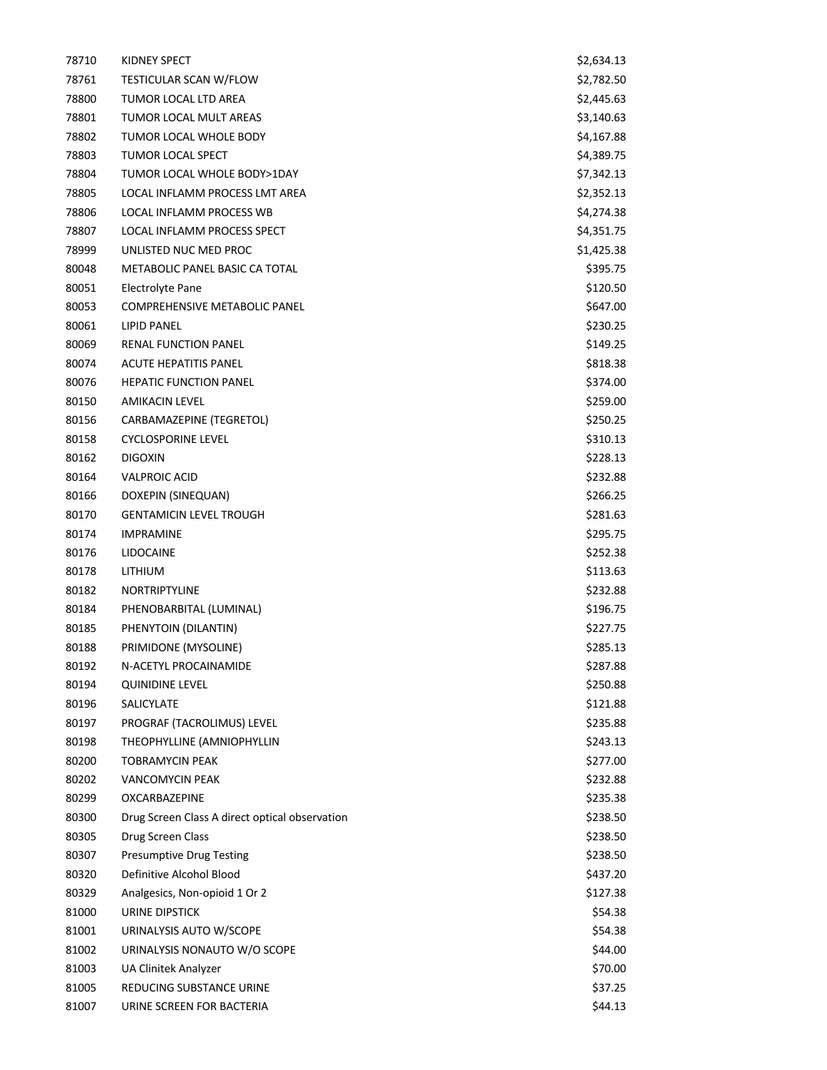| | | |
|---|---|---|
| 78710 | KIDNEY SPECT | $2,634.13 |
| 78761 | TESTICULAR SCAN W/FLOW | $2,782.50 |
| 78800 | TUMOR LOCAL LTD AREA | $2,445.63 |
| 78801 | TUMOR LOCAL MULT AREAS | $3,140.63 |
| 78802 | TUMOR LOCAL WHOLE BODY | $4,167.88 |
| 78803 | TUMOR LOCAL SPECT | $4,389.75 |
| 78804 | TUMOR LOCAL WHOLE BODY>1DAY | $7,342.13 |
| 78805 | LOCAL INFLAMM PROCESS LMT AREA | $2,352.13 |
| 78806 | LOCAL INFLAMM PROCESS WB | $4,274.38 |
| 78807 | LOCAL INFLAMM PROCESS SPECT | $4,351.75 |
| 78999 | UNLISTED NUC MED PROC | $1,425.38 |
| 80048 | METABOLIC PANEL BASIC CA TOTAL | $395.75 |
| 80051 | Electrolyte Pane | $120.50 |
| 80053 | COMPREHENSIVE METABOLIC PANEL | $647.00 |
| 80061 | LIPID PANEL | $230.25 |
| 80069 | RENAL FUNCTION PANEL | $149.25 |
| 80074 | ACUTE HEPATITIS PANEL | $818.38 |
| 80076 | HEPATIC FUNCTION PANEL | $374.00 |
| 80150 | AMIKACIN LEVEL | $259.00 |
| 80156 | CARBAMAZEPINE (TEGRETOL) | $250.25 |
| 80158 | CYCLOSPORINE LEVEL | $310.13 |
| 80162 | DIGOXIN | $228.13 |
| 80164 | VALPROIC ACID | $232.88 |
| 80166 | DOXEPIN (SINEQUAN) | $266.25 |
| 80170 | GENTAMICIN LEVEL TROUGH | $281.63 |
| 80174 | IMPRAMINE | $295.75 |
| 80176 | LIDOCAINE | $252.38 |
| 80178 | LITHIUM | $113.63 |
| 80182 | NORTRIPTYLINE | $232.88 |
| 80184 | PHENOBARBITAL (LUMINAL) | $196.75 |
| 80185 | PHENYTOIN (DILANTIN) | $227.75 |
| 80188 | PRIMIDONE (MYSOLINE) | $285.13 |
| 80192 | N-ACETYL PROCAINAMIDE | $287.88 |
| 80194 | QUINIDINE LEVEL | $250.88 |
| 80196 | SALICYLATE | $121.88 |
| 80197 | PROGRAF (TACROLIMUS) LEVEL | $235.88 |
| 80198 | THEOPHYLLINE (AMNIOPHYLLIN | $243.13 |
| 80200 | TOBRAMYCIN PEAK | $277.00 |
| 80202 | VANCOMYCIN PEAK | $232.88 |
| 80299 | OXCARBAZEPINE | $235.38 |
| 80300 | Drug Screen Class A direct optical observation | $238.50 |
| 80305 | Drug Screen Class | $238.50 |
| 80307 | Presumptive Drug Testing | $238.50 |
| 80320 | Definitive Alcohol Blood | $437.20 |
| 80329 | Analgesics, Non-opioid 1 Or 2 | $127.38 |
| 81000 | URINE DIPSTICK | $54.38 |
| 81001 | URINALYSIS AUTO W/SCOPE | $54.38 |
| 81002 | URINALYSIS NONAUTO W/O SCOPE | $44.00 |
| 81003 | UA Clinitek Analyzer | $70.00 |
| 81005 | REDUCING SUBSTANCE URINE | $37.25 |
| 81007 | URINE SCREEN FOR BACTERIA | $44.13 |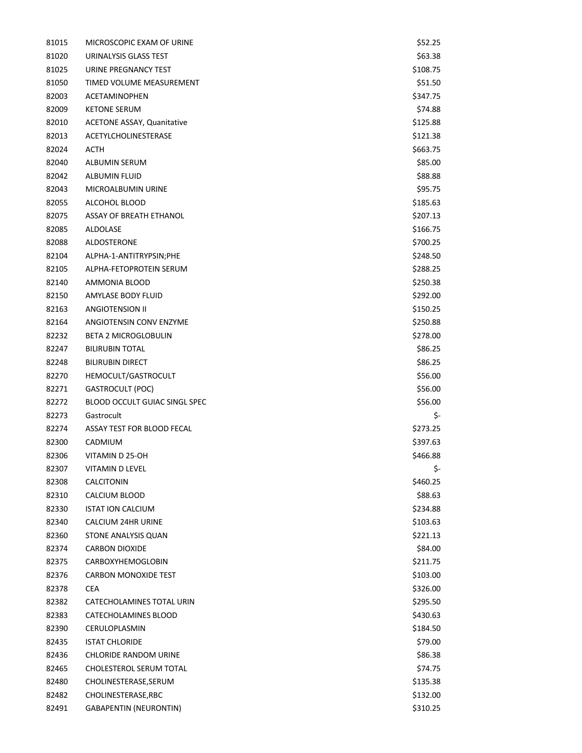| | | |
|---|---|---|
| 81015 | MICROSCOPIC EXAM OF URINE | $52.25 |
| 81020 | URINALYSIS GLASS TEST | $63.38 |
| 81025 | URINE PREGNANCY TEST | $108.75 |
| 81050 | TIMED VOLUME MEASUREMENT | $51.50 |
| 82003 | ACETAMINOPHEN | $347.75 |
| 82009 | KETONE SERUM | $74.88 |
| 82010 | ACETONE ASSAY, Quanitative | $125.88 |
| 82013 | ACETYLCHOLINESTERASE | $121.38 |
| 82024 | ACTH | $663.75 |
| 82040 | ALBUMIN SERUM | $85.00 |
| 82042 | ALBUMIN FLUID | $88.88 |
| 82043 | MICROALBUMIN URINE | $95.75 |
| 82055 | ALCOHOL BLOOD | $185.63 |
| 82075 | ASSAY OF BREATH ETHANOL | $207.13 |
| 82085 | ALDOLASE | $166.75 |
| 82088 | ALDOSTERONE | $700.25 |
| 82104 | ALPHA-1-ANTITRYPSIN;PHE | $248.50 |
| 82105 | ALPHA-FETOPROTEIN SERUM | $288.25 |
| 82140 | AMMONIA BLOOD | $250.38 |
| 82150 | AMYLASE BODY FLUID | $292.00 |
| 82163 | ANGIOTENSION II | $150.25 |
| 82164 | ANGIOTENSIN CONV ENZYME | $250.88 |
| 82232 | BETA 2 MICROGLOBULIN | $278.00 |
| 82247 | BILIRUBIN TOTAL | $86.25 |
| 82248 | BILIRUBIN DIRECT | $86.25 |
| 82270 | HEMOCULT/GASTROCULT | $56.00 |
| 82271 | GASTROCULT (POC) | $56.00 |
| 82272 | BLOOD OCCULT GUIAC SINGL SPEC | $56.00 |
| 82273 | Gastrocult | $- |
| 82274 | ASSAY TEST FOR BLOOD FECAL | $273.25 |
| 82300 | CADMIUM | $397.63 |
| 82306 | VITAMIN D 25-OH | $466.88 |
| 82307 | VITAMIN D LEVEL | $- |
| 82308 | CALCITONIN | $460.25 |
| 82310 | CALCIUM BLOOD | $88.63 |
| 82330 | ISTAT ION CALCIUM | $234.88 |
| 82340 | CALCIUM 24HR URINE | $103.63 |
| 82360 | STONE ANALYSIS QUAN | $221.13 |
| 82374 | CARBON DIOXIDE | $84.00 |
| 82375 | CARBOXYHEMOGLOBIN | $211.75 |
| 82376 | CARBON MONOXIDE TEST | $103.00 |
| 82378 | CEA | $326.00 |
| 82382 | CATECHOLAMINES TOTAL URIN | $295.50 |
| 82383 | CATECHOLAMINES BLOOD | $430.63 |
| 82390 | CERULOPLASMIN | $184.50 |
| 82435 | ISTAT CHLORIDE | $79.00 |
| 82436 | CHLORIDE RANDOM URINE | $86.38 |
| 82465 | CHOLESTEROL SERUM TOTAL | $74.75 |
| 82480 | CHOLINESTERASE,SERUM | $135.38 |
| 82482 | CHOLINESTERASE,RBC | $132.00 |
| 82491 | GABAPENTIN (NEURONTIN) | $310.25 |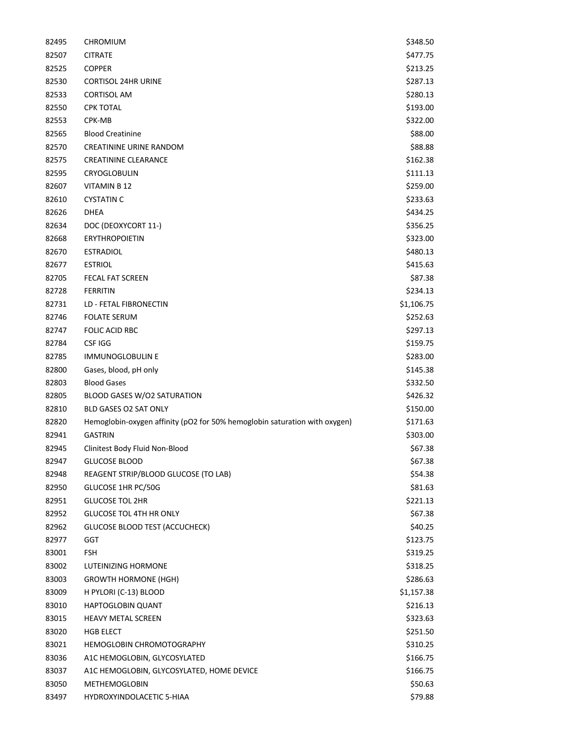| | | |
|---|---|---|
| 82495 | CHROMIUM | $348.50 |
| 82507 | CITRATE | $477.75 |
| 82525 | COPPER | $213.25 |
| 82530 | CORTISOL 24HR URINE | $287.13 |
| 82533 | CORTISOL AM | $280.13 |
| 82550 | CPK TOTAL | $193.00 |
| 82553 | CPK-MB | $322.00 |
| 82565 | Blood Creatinine | $88.00 |
| 82570 | CREATININE URINE RANDOM | $88.88 |
| 82575 | CREATININE CLEARANCE | $162.38 |
| 82595 | CRYOGLOBULIN | $111.13 |
| 82607 | VITAMIN B 12 | $259.00 |
| 82610 | CYSTATIN C | $233.63 |
| 82626 | DHEA | $434.25 |
| 82634 | DOC (DEOXYCORT 11-) | $356.25 |
| 82668 | ERYTHROPOIETIN | $323.00 |
| 82670 | ESTRADIOL | $480.13 |
| 82677 | ESTRIOL | $415.63 |
| 82705 | FECAL FAT SCREEN | $87.38 |
| 82728 | FERRITIN | $234.13 |
| 82731 | LD - FETAL FIBRONECTIN | $1,106.75 |
| 82746 | FOLATE SERUM | $252.63 |
| 82747 | FOLIC ACID RBC | $297.13 |
| 82784 | CSF IGG | $159.75 |
| 82785 | IMMUNOGLOBULIN E | $283.00 |
| 82800 | Gases, blood, pH only | $145.38 |
| 82803 | Blood Gases | $332.50 |
| 82805 | BLOOD GASES W/O2 SATURATION | $426.32 |
| 82810 | BLD GASES O2 SAT ONLY | $150.00 |
| 82820 | Hemoglobin-oxygen affinity (pO2 for 50% hemoglobin saturation with oxygen) | $171.63 |
| 82941 | GASTRIN | $303.00 |
| 82945 | Clinitest Body Fluid Non-Blood | $67.38 |
| 82947 | GLUCOSE BLOOD | $67.38 |
| 82948 | REAGENT STRIP/BLOOD GLUCOSE (TO LAB) | $54.38 |
| 82950 | GLUCOSE 1HR PC/50G | $81.63 |
| 82951 | GLUCOSE TOL 2HR | $221.13 |
| 82952 | GLUCOSE TOL 4TH HR ONLY | $67.38 |
| 82962 | GLUCOSE BLOOD TEST (ACCUCHECK) | $40.25 |
| 82977 | GGT | $123.75 |
| 83001 | FSH | $319.25 |
| 83002 | LUTEINIZING HORMONE | $318.25 |
| 83003 | GROWTH HORMONE (HGH) | $286.63 |
| 83009 | H PYLORI (C-13) BLOOD | $1,157.38 |
| 83010 | HAPTOGLOBIN QUANT | $216.13 |
| 83015 | HEAVY METAL SCREEN | $323.63 |
| 83020 | HGB ELECT | $251.50 |
| 83021 | HEMOGLOBIN CHROMOTOGRAPHY | $310.25 |
| 83036 | A1C HEMOGLOBIN, GLYCOSYLATED | $166.75 |
| 83037 | A1C HEMOGLOBIN, GLYCOSYLATED, HOME DEVICE | $166.75 |
| 83050 | METHEMOGLOBIN | $50.63 |
| 83497 | HYDROXYINDOLACETIC 5-HIAA | $79.88 |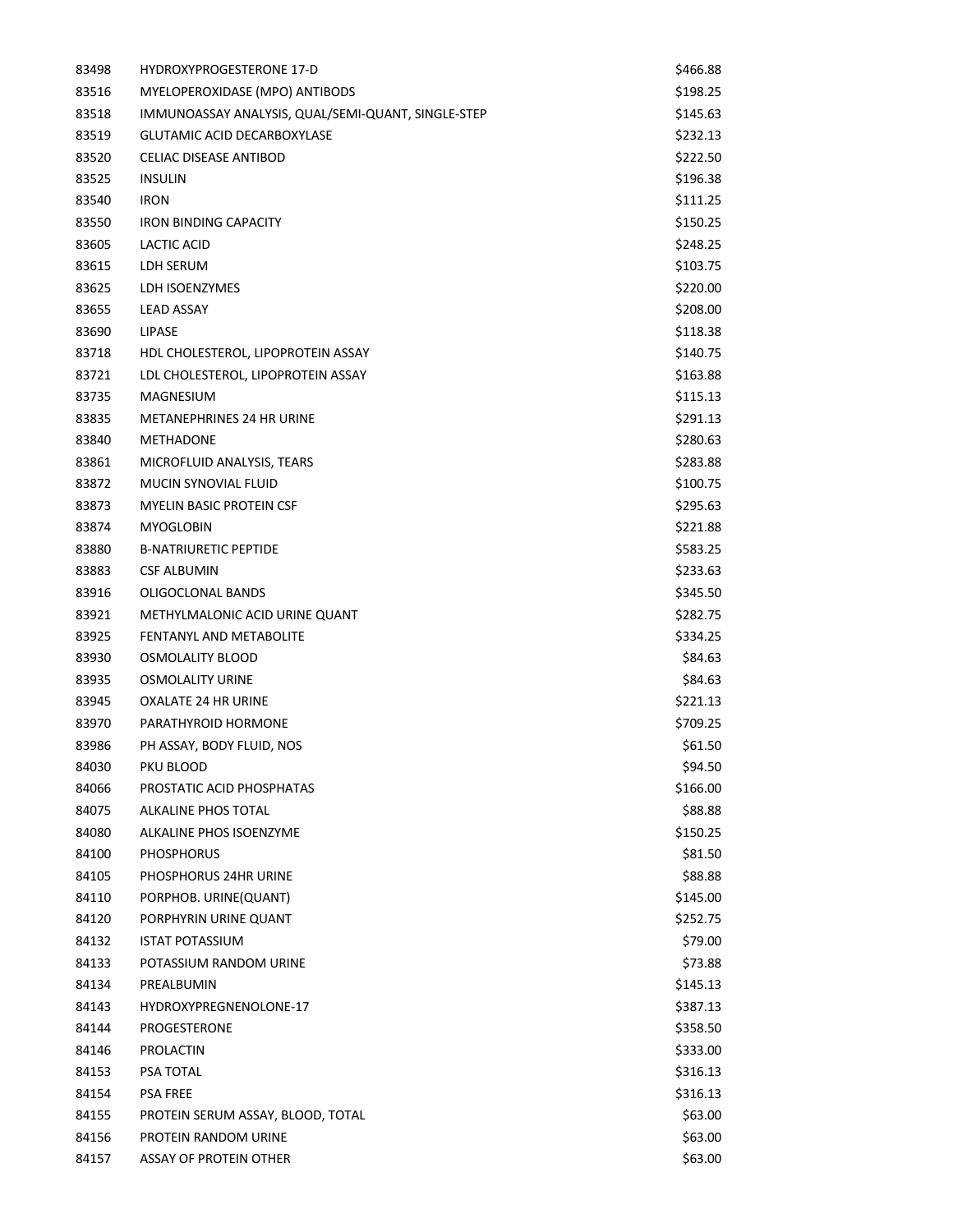| | | |
|---|---|---|
| 83498 | HYDROXYPROGESTERONE 17-D | $466.88 |
| 83516 | MYELOPEROXIDASE (MPO) ANTIBODS | $198.25 |
| 83518 | IMMUNOASSAY ANALYSIS, QUAL/SEMI-QUANT, SINGLE-STEP | $145.63 |
| 83519 | GLUTAMIC ACID DECARBOXYLASE | $232.13 |
| 83520 | CELIAC DISEASE ANTIBOD | $222.50 |
| 83525 | INSULIN | $196.38 |
| 83540 | IRON | $111.25 |
| 83550 | IRON BINDING CAPACITY | $150.25 |
| 83605 | LACTIC ACID | $248.25 |
| 83615 | LDH SERUM | $103.75 |
| 83625 | LDH ISOENZYMES | $220.00 |
| 83655 | LEAD ASSAY | $208.00 |
| 83690 | LIPASE | $118.38 |
| 83718 | HDL CHOLESTEROL, LIPOPROTEIN ASSAY | $140.75 |
| 83721 | LDL CHOLESTEROL, LIPOPROTEIN ASSAY | $163.88 |
| 83735 | MAGNESIUM | $115.13 |
| 83835 | METANEPHRINES 24 HR URINE | $291.13 |
| 83840 | METHADONE | $280.63 |
| 83861 | MICROFLUID ANALYSIS, TEARS | $283.88 |
| 83872 | MUCIN SYNOVIAL FLUID | $100.75 |
| 83873 | MYELIN BASIC PROTEIN CSF | $295.63 |
| 83874 | MYOGLOBIN | $221.88 |
| 83880 | B-NATRIURETIC PEPTIDE | $583.25 |
| 83883 | CSF ALBUMIN | $233.63 |
| 83916 | OLIGOCLONAL BANDS | $345.50 |
| 83921 | METHYLMALONIC ACID URINE QUANT | $282.75 |
| 83925 | FENTANYL AND METABOLITE | $334.25 |
| 83930 | OSMOLALITY BLOOD | $84.63 |
| 83935 | OSMOLALITY URINE | $84.63 |
| 83945 | OXALATE 24 HR URINE | $221.13 |
| 83970 | PARATHYROID HORMONE | $709.25 |
| 83986 | PH ASSAY, BODY FLUID, NOS | $61.50 |
| 84030 | PKU BLOOD | $94.50 |
| 84066 | PROSTATIC ACID PHOSPHATAS | $166.00 |
| 84075 | ALKALINE PHOS TOTAL | $88.88 |
| 84080 | ALKALINE PHOS ISOENZYME | $150.25 |
| 84100 | PHOSPHORUS | $81.50 |
| 84105 | PHOSPHORUS 24HR URINE | $88.88 |
| 84110 | PORPHOB. URINE(QUANT) | $145.00 |
| 84120 | PORPHYRIN URINE QUANT | $252.75 |
| 84132 | ISTAT POTASSIUM | $79.00 |
| 84133 | POTASSIUM RANDOM URINE | $73.88 |
| 84134 | PREALBUMIN | $145.13 |
| 84143 | HYDROXYPREGNENOLONE-17 | $387.13 |
| 84144 | PROGESTERONE | $358.50 |
| 84146 | PROLACTIN | $333.00 |
| 84153 | PSA TOTAL | $316.13 |
| 84154 | PSA FREE | $316.13 |
| 84155 | PROTEIN SERUM ASSAY, BLOOD, TOTAL | $63.00 |
| 84156 | PROTEIN RANDOM URINE | $63.00 |
| 84157 | ASSAY OF PROTEIN OTHER | $63.00 |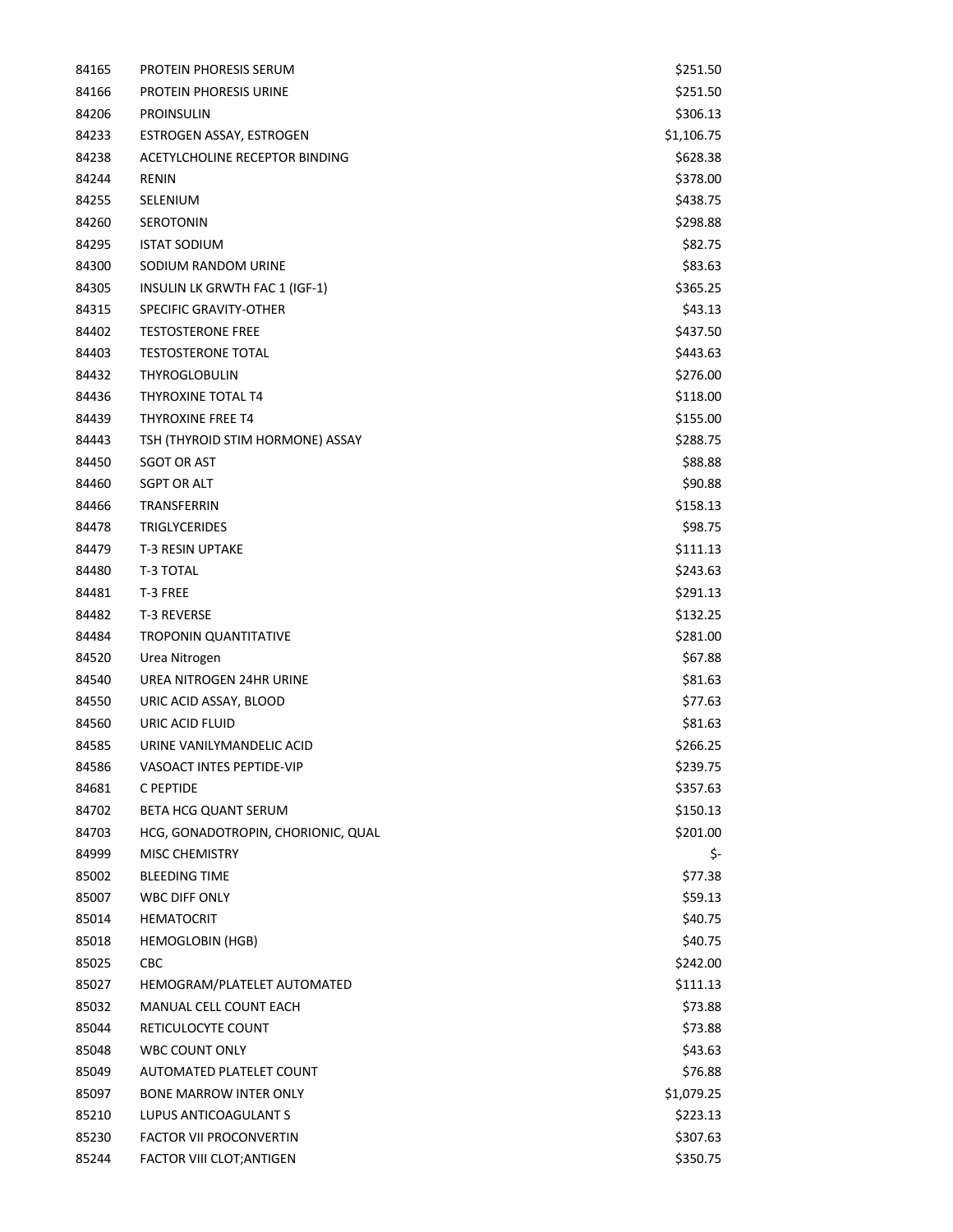| | | |
|---|---|---|
| 84165 | PROTEIN PHORESIS SERUM | $251.50 |
| 84166 | PROTEIN PHORESIS URINE | $251.50 |
| 84206 | PROINSULIN | $306.13 |
| 84233 | ESTROGEN ASSAY, ESTROGEN | $1,106.75 |
| 84238 | ACETYLCHOLINE RECEPTOR BINDING | $628.38 |
| 84244 | RENIN | $378.00 |
| 84255 | SELENIUM | $438.75 |
| 84260 | SEROTONIN | $298.88 |
| 84295 | ISTAT SODIUM | $82.75 |
| 84300 | SODIUM RANDOM URINE | $83.63 |
| 84305 | INSULIN LK GRWTH FAC 1 (IGF-1) | $365.25 |
| 84315 | SPECIFIC GRAVITY-OTHER | $43.13 |
| 84402 | TESTOSTERONE FREE | $437.50 |
| 84403 | TESTOSTERONE TOTAL | $443.63 |
| 84432 | THYROGLOBULIN | $276.00 |
| 84436 | THYROXINE TOTAL T4 | $118.00 |
| 84439 | THYROXINE FREE T4 | $155.00 |
| 84443 | TSH (THYROID STIM HORMONE) ASSAY | $288.75 |
| 84450 | SGOT OR AST | $88.88 |
| 84460 | SGPT OR ALT | $90.88 |
| 84466 | TRANSFERRIN | $158.13 |
| 84478 | TRIGLYCERIDES | $98.75 |
| 84479 | T-3 RESIN UPTAKE | $111.13 |
| 84480 | T-3 TOTAL | $243.63 |
| 84481 | T-3 FREE | $291.13 |
| 84482 | T-3 REVERSE | $132.25 |
| 84484 | TROPONIN QUANTITATIVE | $281.00 |
| 84520 | Urea Nitrogen | $67.88 |
| 84540 | UREA NITROGEN 24HR URINE | $81.63 |
| 84550 | URIC ACID ASSAY, BLOOD | $77.63 |
| 84560 | URIC ACID FLUID | $81.63 |
| 84585 | URINE VANILYMANDELIC ACID | $266.25 |
| 84586 | VASOACT INTES PEPTIDE-VIP | $239.75 |
| 84681 | C PEPTIDE | $357.63 |
| 84702 | BETA HCG QUANT SERUM | $150.13 |
| 84703 | HCG, GONADOTROPIN, CHORIONIC, QUAL | $201.00 |
| 84999 | MISC CHEMISTRY | $- |
| 85002 | BLEEDING TIME | $77.38 |
| 85007 | WBC DIFF ONLY | $59.13 |
| 85014 | HEMATOCRIT | $40.75 |
| 85018 | HEMOGLOBIN (HGB) | $40.75 |
| 85025 | CBC | $242.00 |
| 85027 | HEMOGRAM/PLATELET AUTOMATED | $111.13 |
| 85032 | MANUAL CELL COUNT EACH | $73.88 |
| 85044 | RETICULOCYTE COUNT | $73.88 |
| 85048 | WBC COUNT ONLY | $43.63 |
| 85049 | AUTOMATED PLATELET COUNT | $76.88 |
| 85097 | BONE MARROW INTER ONLY | $1,079.25 |
| 85210 | LUPUS ANTICOAGULANT S | $223.13 |
| 85230 | FACTOR VII PROCONVERTIN | $307.63 |
| 85244 | FACTOR VIII CLOT;ANTIGEN | $350.75 |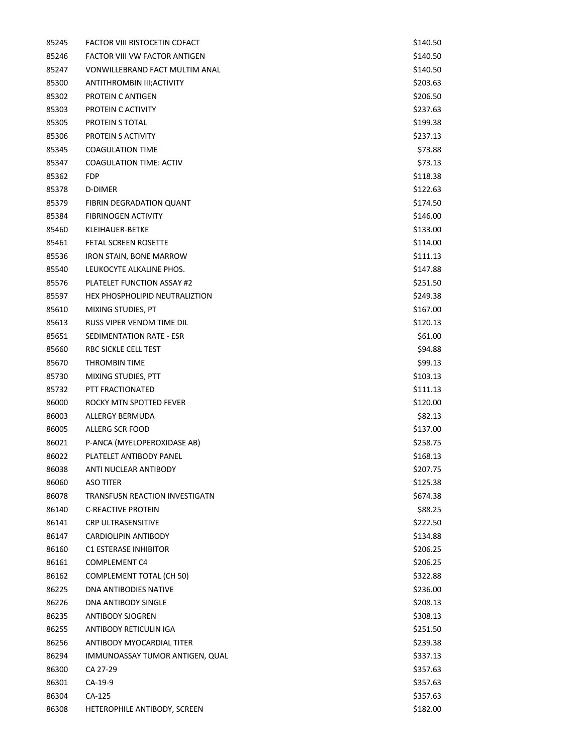| | | |
|---|---|---|
| 85245 | FACTOR VIII RISTOCETIN COFACT | $140.50 |
| 85246 | FACTOR VIII VW FACTOR ANTIGEN | $140.50 |
| 85247 | VONWILLEBRAND FACT MULTIM ANAL | $140.50 |
| 85300 | ANTITHROMBIN III;ACTIVITY | $203.63 |
| 85302 | PROTEIN C ANTIGEN | $206.50 |
| 85303 | PROTEIN C ACTIVITY | $237.63 |
| 85305 | PROTEIN S TOTAL | $199.38 |
| 85306 | PROTEIN S ACTIVITY | $237.13 |
| 85345 | COAGULATION TIME | $73.88 |
| 85347 | COAGULATION TIME: ACTIV | $73.13 |
| 85362 | FDP | $118.38 |
| 85378 | D-DIMER | $122.63 |
| 85379 | FIBRIN DEGRADATION QUANT | $174.50 |
| 85384 | FIBRINOGEN ACTIVITY | $146.00 |
| 85460 | KLEIHAUER-BETKE | $133.00 |
| 85461 | FETAL SCREEN ROSETTE | $114.00 |
| 85536 | IRON STAIN, BONE MARROW | $111.13 |
| 85540 | LEUKOCYTE ALKALINE PHOS. | $147.88 |
| 85576 | PLATELET FUNCTION ASSAY #2 | $251.50 |
| 85597 | HEX PHOSPHOLIPID NEUTRALIZTION | $249.38 |
| 85610 | MIXING STUDIES, PT | $167.00 |
| 85613 | RUSS VIPER VENOM TIME DIL | $120.13 |
| 85651 | SEDIMENTATION RATE - ESR | $61.00 |
| 85660 | RBC SICKLE CELL TEST | $94.88 |
| 85670 | THROMBIN TIME | $99.13 |
| 85730 | MIXING STUDIES, PTT | $103.13 |
| 85732 | PTT FRACTIONATED | $111.13 |
| 86000 | ROCKY MTN SPOTTED FEVER | $120.00 |
| 86003 | ALLERGY BERMUDA | $82.13 |
| 86005 | ALLERG SCR FOOD | $137.00 |
| 86021 | P-ANCA (MYELOPEROXIDASE AB) | $258.75 |
| 86022 | PLATELET ANTIBODY PANEL | $168.13 |
| 86038 | ANTI NUCLEAR ANTIBODY | $207.75 |
| 86060 | ASO TITER | $125.38 |
| 86078 | TRANSFUSN REACTION INVESTIGATN | $674.38 |
| 86140 | C-REACTIVE PROTEIN | $88.25 |
| 86141 | CRP ULTRASENSITIVE | $222.50 |
| 86147 | CARDIOLIPIN ANTIBODY | $134.88 |
| 86160 | C1 ESTERASE INHIBITOR | $206.25 |
| 86161 | COMPLEMENT C4 | $206.25 |
| 86162 | COMPLEMENT TOTAL (CH 50) | $322.88 |
| 86225 | DNA ANTIBODIES NATIVE | $236.00 |
| 86226 | DNA ANTIBODY SINGLE | $208.13 |
| 86235 | ANTIBODY SJOGREN | $308.13 |
| 86255 | ANTIBODY RETICULIN IGA | $251.50 |
| 86256 | ANTIBODY MYOCARDIAL TITER | $239.38 |
| 86294 | IMMUNOASSAY TUMOR ANTIGEN, QUAL | $337.13 |
| 86300 | CA 27-29 | $357.63 |
| 86301 | CA-19-9 | $357.63 |
| 86304 | CA-125 | $357.63 |
| 86308 | HETEROPHILE ANTIBODY, SCREEN | $182.00 |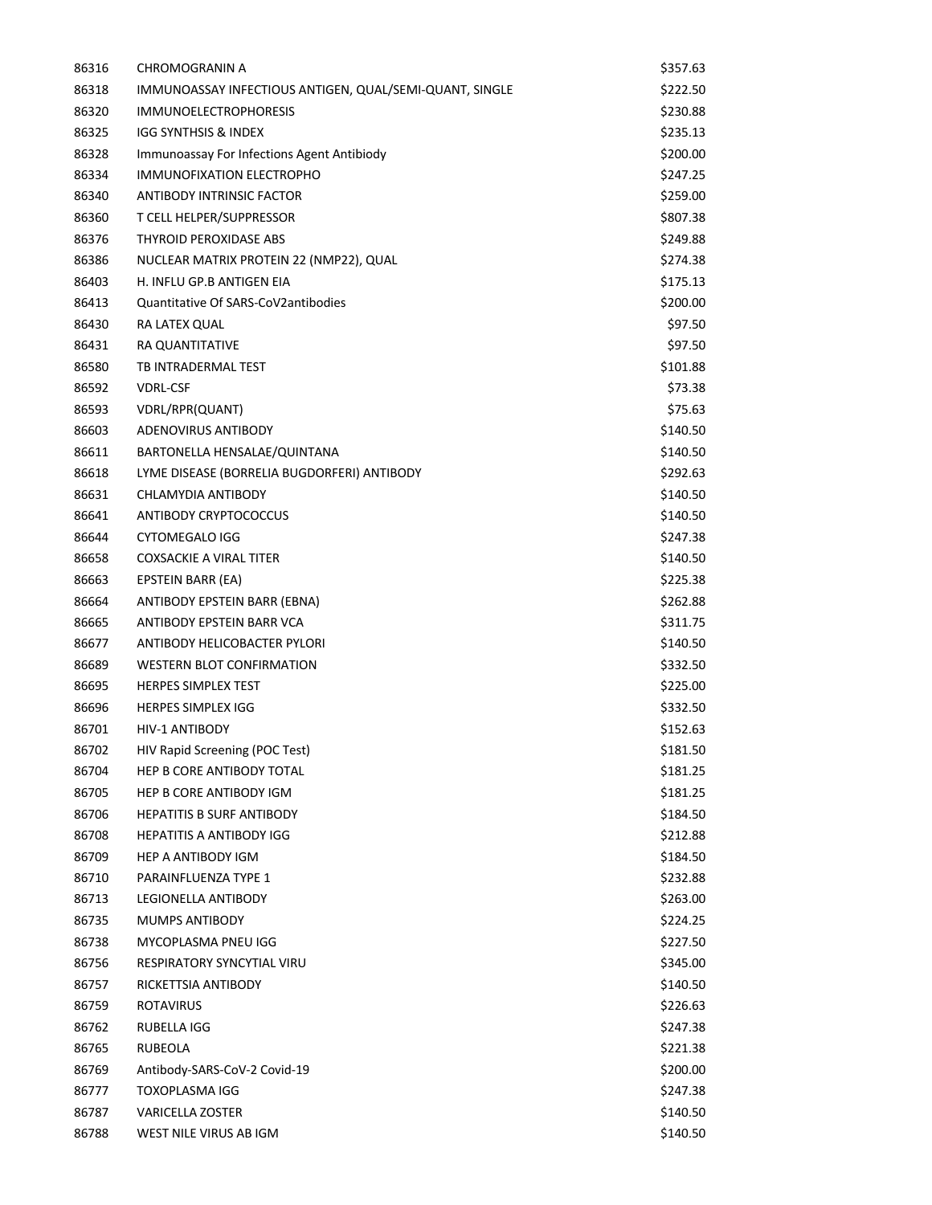| | | |
|---|---|---|
| 86316 | CHROMOGRANIN A | $357.63 |
| 86318 | IMMUNOASSAY INFECTIOUS ANTIGEN, QUAL/SEMI-QUANT, SINGLE | $222.50 |
| 86320 | IMMUNOELECTROPHORESIS | $230.88 |
| 86325 | IGG SYNTHSIS & INDEX | $235.13 |
| 86328 | Immunoassay For Infections Agent Antibiody | $200.00 |
| 86334 | IMMUNOFIXATION ELECTROPHO | $247.25 |
| 86340 | ANTIBODY INTRINSIC FACTOR | $259.00 |
| 86360 | T CELL HELPER/SUPPRESSOR | $807.38 |
| 86376 | THYROID PEROXIDASE ABS | $249.88 |
| 86386 | NUCLEAR MATRIX PROTEIN 22 (NMP22), QUAL | $274.38 |
| 86403 | H. INFLU GP.B ANTIGEN EIA | $175.13 |
| 86413 | Quantitative Of SARS-CoV2antibodies | $200.00 |
| 86430 | RA LATEX QUAL | $97.50 |
| 86431 | RA QUANTITATIVE | $97.50 |
| 86580 | TB INTRADERMAL TEST | $101.88 |
| 86592 | VDRL-CSF | $73.38 |
| 86593 | VDRL/RPR(QUANT) | $75.63 |
| 86603 | ADENOVIRUS ANTIBODY | $140.50 |
| 86611 | BARTONELLA HENSALAE/QUINTANA | $140.50 |
| 86618 | LYME DISEASE (BORRELIA BUGDORFERI) ANTIBODY | $292.63 |
| 86631 | CHLAMYDIA ANTIBODY | $140.50 |
| 86641 | ANTIBODY CRYPTOCOCCUS | $140.50 |
| 86644 | CYTOMEGALO IGG | $247.38 |
| 86658 | COXSACKIE A VIRAL TITER | $140.50 |
| 86663 | EPSTEIN BARR (EA) | $225.38 |
| 86664 | ANTIBODY EPSTEIN BARR (EBNA) | $262.88 |
| 86665 | ANTIBODY EPSTEIN BARR VCA | $311.75 |
| 86677 | ANTIBODY HELICOBACTER PYLORI | $140.50 |
| 86689 | WESTERN BLOT CONFIRMATION | $332.50 |
| 86695 | HERPES SIMPLEX TEST | $225.00 |
| 86696 | HERPES SIMPLEX IGG | $332.50 |
| 86701 | HIV-1 ANTIBODY | $152.63 |
| 86702 | HIV Rapid Screening (POC Test) | $181.50 |
| 86704 | HEP B CORE ANTIBODY TOTAL | $181.25 |
| 86705 | HEP B CORE ANTIBODY IGM | $181.25 |
| 86706 | HEPATITIS B SURF ANTIBODY | $184.50 |
| 86708 | HEPATITIS A ANTIBODY IGG | $212.88 |
| 86709 | HEP A ANTIBODY IGM | $184.50 |
| 86710 | PARAINFLUENZA TYPE 1 | $232.88 |
| 86713 | LEGIONELLA ANTIBODY | $263.00 |
| 86735 | MUMPS ANTIBODY | $224.25 |
| 86738 | MYCOPLASMA PNEU IGG | $227.50 |
| 86756 | RESPIRATORY SYNCYTIAL VIRU | $345.00 |
| 86757 | RICKETTSIA ANTIBODY | $140.50 |
| 86759 | ROTAVIRUS | $226.63 |
| 86762 | RUBELLA IGG | $247.38 |
| 86765 | RUBEOLA | $221.38 |
| 86769 | Antibody-SARS-CoV-2 Covid-19 | $200.00 |
| 86777 | TOXOPLASMA IGG | $247.38 |
| 86787 | VARICELLA ZOSTER | $140.50 |
| 86788 | WEST NILE VIRUS AB IGM | $140.50 |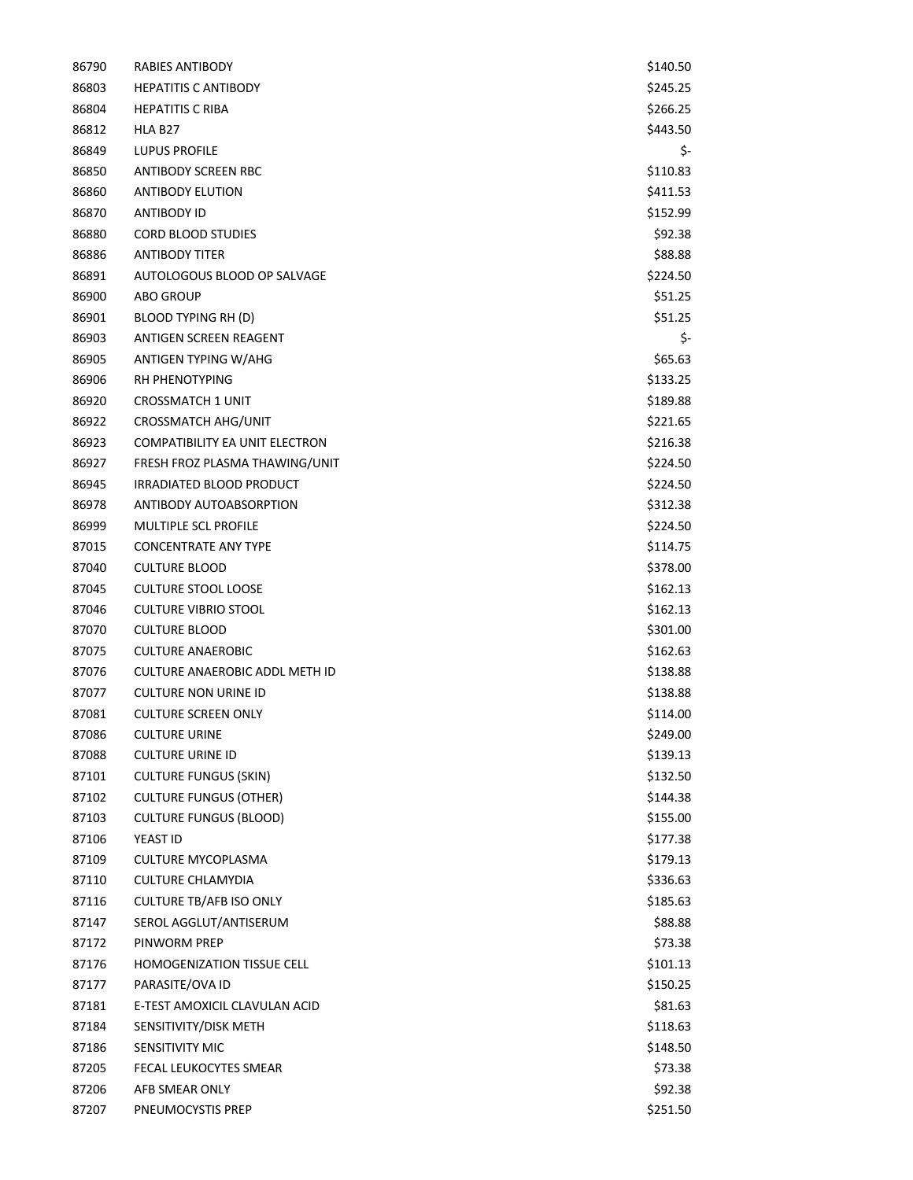| | | |
|---|---|---|
| 86790 | RABIES ANTIBODY | $140.50 |
| 86803 | HEPATITIS C ANTIBODY | $245.25 |
| 86804 | HEPATITIS C RIBA | $266.25 |
| 86812 | HLA B27 | $443.50 |
| 86849 | LUPUS PROFILE | $- |
| 86850 | ANTIBODY SCREEN RBC | $110.83 |
| 86860 | ANTIBODY ELUTION | $411.53 |
| 86870 | ANTIBODY ID | $152.99 |
| 86880 | CORD BLOOD STUDIES | $92.38 |
| 86886 | ANTIBODY TITER | $88.88 |
| 86891 | AUTOLOGOUS BLOOD OP SALVAGE | $224.50 |
| 86900 | ABO GROUP | $51.25 |
| 86901 | BLOOD TYPING RH (D) | $51.25 |
| 86903 | ANTIGEN SCREEN REAGENT | $- |
| 86905 | ANTIGEN TYPING W/AHG | $65.63 |
| 86906 | RH PHENOTYPING | $133.25 |
| 86920 | CROSSMATCH 1 UNIT | $189.88 |
| 86922 | CROSSMATCH AHG/UNIT | $221.65 |
| 86923 | COMPATIBILITY EA UNIT ELECTRON | $216.38 |
| 86927 | FRESH FROZ PLASMA THAWING/UNIT | $224.50 |
| 86945 | IRRADIATED BLOOD PRODUCT | $224.50 |
| 86978 | ANTIBODY AUTOABSORPTION | $312.38 |
| 86999 | MULTIPLE SCL PROFILE | $224.50 |
| 87015 | CONCENTRATE ANY TYPE | $114.75 |
| 87040 | CULTURE BLOOD | $378.00 |
| 87045 | CULTURE STOOL LOOSE | $162.13 |
| 87046 | CULTURE VIBRIO STOOL | $162.13 |
| 87070 | CULTURE BLOOD | $301.00 |
| 87075 | CULTURE ANAEROBIC | $162.63 |
| 87076 | CULTURE ANAEROBIC ADDL METH ID | $138.88 |
| 87077 | CULTURE NON URINE ID | $138.88 |
| 87081 | CULTURE SCREEN ONLY | $114.00 |
| 87086 | CULTURE URINE | $249.00 |
| 87088 | CULTURE URINE ID | $139.13 |
| 87101 | CULTURE FUNGUS (SKIN) | $132.50 |
| 87102 | CULTURE FUNGUS (OTHER) | $144.38 |
| 87103 | CULTURE FUNGUS (BLOOD) | $155.00 |
| 87106 | YEAST ID | $177.38 |
| 87109 | CULTURE MYCOPLASMA | $179.13 |
| 87110 | CULTURE CHLAMYDIA | $336.63 |
| 87116 | CULTURE TB/AFB ISO ONLY | $185.63 |
| 87147 | SEROL AGGLUT/ANTISERUM | $88.88 |
| 87172 | PINWORM PREP | $73.38 |
| 87176 | HOMOGENIZATION TISSUE CELL | $101.13 |
| 87177 | PARASITE/OVA ID | $150.25 |
| 87181 | E-TEST AMOXICIL CLAVULAN ACID | $81.63 |
| 87184 | SENSITIVITY/DISK METH | $118.63 |
| 87186 | SENSITIVITY MIC | $148.50 |
| 87205 | FECAL LEUKOCYTES SMEAR | $73.38 |
| 87206 | AFB SMEAR ONLY | $92.38 |
| 87207 | PNEUMOCYSTIS PREP | $251.50 |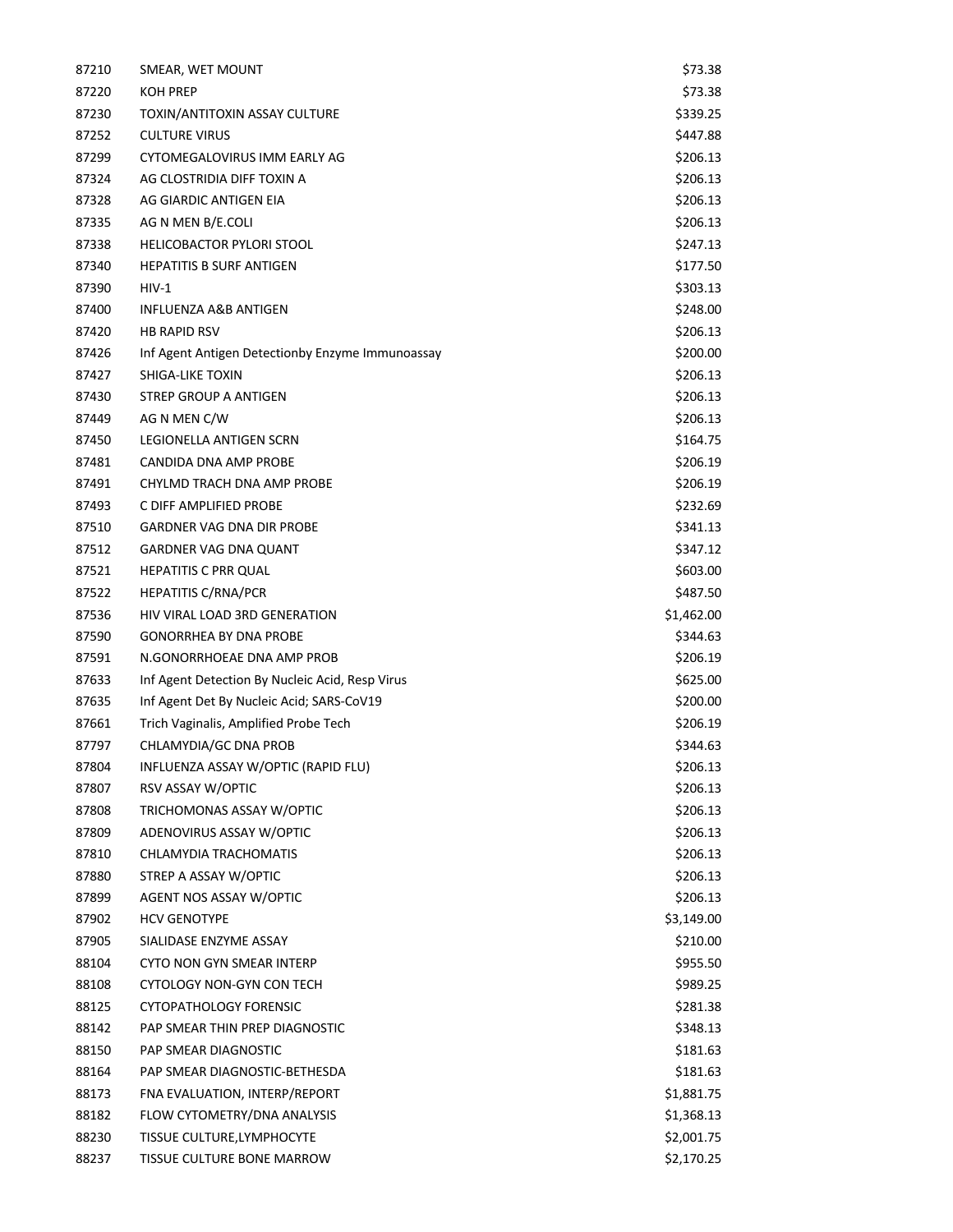| | | |
|---|---|---|
| 87210 | SMEAR, WET MOUNT | $73.38 |
| 87220 | KOH PREP | $73.38 |
| 87230 | TOXIN/ANTITOXIN ASSAY CULTURE | $339.25 |
| 87252 | CULTURE VIRUS | $447.88 |
| 87299 | CYTOMEGALOVIRUS IMM EARLY AG | $206.13 |
| 87324 | AG CLOSTRIDIA DIFF TOXIN A | $206.13 |
| 87328 | AG GIARDIC ANTIGEN EIA | $206.13 |
| 87335 | AG N MEN B/E.COLI | $206.13 |
| 87338 | HELICOBACTOR PYLORI STOOL | $247.13 |
| 87340 | HEPATITIS B SURF ANTIGEN | $177.50 |
| 87390 | HIV-1 | $303.13 |
| 87400 | INFLUENZA A&B ANTIGEN | $248.00 |
| 87420 | HB RAPID RSV | $206.13 |
| 87426 | Inf Agent Antigen Detectionby Enzyme Immunoassay | $200.00 |
| 87427 | SHIGA-LIKE TOXIN | $206.13 |
| 87430 | STREP GROUP A ANTIGEN | $206.13 |
| 87449 | AG N MEN C/W | $206.13 |
| 87450 | LEGIONELLA ANTIGEN SCRN | $164.75 |
| 87481 | CANDIDA DNA AMP PROBE | $206.19 |
| 87491 | CHYLMD TRACH DNA AMP PROBE | $206.19 |
| 87493 | C DIFF AMPLIFIED PROBE | $232.69 |
| 87510 | GARDNER VAG DNA DIR PROBE | $341.13 |
| 87512 | GARDNER VAG DNA QUANT | $347.12 |
| 87521 | HEPATITIS C PRR QUAL | $603.00 |
| 87522 | HEPATITIS C/RNA/PCR | $487.50 |
| 87536 | HIV VIRAL LOAD 3RD GENERATION | $1,462.00 |
| 87590 | GONORRHEA BY DNA PROBE | $344.63 |
| 87591 | N.GONORRHOEAE DNA AMP PROB | $206.19 |
| 87633 | Inf Agent Detection By Nucleic Acid, Resp Virus | $625.00 |
| 87635 | Inf Agent Det By Nucleic Acid; SARS-CoV19 | $200.00 |
| 87661 | Trich Vaginalis, Amplified Probe Tech | $206.19 |
| 87797 | CHLAMYDIA/GC DNA PROB | $344.63 |
| 87804 | INFLUENZA ASSAY W/OPTIC (RAPID FLU) | $206.13 |
| 87807 | RSV ASSAY W/OPTIC | $206.13 |
| 87808 | TRICHOMONAS ASSAY W/OPTIC | $206.13 |
| 87809 | ADENOVIRUS ASSAY W/OPTIC | $206.13 |
| 87810 | CHLAMYDIA TRACHOMATIS | $206.13 |
| 87880 | STREP A ASSAY W/OPTIC | $206.13 |
| 87899 | AGENT NOS ASSAY W/OPTIC | $206.13 |
| 87902 | HCV GENOTYPE | $3,149.00 |
| 87905 | SIALIDASE ENZYME ASSAY | $210.00 |
| 88104 | CYTO NON GYN SMEAR INTERP | $955.50 |
| 88108 | CYTOLOGY NON-GYN CON TECH | $989.25 |
| 88125 | CYTOPATHOLOGY FORENSIC | $281.38 |
| 88142 | PAP SMEAR THIN PREP DIAGNOSTIC | $348.13 |
| 88150 | PAP SMEAR DIAGNOSTIC | $181.63 |
| 88164 | PAP SMEAR DIAGNOSTIC-BETHESDA | $181.63 |
| 88173 | FNA EVALUATION, INTERP/REPORT | $1,881.75 |
| 88182 | FLOW CYTOMETRY/DNA ANALYSIS | $1,368.13 |
| 88230 | TISSUE CULTURE,LYMPHOCYTE | $2,001.75 |
| 88237 | TISSUE CULTURE BONE MARROW | $2,170.25 |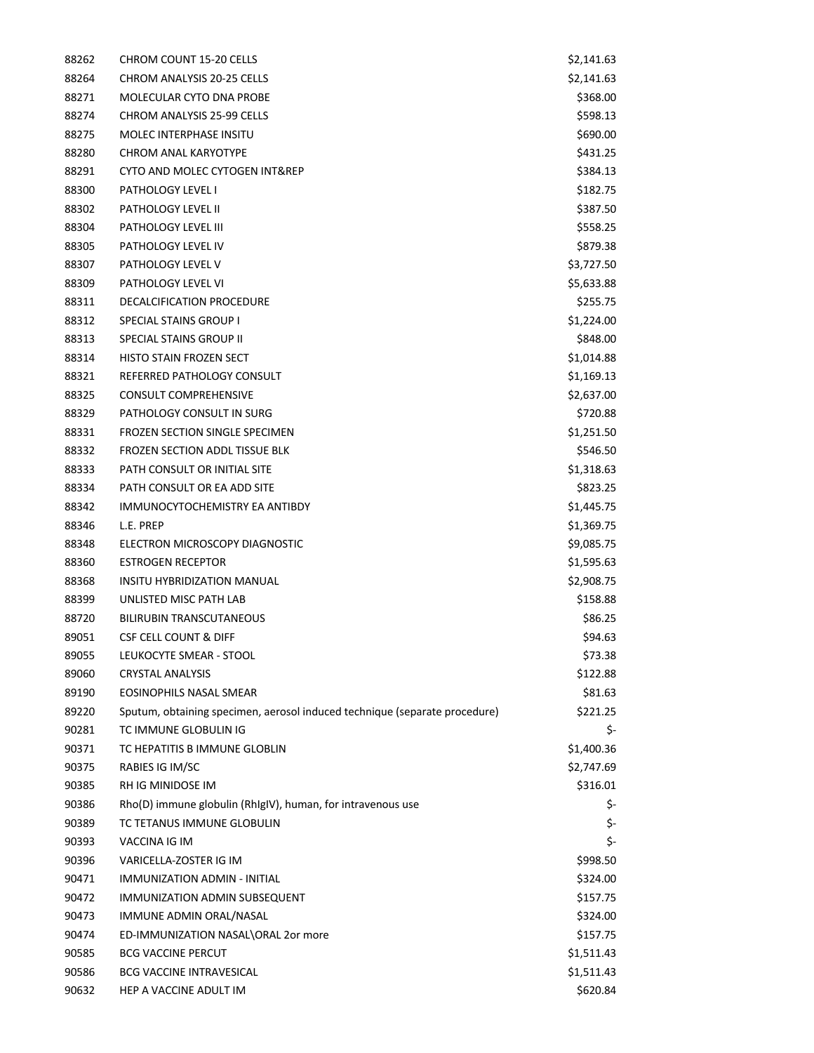| | | |
|---|---|---|
| 88262 | CHROM COUNT 15-20 CELLS | $2,141.63 |
| 88264 | CHROM ANALYSIS 20-25 CELLS | $2,141.63 |
| 88271 | MOLECULAR CYTO DNA PROBE | $368.00 |
| 88274 | CHROM ANALYSIS 25-99 CELLS | $598.13 |
| 88275 | MOLEC INTERPHASE INSITU | $690.00 |
| 88280 | CHROM ANAL KARYOTYPE | $431.25 |
| 88291 | CYTO AND MOLEC CYTOGEN INT&REP | $384.13 |
| 88300 | PATHOLOGY LEVEL I | $182.75 |
| 88302 | PATHOLOGY LEVEL II | $387.50 |
| 88304 | PATHOLOGY LEVEL III | $558.25 |
| 88305 | PATHOLOGY LEVEL IV | $879.38 |
| 88307 | PATHOLOGY LEVEL V | $3,727.50 |
| 88309 | PATHOLOGY LEVEL VI | $5,633.88 |
| 88311 | DECALCIFICATION PROCEDURE | $255.75 |
| 88312 | SPECIAL STAINS GROUP I | $1,224.00 |
| 88313 | SPECIAL STAINS GROUP II | $848.00 |
| 88314 | HISTO STAIN FROZEN SECT | $1,014.88 |
| 88321 | REFERRED PATHOLOGY CONSULT | $1,169.13 |
| 88325 | CONSULT COMPREHENSIVE | $2,637.00 |
| 88329 | PATHOLOGY CONSULT IN SURG | $720.88 |
| 88331 | FROZEN SECTION SINGLE SPECIMEN | $1,251.50 |
| 88332 | FROZEN SECTION ADDL TISSUE BLK | $546.50 |
| 88333 | PATH CONSULT OR INITIAL SITE | $1,318.63 |
| 88334 | PATH CONSULT OR EA ADD SITE | $823.25 |
| 88342 | IMMUNOCYTOCHEMISTRY EA ANTIBDY | $1,445.75 |
| 88346 | L.E. PREP | $1,369.75 |
| 88348 | ELECTRON MICROSCOPY DIAGNOSTIC | $9,085.75 |
| 88360 | ESTROGEN RECEPTOR | $1,595.63 |
| 88368 | INSITU HYBRIDIZATION MANUAL | $2,908.75 |
| 88399 | UNLISTED MISC PATH LAB | $158.88 |
| 88720 | BILIRUBIN TRANSCUTANEOUS | $86.25 |
| 89051 | CSF CELL COUNT & DIFF | $94.63 |
| 89055 | LEUKOCYTE SMEAR - STOOL | $73.38 |
| 89060 | CRYSTAL ANALYSIS | $122.88 |
| 89190 | EOSINOPHILS NASAL SMEAR | $81.63 |
| 89220 | Sputum, obtaining specimen, aerosol induced technique (separate procedure) | $221.25 |
| 90281 | TC IMMUNE GLOBULIN IG | $- |
| 90371 | TC HEPATITIS B IMMUNE GLOBLIN | $1,400.36 |
| 90375 | RABIES IG IM/SC | $2,747.69 |
| 90385 | RH IG MINIDOSE IM | $316.01 |
| 90386 | Rho(D) immune globulin (RhIgIV), human, for intravenous use | $- |
| 90389 | TC TETANUS IMMUNE GLOBULIN | $- |
| 90393 | VACCINA IG IM | $- |
| 90396 | VARICELLA-ZOSTER IG IM | $998.50 |
| 90471 | IMMUNIZATION ADMIN - INITIAL | $324.00 |
| 90472 | IMMUNIZATION ADMIN SUBSEQUENT | $157.75 |
| 90473 | IMMUNE ADMIN ORAL/NASAL | $324.00 |
| 90474 | ED-IMMUNIZATION NASAL\ORAL 2or more | $157.75 |
| 90585 | BCG VACCINE PERCUT | $1,511.43 |
| 90586 | BCG VACCINE INTRAVESICAL | $1,511.43 |
| 90632 | HEP A VACCINE ADULT IM | $620.84 |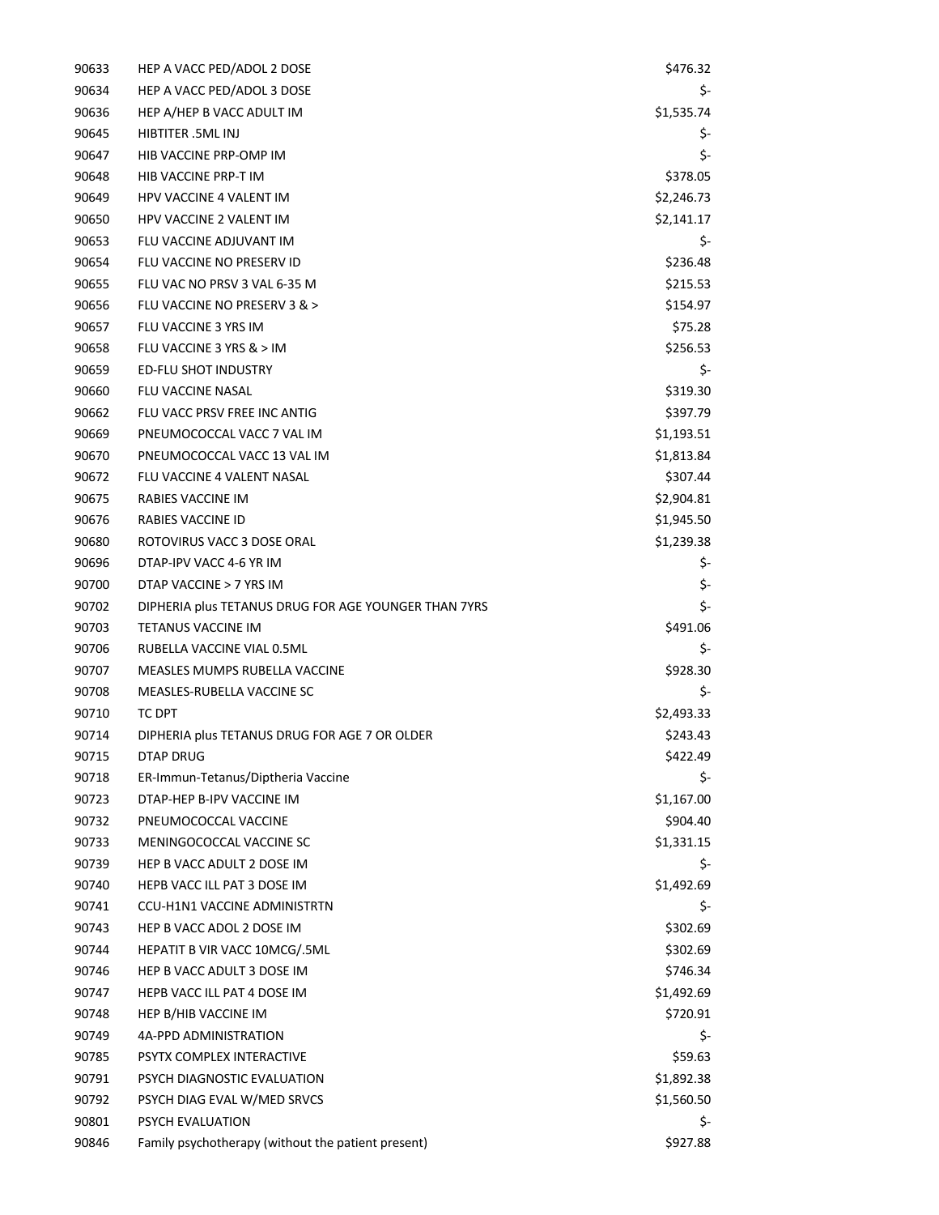| | | |
|---|---|---|
| 90633 | HEP A VACC PED/ADOL 2 DOSE | $476.32 |
| 90634 | HEP A VACC PED/ADOL 3 DOSE | $- |
| 90636 | HEP A/HEP B VACC ADULT IM | $1,535.74 |
| 90645 | HIBTITER .5ML INJ | $- |
| 90647 | HIB VACCINE PRP-OMP IM | $- |
| 90648 | HIB VACCINE PRP-T IM | $378.05 |
| 90649 | HPV VACCINE 4 VALENT IM | $2,246.73 |
| 90650 | HPV VACCINE 2 VALENT IM | $2,141.17 |
| 90653 | FLU VACCINE ADJUVANT IM | $- |
| 90654 | FLU VACCINE NO PRESERV ID | $236.48 |
| 90655 | FLU VAC NO PRSV 3 VAL 6-35 M | $215.53 |
| 90656 | FLU VACCINE NO PRESERV 3 & > | $154.97 |
| 90657 | FLU VACCINE 3 YRS IM | $75.28 |
| 90658 | FLU VACCINE 3 YRS & > IM | $256.53 |
| 90659 | ED-FLU SHOT INDUSTRY | $- |
| 90660 | FLU VACCINE NASAL | $319.30 |
| 90662 | FLU VACC PRSV FREE INC ANTIG | $397.79 |
| 90669 | PNEUMOCOCCAL VACC 7 VAL IM | $1,193.51 |
| 90670 | PNEUMOCOCCAL VACC 13 VAL IM | $1,813.84 |
| 90672 | FLU VACCINE 4 VALENT NASAL | $307.44 |
| 90675 | RABIES VACCINE IM | $2,904.81 |
| 90676 | RABIES VACCINE ID | $1,945.50 |
| 90680 | ROTOVIRUS VACC 3 DOSE ORAL | $1,239.38 |
| 90696 | DTAP-IPV VACC 4-6 YR IM | $- |
| 90700 | DTAP VACCINE > 7 YRS IM | $- |
| 90702 | DIPHERIA plus TETANUS DRUG FOR AGE YOUNGER THAN 7YRS | $- |
| 90703 | TETANUS VACCINE IM | $491.06 |
| 90706 | RUBELLA VACCINE VIAL 0.5ML | $- |
| 90707 | MEASLES MUMPS RUBELLA VACCINE | $928.30 |
| 90708 | MEASLES-RUBELLA VACCINE SC | $- |
| 90710 | TC DPT | $2,493.33 |
| 90714 | DIPHERIA plus TETANUS DRUG FOR AGE 7 OR OLDER | $243.43 |
| 90715 | DTAP DRUG | $422.49 |
| 90718 | ER-Immun-Tetanus/Diptheria Vaccine | $- |
| 90723 | DTAP-HEP B-IPV VACCINE IM | $1,167.00 |
| 90732 | PNEUMOCOCCAL VACCINE | $904.40 |
| 90733 | MENINGOCOCCAL VACCINE SC | $1,331.15 |
| 90739 | HEP B VACC ADULT 2 DOSE IM | $- |
| 90740 | HEPB VACC ILL PAT 3 DOSE IM | $1,492.69 |
| 90741 | CCU-H1N1 VACCINE ADMINISTRTN | $- |
| 90743 | HEP B VACC ADOL 2 DOSE IM | $302.69 |
| 90744 | HEPATIT B VIR VACC 10MCG/.5ML | $302.69 |
| 90746 | HEP B VACC ADULT 3 DOSE IM | $746.34 |
| 90747 | HEPB VACC ILL PAT 4 DOSE IM | $1,492.69 |
| 90748 | HEP B/HIB VACCINE IM | $720.91 |
| 90749 | 4A-PPD ADMINISTRATION | $- |
| 90785 | PSYTX COMPLEX INTERACTIVE | $59.63 |
| 90791 | PSYCH DIAGNOSTIC EVALUATION | $1,892.38 |
| 90792 | PSYCH DIAG EVAL W/MED SRVCS | $1,560.50 |
| 90801 | PSYCH EVALUATION | $- |
| 90846 | Family psychotherapy (without the patient present) | $927.88 |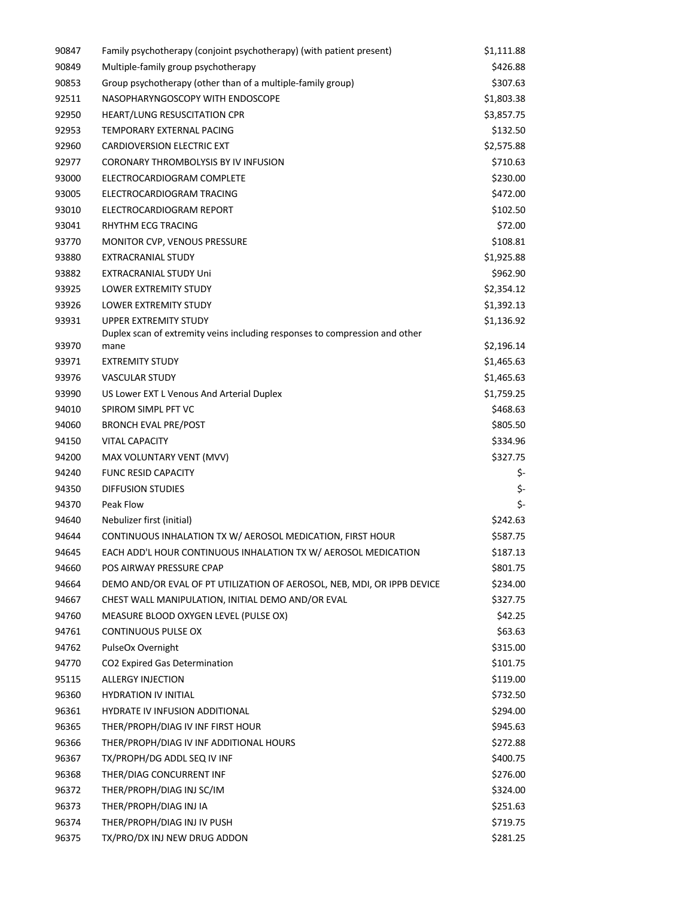| | | |
|---|---|---|
| 90847 | Family psychotherapy (conjoint psychotherapy) (with patient present) | $1,111.88 |
| 90849 | Multiple-family group psychotherapy | $426.88 |
| 90853 | Group psychotherapy (other than of a multiple-family group) | $307.63 |
| 92511 | NASOPHARYNGOSCOPY WITH ENDOSCOPE | $1,803.38 |
| 92950 | HEART/LUNG RESUSCITATION CPR | $3,857.75 |
| 92953 | TEMPORARY EXTERNAL PACING | $132.50 |
| 92960 | CARDIOVERSION ELECTRIC EXT | $2,575.88 |
| 92977 | CORONARY THROMBOLYSIS BY IV INFUSION | $710.63 |
| 93000 | ELECTROCARDIOGRAM COMPLETE | $230.00 |
| 93005 | ELECTROCARDIOGRAM TRACING | $472.00 |
| 93010 | ELECTROCARDIOGRAM REPORT | $102.50 |
| 93041 | RHYTHM ECG TRACING | $72.00 |
| 93770 | MONITOR CVP, VENOUS PRESSURE | $108.81 |
| 93880 | EXTRACRANIAL STUDY | $1,925.88 |
| 93882 | EXTRACRANIAL STUDY Uni | $962.90 |
| 93925 | LOWER EXTREMITY STUDY | $2,354.12 |
| 93926 | LOWER EXTREMITY STUDY | $1,392.13 |
| 93931 | UPPER EXTREMITY STUDY | $1,136.92 |
| 93970 | Duplex scan of extremity veins including responses to compression and other mane | $2,196.14 |
| 93971 | EXTREMITY STUDY | $1,465.63 |
| 93976 | VASCULAR STUDY | $1,465.63 |
| 93990 | US Lower EXT L Venous And Arterial Duplex | $1,759.25 |
| 94010 | SPIROM SIMPL PFT VC | $468.63 |
| 94060 | BRONCH EVAL PRE/POST | $805.50 |
| 94150 | VITAL CAPACITY | $334.96 |
| 94200 | MAX VOLUNTARY VENT (MVV) | $327.75 |
| 94240 | FUNC RESID CAPACITY | $- |
| 94350 | DIFFUSION STUDIES | $- |
| 94370 | Peak Flow | $- |
| 94640 | Nebulizer first (initial) | $242.63 |
| 94644 | CONTINUOUS INHALATION TX W/ AEROSOL MEDICATION, FIRST HOUR | $587.75 |
| 94645 | EACH ADD'L HOUR CONTINUOUS INHALATION TX W/ AEROSOL MEDICATION | $187.13 |
| 94660 | POS AIRWAY PRESSURE CPAP | $801.75 |
| 94664 | DEMO AND/OR EVAL OF PT UTILIZATION OF AEROSOL, NEB, MDI, OR IPPB DEVICE | $234.00 |
| 94667 | CHEST WALL MANIPULATION, INITIAL DEMO AND/OR EVAL | $327.75 |
| 94760 | MEASURE BLOOD OXYGEN LEVEL (PULSE OX) | $42.25 |
| 94761 | CONTINUOUS PULSE OX | $63.63 |
| 94762 | PulseOx Overnight | $315.00 |
| 94770 | CO2 Expired Gas Determination | $101.75 |
| 95115 | ALLERGY INJECTION | $119.00 |
| 96360 | HYDRATION IV INITIAL | $732.50 |
| 96361 | HYDRATE IV INFUSION ADDITIONAL | $294.00 |
| 96365 | THER/PROPH/DIAG IV INF FIRST HOUR | $945.63 |
| 96366 | THER/PROPH/DIAG IV INF ADDITIONAL HOURS | $272.88 |
| 96367 | TX/PROPH/DG ADDL SEQ IV INF | $400.75 |
| 96368 | THER/DIAG CONCURRENT INF | $276.00 |
| 96372 | THER/PROPH/DIAG INJ SC/IM | $324.00 |
| 96373 | THER/PROPH/DIAG INJ IA | $251.63 |
| 96374 | THER/PROPH/DIAG INJ IV PUSH | $719.75 |
| 96375 | TX/PRO/DX INJ NEW DRUG ADDON | $281.25 |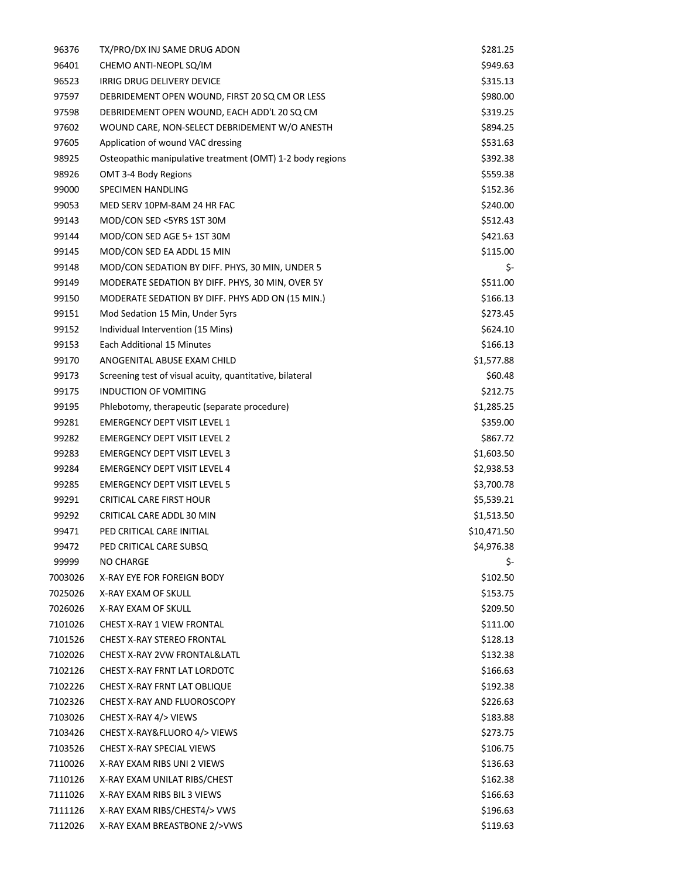| | | |
|---|---|---|
| 96376 | TX/PRO/DX INJ SAME DRUG ADON | $281.25 |
| 96401 | CHEMO ANTI-NEOPL SQ/IM | $949.63 |
| 96523 | IRRIG DRUG DELIVERY DEVICE | $315.13 |
| 97597 | DEBRIDEMENT OPEN WOUND, FIRST 20 SQ CM OR LESS | $980.00 |
| 97598 | DEBRIDEMENT OPEN WOUND, EACH ADD'L 20 SQ CM | $319.25 |
| 97602 | WOUND CARE, NON-SELECT DEBRIDEMENT W/O ANESTH | $894.25 |
| 97605 | Application of wound VAC dressing | $531.63 |
| 98925 | Osteopathic manipulative treatment (OMT) 1-2 body regions | $392.38 |
| 98926 | OMT 3-4 Body Regions | $559.38 |
| 99000 | SPECIMEN HANDLING | $152.36 |
| 99053 | MED SERV 10PM-8AM 24 HR FAC | $240.00 |
| 99143 | MOD/CON SED <5YRS 1ST 30M | $512.43 |
| 99144 | MOD/CON SED AGE 5+ 1ST 30M | $421.63 |
| 99145 | MOD/CON SED EA ADDL 15 MIN | $115.00 |
| 99148 | MOD/CON SEDATION BY DIFF. PHYS, 30 MIN, UNDER 5 | $- |
| 99149 | MODERATE SEDATION BY DIFF. PHYS, 30 MIN, OVER 5Y | $511.00 |
| 99150 | MODERATE SEDATION BY DIFF. PHYS ADD ON (15 MIN.) | $166.13 |
| 99151 | Mod Sedation 15 Min, Under 5yrs | $273.45 |
| 99152 | Individual Intervention (15 Mins) | $624.10 |
| 99153 | Each Additional 15 Minutes | $166.13 |
| 99170 | ANOGENITAL ABUSE EXAM CHILD | $1,577.88 |
| 99173 | Screening test of visual acuity, quantitative, bilateral | $60.48 |
| 99175 | INDUCTION OF VOMITING | $212.75 |
| 99195 | Phlebotomy, therapeutic (separate procedure) | $1,285.25 |
| 99281 | EMERGENCY DEPT VISIT LEVEL 1 | $359.00 |
| 99282 | EMERGENCY DEPT VISIT LEVEL 2 | $867.72 |
| 99283 | EMERGENCY DEPT VISIT LEVEL 3 | $1,603.50 |
| 99284 | EMERGENCY DEPT VISIT LEVEL 4 | $2,938.53 |
| 99285 | EMERGENCY DEPT VISIT LEVEL 5 | $3,700.78 |
| 99291 | CRITICAL CARE FIRST HOUR | $5,539.21 |
| 99292 | CRITICAL CARE ADDL 30 MIN | $1,513.50 |
| 99471 | PED CRITICAL CARE INITIAL | $10,471.50 |
| 99472 | PED CRITICAL CARE SUBSQ | $4,976.38 |
| 99999 | NO CHARGE | $- |
| 7003026 | X-RAY EYE FOR FOREIGN BODY | $102.50 |
| 7025026 | X-RAY EXAM OF SKULL | $153.75 |
| 7026026 | X-RAY EXAM OF SKULL | $209.50 |
| 7101026 | CHEST X-RAY 1 VIEW FRONTAL | $111.00 |
| 7101526 | CHEST X-RAY STEREO FRONTAL | $128.13 |
| 7102026 | CHEST X-RAY 2VW FRONTAL&LATL | $132.38 |
| 7102126 | CHEST X-RAY FRNT LAT LORDOTC | $166.63 |
| 7102226 | CHEST X-RAY FRNT LAT OBLIQUE | $192.38 |
| 7102326 | CHEST X-RAY AND FLUOROSCOPY | $226.63 |
| 7103026 | CHEST X-RAY 4/> VIEWS | $183.88 |
| 7103426 | CHEST X-RAY&FLUORO 4/> VIEWS | $273.75 |
| 7103526 | CHEST X-RAY SPECIAL VIEWS | $106.75 |
| 7110026 | X-RAY EXAM RIBS UNI 2 VIEWS | $136.63 |
| 7110126 | X-RAY EXAM UNILAT RIBS/CHEST | $162.38 |
| 7111026 | X-RAY EXAM RIBS BIL 3 VIEWS | $166.63 |
| 7111126 | X-RAY EXAM RIBS/CHEST4/> VWS | $196.63 |
| 7112026 | X-RAY EXAM BREASTBONE 2/>VWS | $119.63 |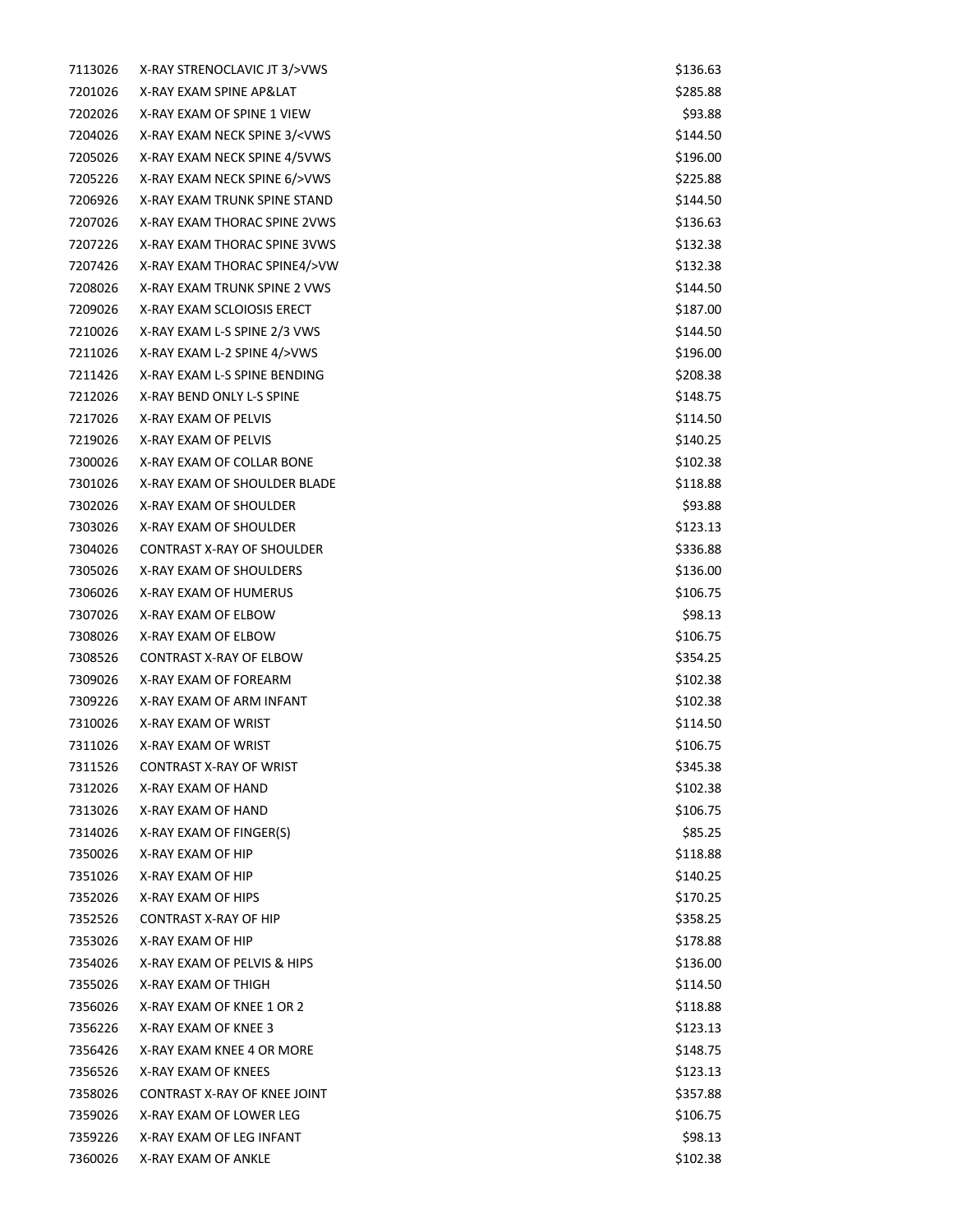| | | |
|---|---|---|
| 7113026 | X-RAY STRENOCLAVIC JT 3/>VWS | $136.63 |
| 7201026 | X-RAY EXAM SPINE AP&LAT | $285.88 |
| 7202026 | X-RAY EXAM OF SPINE 1 VIEW | $93.88 |
| 7204026 | X-RAY EXAM NECK SPINE 3/<VWS | $144.50 |
| 7205026 | X-RAY EXAM NECK SPINE 4/5VWS | $196.00 |
| 7205226 | X-RAY EXAM NECK SPINE 6/>VWS | $225.88 |
| 7206926 | X-RAY EXAM TRUNK SPINE STAND | $144.50 |
| 7207026 | X-RAY EXAM THORAC SPINE 2VWS | $136.63 |
| 7207226 | X-RAY EXAM THORAC SPINE 3VWS | $132.38 |
| 7207426 | X-RAY EXAM THORAC SPINE4/>VW | $132.38 |
| 7208026 | X-RAY EXAM TRUNK SPINE 2 VWS | $144.50 |
| 7209026 | X-RAY EXAM SCLOIOSIS ERECT | $187.00 |
| 7210026 | X-RAY EXAM L-S SPINE 2/3 VWS | $144.50 |
| 7211026 | X-RAY EXAM L-2 SPINE 4/>VWS | $196.00 |
| 7211426 | X-RAY EXAM L-S SPINE BENDING | $208.38 |
| 7212026 | X-RAY BEND ONLY L-S SPINE | $148.75 |
| 7217026 | X-RAY EXAM OF PELVIS | $114.50 |
| 7219026 | X-RAY EXAM OF PELVIS | $140.25 |
| 7300026 | X-RAY EXAM OF COLLAR BONE | $102.38 |
| 7301026 | X-RAY EXAM OF SHOULDER BLADE | $118.88 |
| 7302026 | X-RAY EXAM OF SHOULDER | $93.88 |
| 7303026 | X-RAY EXAM OF SHOULDER | $123.13 |
| 7304026 | CONTRAST X-RAY OF SHOULDER | $336.88 |
| 7305026 | X-RAY EXAM OF SHOULDERS | $136.00 |
| 7306026 | X-RAY EXAM OF HUMERUS | $106.75 |
| 7307026 | X-RAY EXAM OF ELBOW | $98.13 |
| 7308026 | X-RAY EXAM OF ELBOW | $106.75 |
| 7308526 | CONTRAST X-RAY OF ELBOW | $354.25 |
| 7309026 | X-RAY EXAM OF FOREARM | $102.38 |
| 7309226 | X-RAY EXAM OF ARM INFANT | $102.38 |
| 7310026 | X-RAY EXAM OF WRIST | $114.50 |
| 7311026 | X-RAY EXAM OF WRIST | $106.75 |
| 7311526 | CONTRAST X-RAY OF WRIST | $345.38 |
| 7312026 | X-RAY EXAM OF HAND | $102.38 |
| 7313026 | X-RAY EXAM OF HAND | $106.75 |
| 7314026 | X-RAY EXAM OF FINGER(S) | $85.25 |
| 7350026 | X-RAY EXAM OF HIP | $118.88 |
| 7351026 | X-RAY EXAM OF HIP | $140.25 |
| 7352026 | X-RAY EXAM OF HIPS | $170.25 |
| 7352526 | CONTRAST X-RAY OF HIP | $358.25 |
| 7353026 | X-RAY EXAM OF HIP | $178.88 |
| 7354026 | X-RAY EXAM OF PELVIS & HIPS | $136.00 |
| 7355026 | X-RAY EXAM OF THIGH | $114.50 |
| 7356026 | X-RAY EXAM OF KNEE 1 OR 2 | $118.88 |
| 7356226 | X-RAY EXAM OF KNEE 3 | $123.13 |
| 7356426 | X-RAY EXAM KNEE 4 OR MORE | $148.75 |
| 7356526 | X-RAY EXAM OF KNEES | $123.13 |
| 7358026 | CONTRAST X-RAY OF KNEE JOINT | $357.88 |
| 7359026 | X-RAY EXAM OF LOWER LEG | $106.75 |
| 7359226 | X-RAY EXAM OF LEG INFANT | $98.13 |
| 7360026 | X-RAY EXAM OF ANKLE | $102.38 |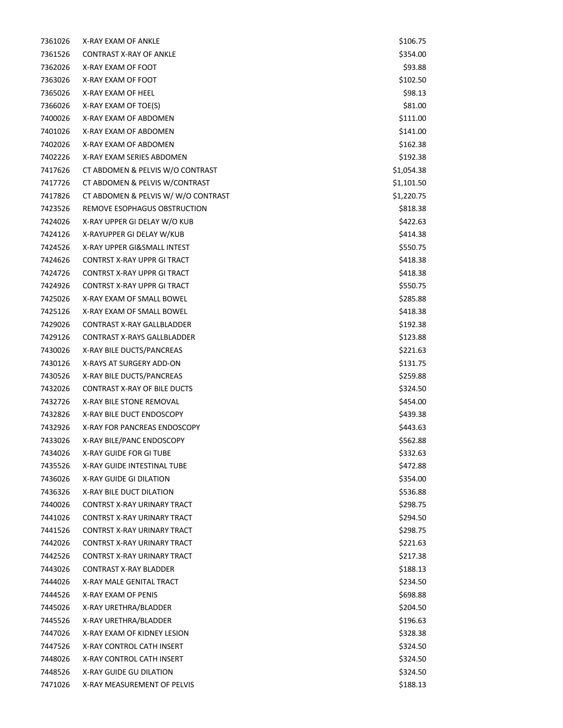| | | |
|---|---|---|
| 7361026 | X-RAY EXAM OF ANKLE | $106.75 |
| 7361526 | CONTRAST X-RAY OF ANKLE | $354.00 |
| 7362026 | X-RAY EXAM OF FOOT | $93.88 |
| 7363026 | X-RAY EXAM OF FOOT | $102.50 |
| 7365026 | X-RAY EXAM OF HEEL | $98.13 |
| 7366026 | X-RAY EXAM OF TOE(S) | $81.00 |
| 7400026 | X-RAY EXAM OF ABDOMEN | $111.00 |
| 7401026 | X-RAY EXAM OF ABDOMEN | $141.00 |
| 7402026 | X-RAY EXAM OF ABDOMEN | $162.38 |
| 7402226 | X-RAY EXAM SERIES ABDOMEN | $192.38 |
| 7417626 | CT ABDOMEN & PELVIS W/O CONTRAST | $1,054.38 |
| 7417726 | CT ABDOMEN & PELVIS W/CONTRAST | $1,101.50 |
| 7417826 | CT ABDOMEN & PELVIS W/ W/O CONTRAST | $1,220.75 |
| 7423526 | REMOVE ESOPHAGUS OBSTRUCTION | $818.38 |
| 7424026 | X-RAY UPPER GI DELAY W/O KUB | $422.63 |
| 7424126 | X-RAYUPPER GI DELAY W/KUB | $414.38 |
| 7424526 | X-RAY UPPER GI&SMALL INTEST | $550.75 |
| 7424626 | CONTRST X-RAY UPPR GI TRACT | $418.38 |
| 7424726 | CONTRST X-RAY UPPR GI TRACT | $418.38 |
| 7424926 | CONTRST X-RAY UPPR GI TRACT | $550.75 |
| 7425026 | X-RAY EXAM OF SMALL BOWEL | $285.88 |
| 7425126 | X-RAY EXAM OF SMALL BOWEL | $418.38 |
| 7429026 | CONTRAST X-RAY GALLBLADDER | $192.38 |
| 7429126 | CONTRAST X-RAYS GALLBLADDER | $123.88 |
| 7430026 | X-RAY BILE DUCTS/PANCREAS | $221.63 |
| 7430126 | X-RAYS AT SURGERY ADD-ON | $131.75 |
| 7430526 | X-RAY BILE DUCTS/PANCREAS | $259.88 |
| 7432026 | CONTRAST X-RAY OF BILE DUCTS | $324.50 |
| 7432726 | X-RAY BILE STONE REMOVAL | $454.00 |
| 7432826 | X-RAY BILE DUCT ENDOSCOPY | $439.38 |
| 7432926 | X-RAY FOR PANCREAS ENDOSCOPY | $443.63 |
| 7433026 | X-RAY BILE/PANC ENDOSCOPY | $562.88 |
| 7434026 | X-RAY GUIDE FOR GI TUBE | $332.63 |
| 7435526 | X-RAY GUIDE INTESTINAL TUBE | $472.88 |
| 7436026 | X-RAY GUIDE GI DILATION | $354.00 |
| 7436326 | X-RAY BILE DUCT DILATION | $536.88 |
| 7440026 | CONTRST X-RAY URINARY TRACT | $298.75 |
| 7441026 | CONTRST X-RAY URINARY TRACT | $294.50 |
| 7441526 | CONTRST X-RAY URINARY TRACT | $298.75 |
| 7442026 | CONTRST X-RAY URINARY TRACT | $221.63 |
| 7442526 | CONTRST X-RAY URINARY TRACT | $217.38 |
| 7443026 | CONTRAST X-RAY BLADDER | $188.13 |
| 7444026 | X-RAY MALE GENITAL TRACT | $234.50 |
| 7444526 | X-RAY EXAM OF PENIS | $698.88 |
| 7445026 | X-RAY URETHRA/BLADDER | $204.50 |
| 7445526 | X-RAY URETHRA/BLADDER | $196.63 |
| 7447026 | X-RAY EXAM OF KIDNEY LESION | $328.38 |
| 7447526 | X-RAY CONTROL CATH INSERT | $324.50 |
| 7448026 | X-RAY CONTROL CATH INSERT | $324.50 |
| 7448526 | X-RAY GUIDE GU DILATION | $324.50 |
| 7471026 | X-RAY MEASUREMENT OF PELVIS | $188.13 |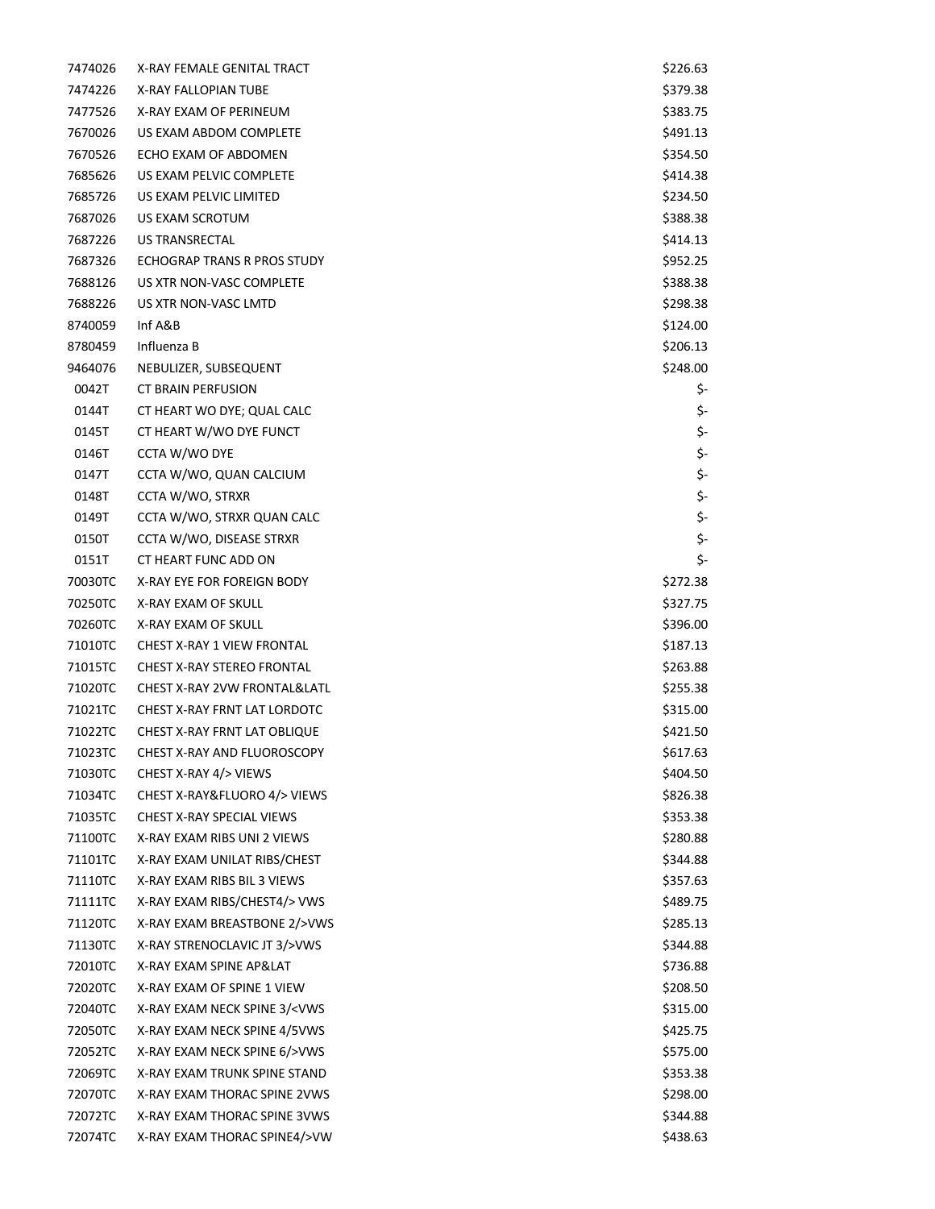| | | |
|---|---|---|
| 7474026 | X-RAY FEMALE GENITAL TRACT | $226.63 |
| 7474226 | X-RAY FALLOPIAN TUBE | $379.38 |
| 7477526 | X-RAY EXAM OF PERINEUM | $383.75 |
| 7670026 | US EXAM ABDOM COMPLETE | $491.13 |
| 7670526 | ECHO EXAM OF ABDOMEN | $354.50 |
| 7685626 | US EXAM PELVIC COMPLETE | $414.38 |
| 7685726 | US EXAM PELVIC LIMITED | $234.50 |
| 7687026 | US EXAM SCROTUM | $388.38 |
| 7687226 | US TRANSRECTAL | $414.13 |
| 7687326 | ECHOGRAP TRANS R PROS STUDY | $952.25 |
| 7688126 | US XTR NON-VASC COMPLETE | $388.38 |
| 7688226 | US XTR NON-VASC LMTD | $298.38 |
| 8740059 | Inf A&B | $124.00 |
| 8780459 | Influenza B | $206.13 |
| 9464076 | NEBULIZER, SUBSEQUENT | $248.00 |
| 0042T | CT BRAIN PERFUSION | $- |
| 0144T | CT HEART WO DYE; QUAL CALC | $- |
| 0145T | CT HEART W/WO DYE FUNCT | $- |
| 0146T | CCTA W/WO DYE | $- |
| 0147T | CCTA W/WO, QUAN CALCIUM | $- |
| 0148T | CCTA W/WO, STRXR | $- |
| 0149T | CCTA W/WO, STRXR QUAN CALC | $- |
| 0150T | CCTA W/WO, DISEASE STRXR | $- |
| 0151T | CT HEART FUNC ADD ON | $- |
| 70030TC | X-RAY EYE FOR FOREIGN BODY | $272.38 |
| 70250TC | X-RAY EXAM OF SKULL | $327.75 |
| 70260TC | X-RAY EXAM OF SKULL | $396.00 |
| 71010TC | CHEST X-RAY 1 VIEW FRONTAL | $187.13 |
| 71015TC | CHEST X-RAY STEREO FRONTAL | $263.88 |
| 71020TC | CHEST X-RAY 2VW FRONTAL&LATL | $255.38 |
| 71021TC | CHEST X-RAY FRNT LAT LORDOTC | $315.00 |
| 71022TC | CHEST X-RAY FRNT LAT OBLIQUE | $421.50 |
| 71023TC | CHEST X-RAY AND FLUOROSCOPY | $617.63 |
| 71030TC | CHEST X-RAY 4/> VIEWS | $404.50 |
| 71034TC | CHEST X-RAY&FLUORO 4/> VIEWS | $826.38 |
| 71035TC | CHEST X-RAY SPECIAL VIEWS | $353.38 |
| 71100TC | X-RAY EXAM RIBS UNI 2 VIEWS | $280.88 |
| 71101TC | X-RAY EXAM UNILAT RIBS/CHEST | $344.88 |
| 71110TC | X-RAY EXAM RIBS BIL 3 VIEWS | $357.63 |
| 71111TC | X-RAY EXAM RIBS/CHEST4/> VWS | $489.75 |
| 71120TC | X-RAY EXAM BREASTBONE 2/>VWS | $285.13 |
| 71130TC | X-RAY STRENOCLAVIC JT 3/>VWS | $344.88 |
| 72010TC | X-RAY EXAM SPINE AP&LAT | $736.88 |
| 72020TC | X-RAY EXAM OF SPINE 1 VIEW | $208.50 |
| 72040TC | X-RAY EXAM NECK SPINE 3/<VWS | $315.00 |
| 72050TC | X-RAY EXAM NECK SPINE 4/5VWS | $425.75 |
| 72052TC | X-RAY EXAM NECK SPINE 6/>VWS | $575.00 |
| 72069TC | X-RAY EXAM TRUNK SPINE STAND | $353.38 |
| 72070TC | X-RAY EXAM THORAC SPINE 2VWS | $298.00 |
| 72072TC | X-RAY EXAM THORAC SPINE 3VWS | $344.88 |
| 72074TC | X-RAY EXAM THORAC SPINE4/>VW | $438.63 |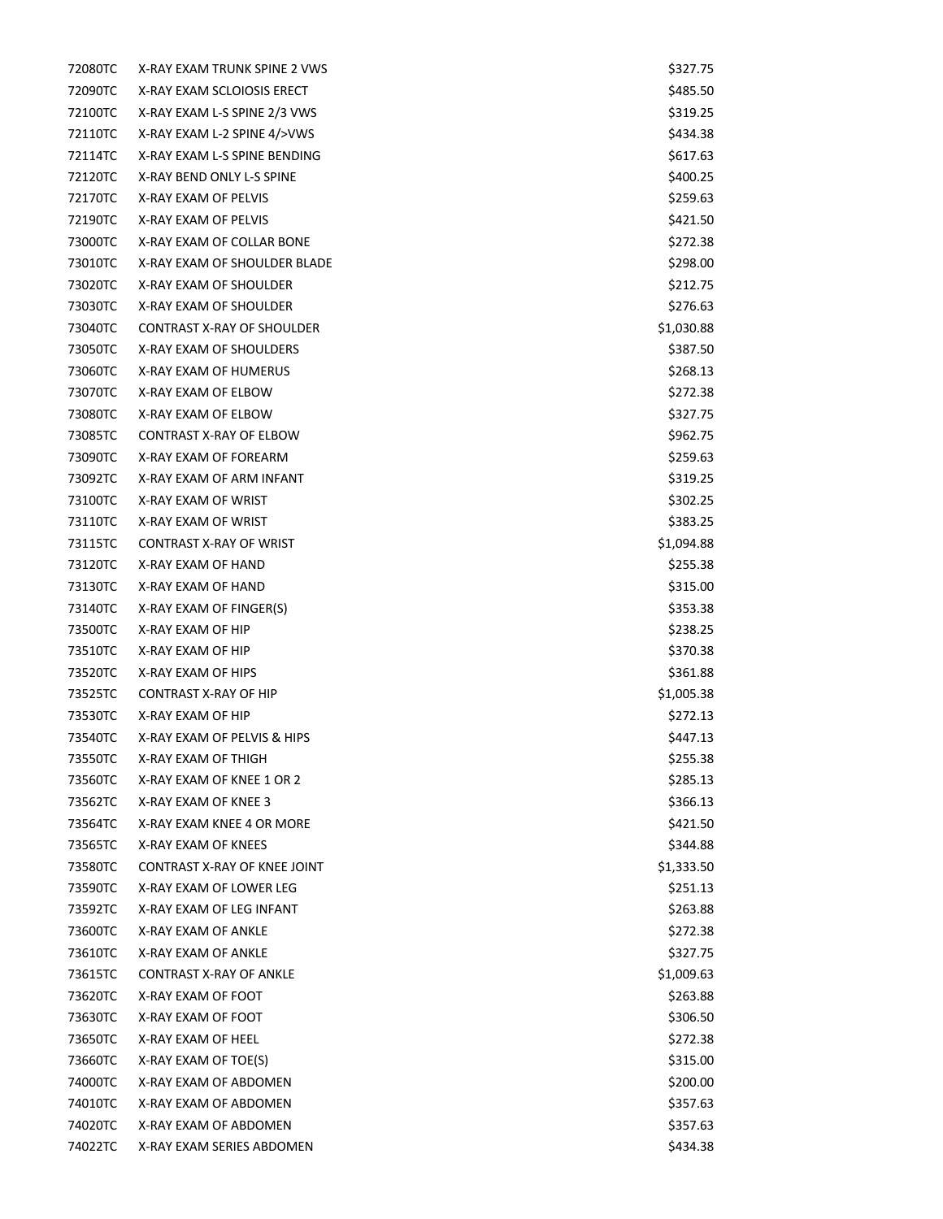| | | |
|---|---|---|
| 72080TC | X-RAY EXAM TRUNK SPINE 2 VWS | $327.75 |
| 72090TC | X-RAY EXAM SCLOIOSIS ERECT | $485.50 |
| 72100TC | X-RAY EXAM L-S SPINE 2/3 VWS | $319.25 |
| 72110TC | X-RAY EXAM L-2 SPINE 4/>VWS | $434.38 |
| 72114TC | X-RAY EXAM L-S SPINE BENDING | $617.63 |
| 72120TC | X-RAY BEND ONLY L-S SPINE | $400.25 |
| 72170TC | X-RAY EXAM OF PELVIS | $259.63 |
| 72190TC | X-RAY EXAM OF PELVIS | $421.50 |
| 73000TC | X-RAY EXAM OF COLLAR BONE | $272.38 |
| 73010TC | X-RAY EXAM OF SHOULDER BLADE | $298.00 |
| 73020TC | X-RAY EXAM OF SHOULDER | $212.75 |
| 73030TC | X-RAY EXAM OF SHOULDER | $276.63 |
| 73040TC | CONTRAST X-RAY OF SHOULDER | $1,030.88 |
| 73050TC | X-RAY EXAM OF SHOULDERS | $387.50 |
| 73060TC | X-RAY EXAM OF HUMERUS | $268.13 |
| 73070TC | X-RAY EXAM OF ELBOW | $272.38 |
| 73080TC | X-RAY EXAM OF ELBOW | $327.75 |
| 73085TC | CONTRAST X-RAY OF ELBOW | $962.75 |
| 73090TC | X-RAY EXAM OF FOREARM | $259.63 |
| 73092TC | X-RAY EXAM OF ARM INFANT | $319.25 |
| 73100TC | X-RAY EXAM OF WRIST | $302.25 |
| 73110TC | X-RAY EXAM OF WRIST | $383.25 |
| 73115TC | CONTRAST X-RAY OF WRIST | $1,094.88 |
| 73120TC | X-RAY EXAM OF HAND | $255.38 |
| 73130TC | X-RAY EXAM OF HAND | $315.00 |
| 73140TC | X-RAY EXAM OF FINGER(S) | $353.38 |
| 73500TC | X-RAY EXAM OF HIP | $238.25 |
| 73510TC | X-RAY EXAM OF HIP | $370.38 |
| 73520TC | X-RAY EXAM OF HIPS | $361.88 |
| 73525TC | CONTRAST X-RAY OF HIP | $1,005.38 |
| 73530TC | X-RAY EXAM OF HIP | $272.13 |
| 73540TC | X-RAY EXAM OF PELVIS & HIPS | $447.13 |
| 73550TC | X-RAY EXAM OF THIGH | $255.38 |
| 73560TC | X-RAY EXAM OF KNEE 1 OR 2 | $285.13 |
| 73562TC | X-RAY EXAM OF KNEE 3 | $366.13 |
| 73564TC | X-RAY EXAM KNEE 4 OR MORE | $421.50 |
| 73565TC | X-RAY EXAM OF KNEES | $344.88 |
| 73580TC | CONTRAST X-RAY OF KNEE JOINT | $1,333.50 |
| 73590TC | X-RAY EXAM OF LOWER LEG | $251.13 |
| 73592TC | X-RAY EXAM OF LEG INFANT | $263.88 |
| 73600TC | X-RAY EXAM OF ANKLE | $272.38 |
| 73610TC | X-RAY EXAM OF ANKLE | $327.75 |
| 73615TC | CONTRAST X-RAY OF ANKLE | $1,009.63 |
| 73620TC | X-RAY EXAM OF FOOT | $263.88 |
| 73630TC | X-RAY EXAM OF FOOT | $306.50 |
| 73650TC | X-RAY EXAM OF HEEL | $272.38 |
| 73660TC | X-RAY EXAM OF TOE(S) | $315.00 |
| 74000TC | X-RAY EXAM OF ABDOMEN | $200.00 |
| 74010TC | X-RAY EXAM OF ABDOMEN | $357.63 |
| 74020TC | X-RAY EXAM OF ABDOMEN | $357.63 |
| 74022TC | X-RAY EXAM SERIES ABDOMEN | $434.38 |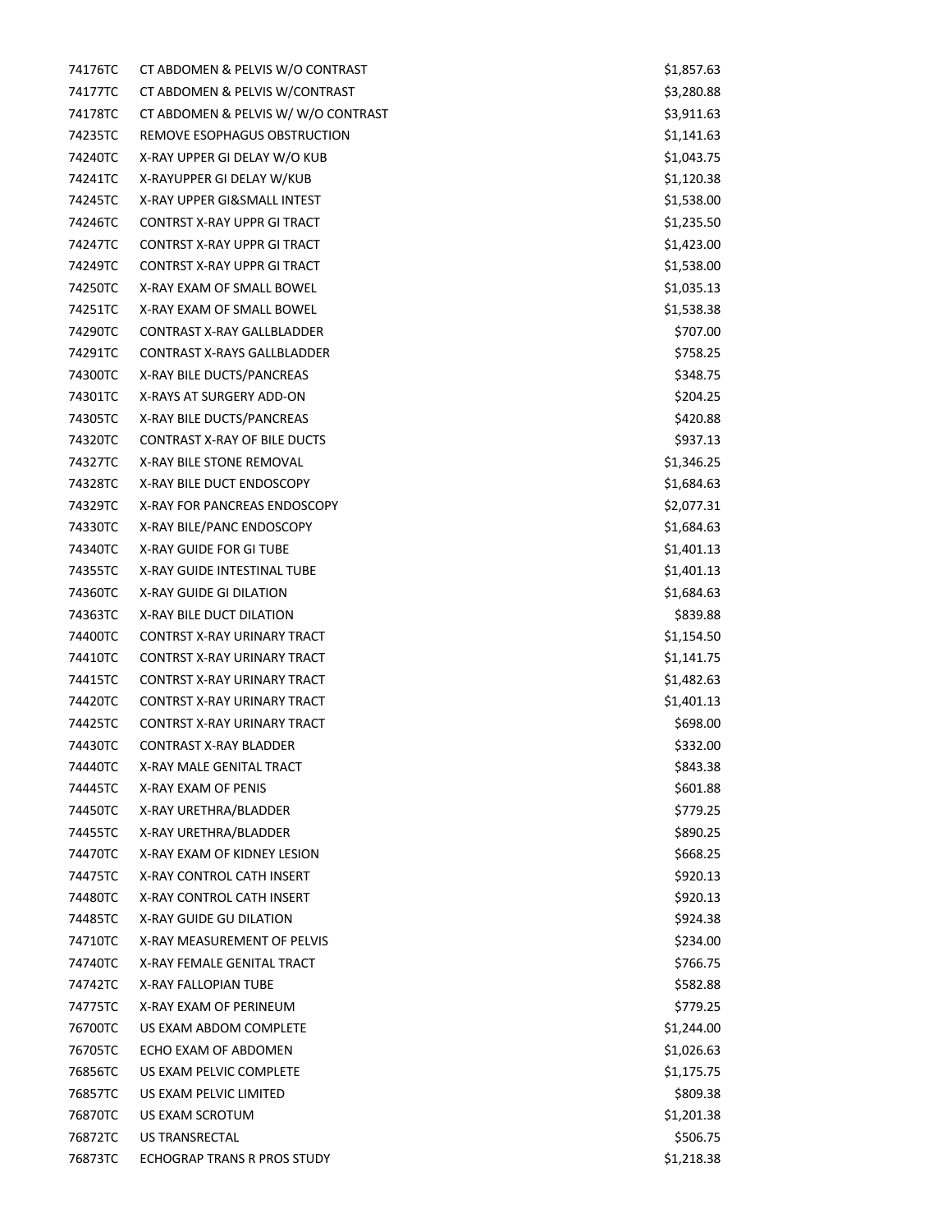| | | |
|---|---|---|
| 74176TC | CT ABDOMEN & PELVIS W/O CONTRAST | $1,857.63 |
| 74177TC | CT ABDOMEN & PELVIS W/CONTRAST | $3,280.88 |
| 74178TC | CT ABDOMEN & PELVIS W/ W/O CONTRAST | $3,911.63 |
| 74235TC | REMOVE ESOPHAGUS OBSTRUCTION | $1,141.63 |
| 74240TC | X-RAY UPPER GI DELAY W/O KUB | $1,043.75 |
| 74241TC | X-RAYUPPER GI DELAY W/KUB | $1,120.38 |
| 74245TC | X-RAY UPPER GI&SMALL INTEST | $1,538.00 |
| 74246TC | CONTRST X-RAY UPPR GI TRACT | $1,235.50 |
| 74247TC | CONTRST X-RAY UPPR GI TRACT | $1,423.00 |
| 74249TC | CONTRST X-RAY UPPR GI TRACT | $1,538.00 |
| 74250TC | X-RAY EXAM OF SMALL BOWEL | $1,035.13 |
| 74251TC | X-RAY EXAM OF SMALL BOWEL | $1,538.38 |
| 74290TC | CONTRAST X-RAY GALLBLADDER | $707.00 |
| 74291TC | CONTRAST X-RAYS GALLBLADDER | $758.25 |
| 74300TC | X-RAY BILE DUCTS/PANCREAS | $348.75 |
| 74301TC | X-RAYS AT SURGERY ADD-ON | $204.25 |
| 74305TC | X-RAY BILE DUCTS/PANCREAS | $420.88 |
| 74320TC | CONTRAST X-RAY OF BILE DUCTS | $937.13 |
| 74327TC | X-RAY BILE STONE REMOVAL | $1,346.25 |
| 74328TC | X-RAY BILE DUCT ENDOSCOPY | $1,684.63 |
| 74329TC | X-RAY FOR PANCREAS ENDOSCOPY | $2,077.31 |
| 74330TC | X-RAY BILE/PANC ENDOSCOPY | $1,684.63 |
| 74340TC | X-RAY GUIDE FOR GI TUBE | $1,401.13 |
| 74355TC | X-RAY GUIDE INTESTINAL TUBE | $1,401.13 |
| 74360TC | X-RAY GUIDE GI DILATION | $1,684.63 |
| 74363TC | X-RAY BILE DUCT DILATION | $839.88 |
| 74400TC | CONTRST X-RAY URINARY TRACT | $1,154.50 |
| 74410TC | CONTRST X-RAY URINARY TRACT | $1,141.75 |
| 74415TC | CONTRST X-RAY URINARY TRACT | $1,482.63 |
| 74420TC | CONTRST X-RAY URINARY TRACT | $1,401.13 |
| 74425TC | CONTRST X-RAY URINARY TRACT | $698.00 |
| 74430TC | CONTRAST X-RAY BLADDER | $332.00 |
| 74440TC | X-RAY MALE GENITAL TRACT | $843.38 |
| 74445TC | X-RAY EXAM OF PENIS | $601.88 |
| 74450TC | X-RAY URETHRA/BLADDER | $779.25 |
| 74455TC | X-RAY URETHRA/BLADDER | $890.25 |
| 74470TC | X-RAY EXAM OF KIDNEY LESION | $668.25 |
| 74475TC | X-RAY CONTROL CATH INSERT | $920.13 |
| 74480TC | X-RAY CONTROL CATH INSERT | $920.13 |
| 74485TC | X-RAY GUIDE GU DILATION | $924.38 |
| 74710TC | X-RAY MEASUREMENT OF PELVIS | $234.00 |
| 74740TC | X-RAY FEMALE GENITAL TRACT | $766.75 |
| 74742TC | X-RAY FALLOPIAN TUBE | $582.88 |
| 74775TC | X-RAY EXAM OF PERINEUM | $779.25 |
| 76700TC | US EXAM ABDOM COMPLETE | $1,244.00 |
| 76705TC | ECHO EXAM OF ABDOMEN | $1,026.63 |
| 76856TC | US EXAM PELVIC COMPLETE | $1,175.75 |
| 76857TC | US EXAM PELVIC LIMITED | $809.38 |
| 76870TC | US EXAM SCROTUM | $1,201.38 |
| 76872TC | US TRANSRECTAL | $506.75 |
| 76873TC | ECHOGRAP TRANS R PROS STUDY | $1,218.38 |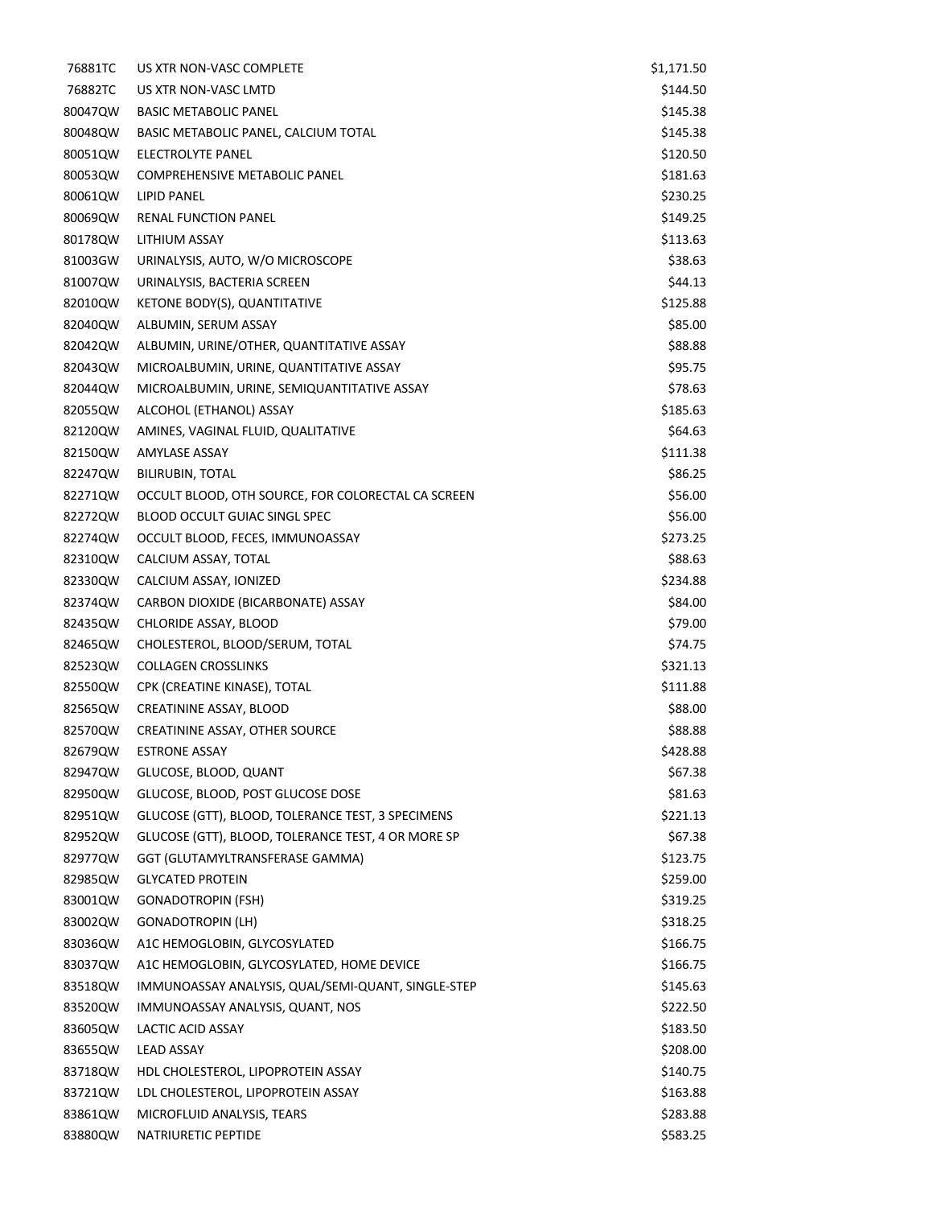| | | |
|---|---|---|
| 76881TC | US XTR NON-VASC COMPLETE | $1,171.50 |
| 76882TC | US XTR NON-VASC LMTD | $144.50 |
| 80047QW | BASIC METABOLIC PANEL | $145.38 |
| 80048QW | BASIC METABOLIC PANEL, CALCIUM TOTAL | $145.38 |
| 80051QW | ELECTROLYTE PANEL | $120.50 |
| 80053QW | COMPREHENSIVE METABOLIC PANEL | $181.63 |
| 80061QW | LIPID PANEL | $230.25 |
| 80069QW | RENAL FUNCTION PANEL | $149.25 |
| 80178QW | LITHIUM ASSAY | $113.63 |
| 81003GW | URINALYSIS, AUTO, W/O MICROSCOPE | $38.63 |
| 81007QW | URINALYSIS, BACTERIA SCREEN | $44.13 |
| 82010QW | KETONE BODY(S), QUANTITATIVE | $125.88 |
| 82040QW | ALBUMIN, SERUM ASSAY | $85.00 |
| 82042QW | ALBUMIN, URINE/OTHER, QUANTITATIVE ASSAY | $88.88 |
| 82043QW | MICROALBUMIN, URINE, QUANTITATIVE ASSAY | $95.75 |
| 82044QW | MICROALBUMIN, URINE, SEMIQUANTITATIVE ASSAY | $78.63 |
| 82055QW | ALCOHOL (ETHANOL) ASSAY | $185.63 |
| 82120QW | AMINES, VAGINAL FLUID, QUALITATIVE | $64.63 |
| 82150QW | AMYLASE ASSAY | $111.38 |
| 82247QW | BILIRUBIN, TOTAL | $86.25 |
| 82271QW | OCCULT BLOOD, OTH SOURCE, FOR COLORECTAL CA SCREEN | $56.00 |
| 82272QW | BLOOD OCCULT GUIAC SINGL SPEC | $56.00 |
| 82274QW | OCCULT BLOOD, FECES, IMMUNOASSAY | $273.25 |
| 82310QW | CALCIUM ASSAY, TOTAL | $88.63 |
| 82330QW | CALCIUM ASSAY, IONIZED | $234.88 |
| 82374QW | CARBON DIOXIDE (BICARBONATE) ASSAY | $84.00 |
| 82435QW | CHLORIDE ASSAY, BLOOD | $79.00 |
| 82465QW | CHOLESTEROL, BLOOD/SERUM, TOTAL | $74.75 |
| 82523QW | COLLAGEN CROSSLINKS | $321.13 |
| 82550QW | CPK (CREATINE KINASE), TOTAL | $111.88 |
| 82565QW | CREATININE ASSAY, BLOOD | $88.00 |
| 82570QW | CREATININE ASSAY, OTHER SOURCE | $88.88 |
| 82679QW | ESTRONE ASSAY | $428.88 |
| 82947QW | GLUCOSE, BLOOD, QUANT | $67.38 |
| 82950QW | GLUCOSE, BLOOD, POST GLUCOSE DOSE | $81.63 |
| 82951QW | GLUCOSE (GTT), BLOOD, TOLERANCE TEST, 3 SPECIMENS | $221.13 |
| 82952QW | GLUCOSE (GTT), BLOOD, TOLERANCE TEST, 4 OR MORE SP | $67.38 |
| 82977QW | GGT (GLUTAMYLTRANSFERASE GAMMA) | $123.75 |
| 82985QW | GLYCATED PROTEIN | $259.00 |
| 83001QW | GONADOTROPIN (FSH) | $319.25 |
| 83002QW | GONADOTROPIN (LH) | $318.25 |
| 83036QW | A1C HEMOGLOBIN, GLYCOSYLATED | $166.75 |
| 83037QW | A1C HEMOGLOBIN, GLYCOSYLATED, HOME DEVICE | $166.75 |
| 83518QW | IMMUNOASSAY ANALYSIS, QUAL/SEMI-QUANT, SINGLE-STEP | $145.63 |
| 83520QW | IMMUNOASSAY ANALYSIS, QUANT, NOS | $222.50 |
| 83605QW | LACTIC ACID ASSAY | $183.50 |
| 83655QW | LEAD ASSAY | $208.00 |
| 83718QW | HDL CHOLESTEROL, LIPOPROTEIN ASSAY | $140.75 |
| 83721QW | LDL CHOLESTEROL, LIPOPROTEIN ASSAY | $163.88 |
| 83861QW | MICROFLUID ANALYSIS, TEARS | $283.88 |
| 83880QW | NATRIURETIC PEPTIDE | $583.25 |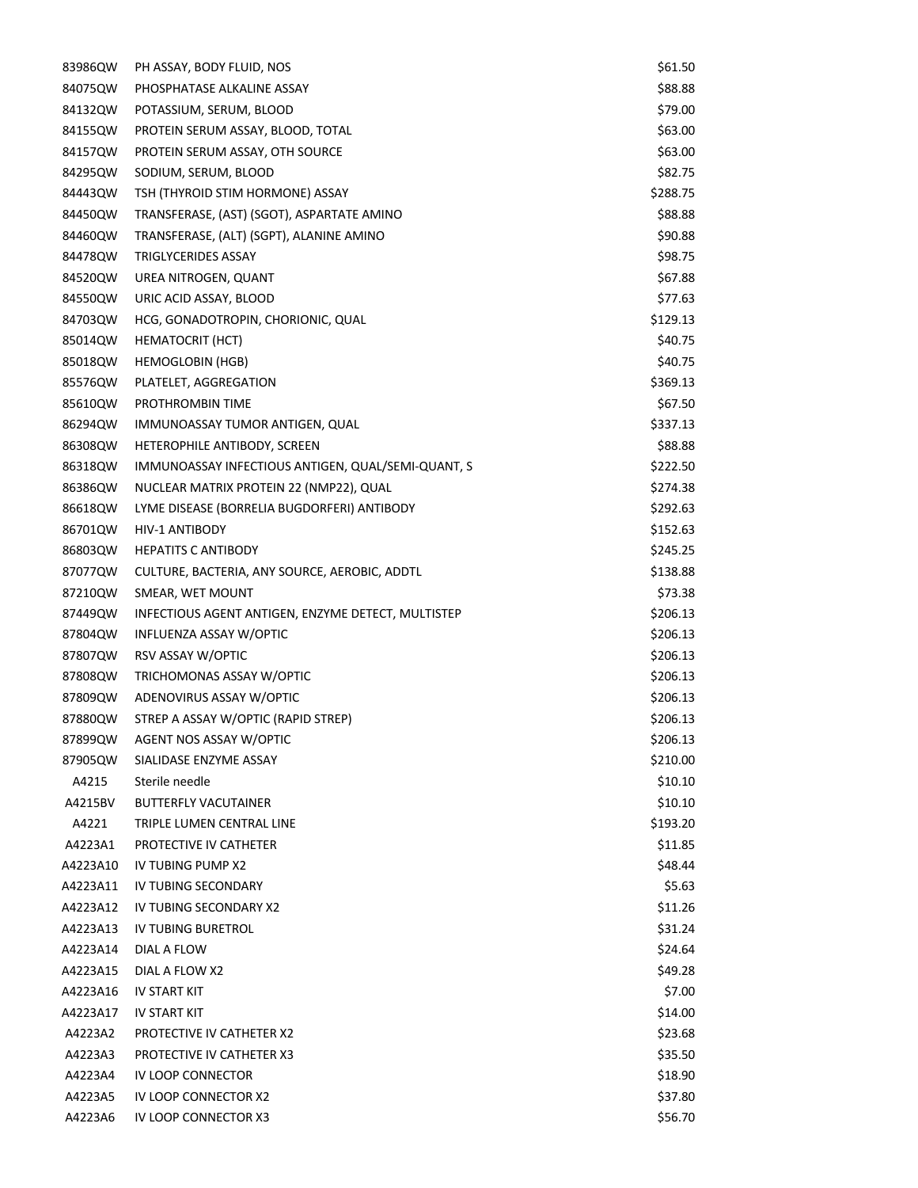| | | |
|---|---|---|
| 83986QW | PH ASSAY, BODY FLUID, NOS | $61.50 |
| 84075QW | PHOSPHATASE ALKALINE ASSAY | $88.88 |
| 84132QW | POTASSIUM, SERUM, BLOOD | $79.00 |
| 84155QW | PROTEIN SERUM ASSAY, BLOOD, TOTAL | $63.00 |
| 84157QW | PROTEIN SERUM ASSAY, OTH SOURCE | $63.00 |
| 84295QW | SODIUM, SERUM, BLOOD | $82.75 |
| 84443QW | TSH (THYROID STIM HORMONE) ASSAY | $288.75 |
| 84450QW | TRANSFERASE, (AST) (SGOT), ASPARTATE AMINO | $88.88 |
| 84460QW | TRANSFERASE, (ALT) (SGPT), ALANINE AMINO | $90.88 |
| 84478QW | TRIGLYCERIDES ASSAY | $98.75 |
| 84520QW | UREA NITROGEN, QUANT | $67.88 |
| 84550QW | URIC ACID ASSAY, BLOOD | $77.63 |
| 84703QW | HCG, GONADOTROPIN, CHORIONIC, QUAL | $129.13 |
| 85014QW | HEMATOCRIT (HCT) | $40.75 |
| 85018QW | HEMOGLOBIN (HGB) | $40.75 |
| 85576QW | PLATELET, AGGREGATION | $369.13 |
| 85610QW | PROTHROMBIN TIME | $67.50 |
| 86294QW | IMMUNOASSAY TUMOR ANTIGEN, QUAL | $337.13 |
| 86308QW | HETEROPHILE ANTIBODY, SCREEN | $88.88 |
| 86318QW | IMMUNOASSAY INFECTIOUS ANTIGEN, QUAL/SEMI-QUANT, S | $222.50 |
| 86386QW | NUCLEAR MATRIX PROTEIN 22 (NMP22), QUAL | $274.38 |
| 86618QW | LYME DISEASE (BORRELIA BUGDORFERI) ANTIBODY | $292.63 |
| 86701QW | HIV-1 ANTIBODY | $152.63 |
| 86803QW | HEPATITS C ANTIBODY | $245.25 |
| 87077QW | CULTURE, BACTERIA, ANY SOURCE, AEROBIC, ADDTL | $138.88 |
| 87210QW | SMEAR, WET MOUNT | $73.38 |
| 87449QW | INFECTIOUS AGENT ANTIGEN, ENZYME DETECT, MULTISTEP | $206.13 |
| 87804QW | INFLUENZA ASSAY W/OPTIC | $206.13 |
| 87807QW | RSV ASSAY W/OPTIC | $206.13 |
| 87808QW | TRICHOMONAS ASSAY W/OPTIC | $206.13 |
| 87809QW | ADENOVIRUS ASSAY W/OPTIC | $206.13 |
| 87880QW | STREP A ASSAY W/OPTIC (RAPID STREP) | $206.13 |
| 87899QW | AGENT NOS ASSAY W/OPTIC | $206.13 |
| 87905QW | SIALIDASE ENZYME ASSAY | $210.00 |
| A4215 | Sterile needle | $10.10 |
| A4215BV | BUTTERFLY VACUTAINER | $10.10 |
| A4221 | TRIPLE LUMEN CENTRAL LINE | $193.20 |
| A4223A1 | PROTECTIVE IV CATHETER | $11.85 |
| A4223A10 | IV TUBING PUMP X2 | $48.44 |
| A4223A11 | IV TUBING SECONDARY | $5.63 |
| A4223A12 | IV TUBING SECONDARY X2 | $11.26 |
| A4223A13 | IV TUBING BURETROL | $31.24 |
| A4223A14 | DIAL A FLOW | $24.64 |
| A4223A15 | DIAL A FLOW X2 | $49.28 |
| A4223A16 | IV START KIT | $7.00 |
| A4223A17 | IV START KIT | $14.00 |
| A4223A2 | PROTECTIVE IV CATHETER X2 | $23.68 |
| A4223A3 | PROTECTIVE IV CATHETER X3 | $35.50 |
| A4223A4 | IV LOOP CONNECTOR | $18.90 |
| A4223A5 | IV LOOP CONNECTOR X2 | $37.80 |
| A4223A6 | IV LOOP CONNECTOR X3 | $56.70 |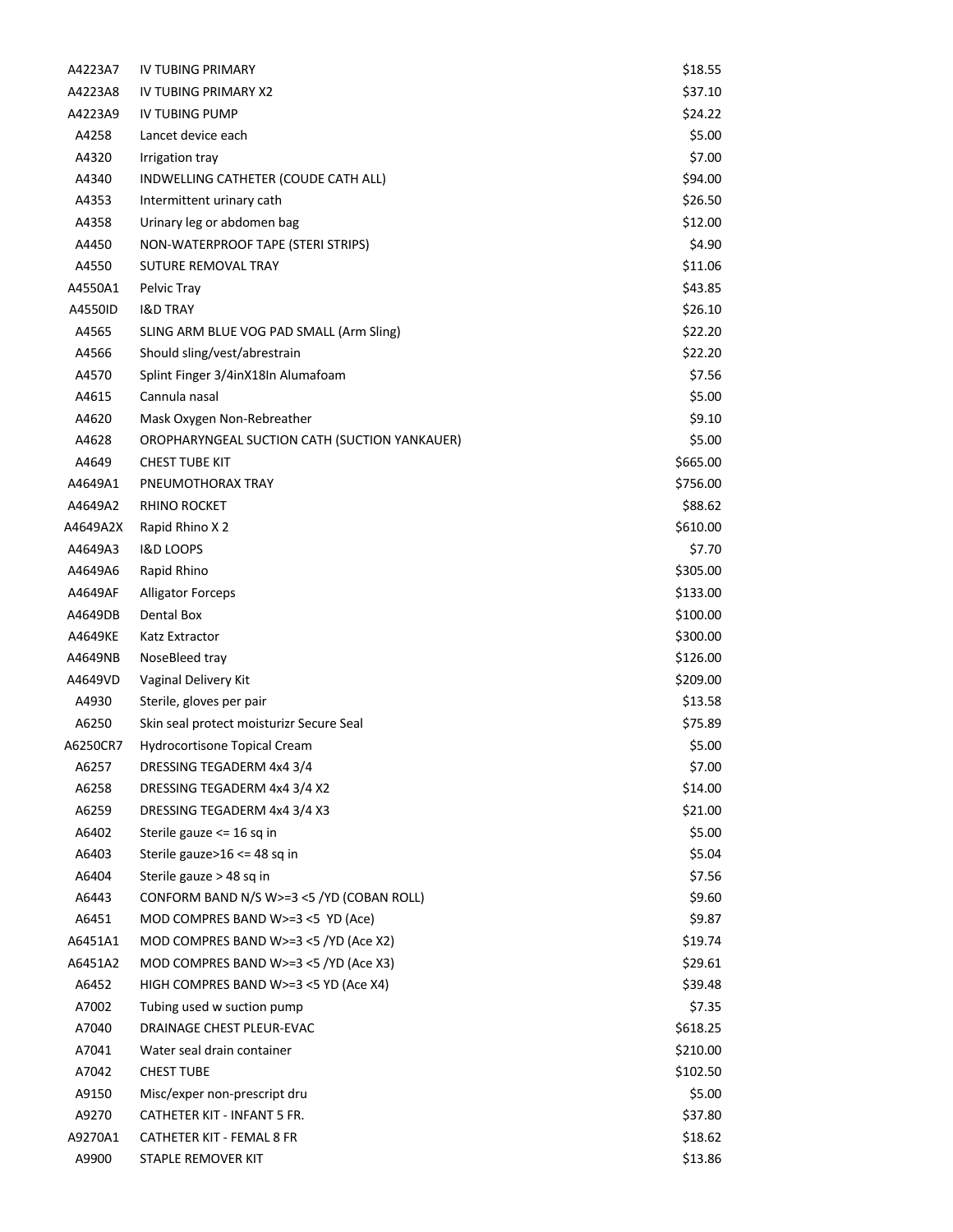| | | |
|---|---|---|
| A4223A7 | IV TUBING PRIMARY | $18.55 |
| A4223A8 | IV TUBING PRIMARY X2 | $37.10 |
| A4223A9 | IV TUBING PUMP | $24.22 |
| A4258 | Lancet device each | $5.00 |
| A4320 | Irrigation tray | $7.00 |
| A4340 | INDWELLING CATHETER (COUDE CATH ALL) | $94.00 |
| A4353 | Intermittent urinary cath | $26.50 |
| A4358 | Urinary leg or abdomen bag | $12.00 |
| A4450 | NON-WATERPROOF TAPE (STERI STRIPS) | $4.90 |
| A4550 | SUTURE REMOVAL TRAY | $11.06 |
| A4550A1 | Pelvic Tray | $43.85 |
| A4550ID | I&D TRAY | $26.10 |
| A4565 | SLING ARM BLUE VOG PAD SMALL (Arm Sling) | $22.20 |
| A4566 | Should sling/vest/abrestrain | $22.20 |
| A4570 | Splint Finger 3/4inX18In Alumafoam | $7.56 |
| A4615 | Cannula nasal | $5.00 |
| A4620 | Mask Oxygen Non-Rebreather | $9.10 |
| A4628 | OROPHARYNGEAL SUCTION CATH (SUCTION YANKAUER) | $5.00 |
| A4649 | CHEST TUBE KIT | $665.00 |
| A4649A1 | PNEUMOTHORAX TRAY | $756.00 |
| A4649A2 | RHINO ROCKET | $88.62 |
| A4649A2X | Rapid Rhino X 2 | $610.00 |
| A4649A3 | I&D LOOPS | $7.70 |
| A4649A6 | Rapid Rhino | $305.00 |
| A4649AF | Alligator Forceps | $133.00 |
| A4649DB | Dental Box | $100.00 |
| A4649KE | Katz Extractor | $300.00 |
| A4649NB | NoseBleed tray | $126.00 |
| A4649VD | Vaginal Delivery Kit | $209.00 |
| A4930 | Sterile, gloves per pair | $13.58 |
| A6250 | Skin seal protect moisturizr Secure Seal | $75.89 |
| A6250CR7 | Hydrocortisone Topical Cream | $5.00 |
| A6257 | DRESSING TEGADERM 4x4 3/4 | $7.00 |
| A6258 | DRESSING TEGADERM 4x4 3/4 X2 | $14.00 |
| A6259 | DRESSING TEGADERM 4x4 3/4 X3 | $21.00 |
| A6402 | Sterile gauze <= 16 sq in | $5.00 |
| A6403 | Sterile gauze>16 <= 48 sq in | $5.04 |
| A6404 | Sterile gauze > 48 sq in | $7.56 |
| A6443 | CONFORM BAND N/S W>=3 <5 /YD (COBAN ROLL) | $9.60 |
| A6451 | MOD COMPRES BAND W>=3 <5 YD (Ace) | $9.87 |
| A6451A1 | MOD COMPRES BAND W>=3 <5 /YD (Ace X2) | $19.74 |
| A6451A2 | MOD COMPRES BAND W>=3 <5 /YD (Ace X3) | $29.61 |
| A6452 | HIGH COMPRES BAND W>=3 <5 YD (Ace X4) | $39.48 |
| A7002 | Tubing used w suction pump | $7.35 |
| A7040 | DRAINAGE CHEST PLEUR-EVAC | $618.25 |
| A7041 | Water seal drain container | $210.00 |
| A7042 | CHEST TUBE | $102.50 |
| A9150 | Misc/exper non-prescript dru | $5.00 |
| A9270 | CATHETER KIT - INFANT 5 FR. | $37.80 |
| A9270A1 | CATHETER KIT - FEMAL 8 FR | $18.62 |
| A9900 | STAPLE REMOVER KIT | $13.86 |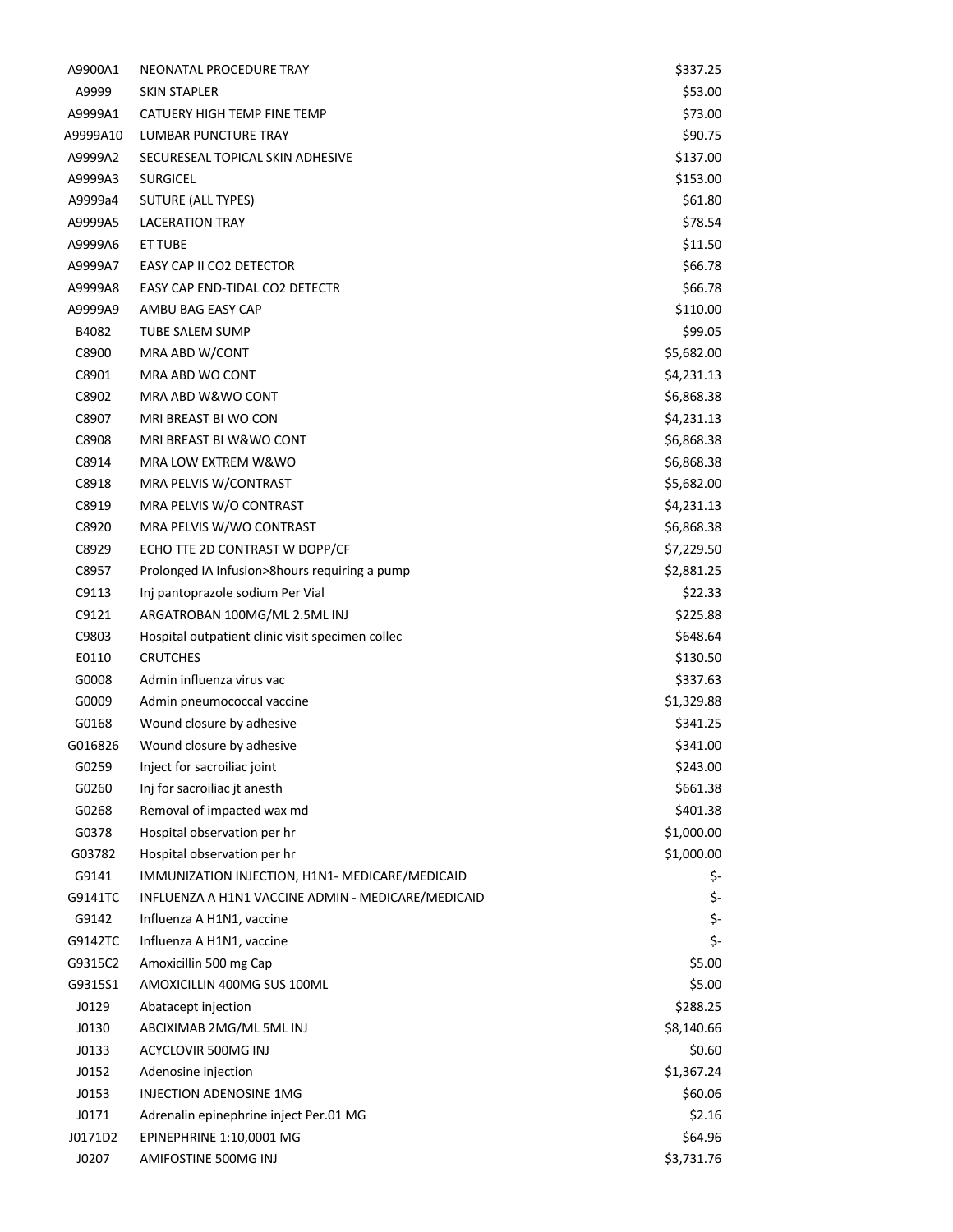| | | |
|---|---|---|
| A9900A1 | NEONATAL PROCEDURE TRAY | $337.25 |
| A9999 | SKIN STAPLER | $53.00 |
| A9999A1 | CATUERY HIGH TEMP FINE TEMP | $73.00 |
| A9999A10 | LUMBAR PUNCTURE TRAY | $90.75 |
| A9999A2 | SECURESEAL TOPICAL SKIN ADHESIVE | $137.00 |
| A9999A3 | SURGICEL | $153.00 |
| A9999a4 | SUTURE (ALL TYPES) | $61.80 |
| A9999A5 | LACERATION TRAY | $78.54 |
| A9999A6 | ET TUBE | $11.50 |
| A9999A7 | EASY CAP II CO2 DETECTOR | $66.78 |
| A9999A8 | EASY CAP END-TIDAL CO2 DETECTR | $66.78 |
| A9999A9 | AMBU BAG EASY CAP | $110.00 |
| B4082 | TUBE SALEM SUMP | $99.05 |
| C8900 | MRA ABD W/CONT | $5,682.00 |
| C8901 | MRA ABD WO CONT | $4,231.13 |
| C8902 | MRA ABD W&WO CONT | $6,868.38 |
| C8907 | MRI BREAST BI WO CON | $4,231.13 |
| C8908 | MRI BREAST BI W&WO CONT | $6,868.38 |
| C8914 | MRA LOW EXTREM W&WO | $6,868.38 |
| C8918 | MRA PELVIS W/CONTRAST | $5,682.00 |
| C8919 | MRA PELVIS W/O CONTRAST | $4,231.13 |
| C8920 | MRA PELVIS W/WO CONTRAST | $6,868.38 |
| C8929 | ECHO TTE 2D CONTRAST W DOPP/CF | $7,229.50 |
| C8957 | Prolonged IA Infusion>8hours requiring a pump | $2,881.25 |
| C9113 | Inj pantoprazole sodium Per Vial | $22.33 |
| C9121 | ARGATROBAN 100MG/ML 2.5ML INJ | $225.88 |
| C9803 | Hospital outpatient clinic visit specimen collec | $648.64 |
| E0110 | CRUTCHES | $130.50 |
| G0008 | Admin influenza virus vac | $337.63 |
| G0009 | Admin pneumococcal vaccine | $1,329.88 |
| G0168 | Wound closure by adhesive | $341.25 |
| G016826 | Wound closure by adhesive | $341.00 |
| G0259 | Inject for sacroiliac joint | $243.00 |
| G0260 | Inj for sacroiliac jt anesth | $661.38 |
| G0268 | Removal of impacted wax md | $401.38 |
| G0378 | Hospital observation per hr | $1,000.00 |
| G03782 | Hospital observation per hr | $1,000.00 |
| G9141 | IMMUNIZATION INJECTION, H1N1- MEDICARE/MEDICAID | $- |
| G9141TC | INFLUENZA A H1N1 VACCINE ADMIN - MEDICARE/MEDICAID | $- |
| G9142 | Influenza A H1N1, vaccine | $- |
| G9142TC | Influenza A H1N1, vaccine | $- |
| G9315C2 | Amoxicillin 500 mg Cap | $5.00 |
| G9315S1 | AMOXICILLIN 400MG SUS 100ML | $5.00 |
| J0129 | Abatacept injection | $288.25 |
| J0130 | ABCIXIMAB 2MG/ML 5ML INJ | $8,140.66 |
| J0133 | ACYCLOVIR 500MG INJ | $0.60 |
| J0152 | Adenosine injection | $1,367.24 |
| J0153 | INJECTION ADENOSINE 1MG | $60.06 |
| J0171 | Adrenalin epinephrine inject Per.01 MG | $2.16 |
| J0171D2 | EPINEPHRINE 1:10,0001 MG | $64.96 |
| J0207 | AMIFOSTINE 500MG INJ | $3,731.76 |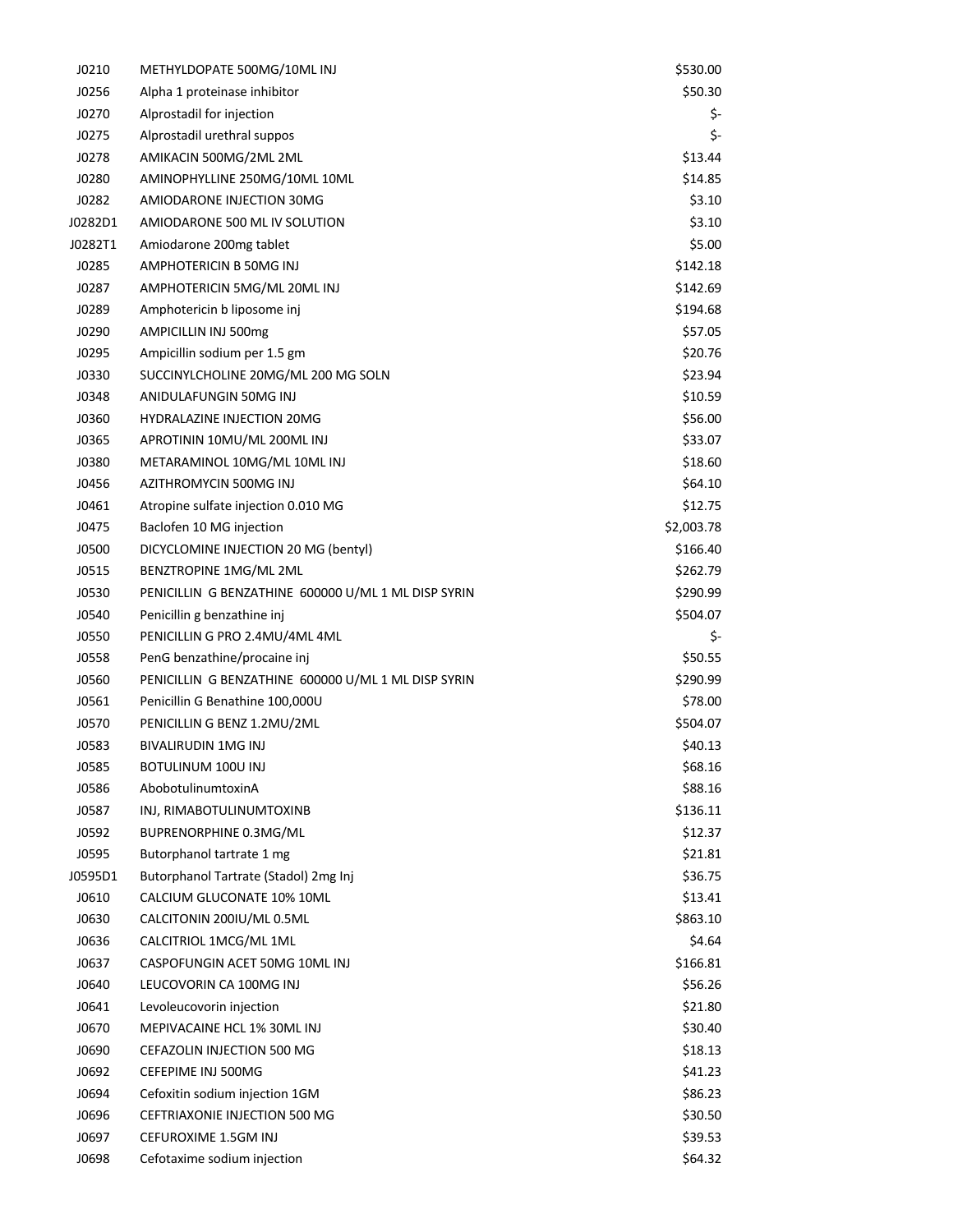| | | |
|---|---|---|
| J0210 | METHYLDOPATE 500MG/10ML INJ | $530.00 |
| J0256 | Alpha 1 proteinase inhibitor | $50.30 |
| J0270 | Alprostadil for injection | $- |
| J0275 | Alprostadil urethral suppos | $- |
| J0278 | AMIKACIN 500MG/2ML 2ML | $13.44 |
| J0280 | AMINOPHYLLINE 250MG/10ML 10ML | $14.85 |
| J0282 | AMIODARONE INJECTION 30MG | $3.10 |
| J0282D1 | AMIODARONE 500 ML IV SOLUTION | $3.10 |
| J0282T1 | Amiodarone 200mg tablet | $5.00 |
| J0285 | AMPHOTERICIN B 50MG INJ | $142.18 |
| J0287 | AMPHOTERICIN 5MG/ML 20ML INJ | $142.69 |
| J0289 | Amphotericin b liposome inj | $194.68 |
| J0290 | AMPICILLIN INJ 500mg | $57.05 |
| J0295 | Ampicillin sodium per 1.5 gm | $20.76 |
| J0330 | SUCCINYLCHOLINE 20MG/ML 200 MG SOLN | $23.94 |
| J0348 | ANIDULAFUNGIN 50MG INJ | $10.59 |
| J0360 | HYDRALAZINE INJECTION 20MG | $56.00 |
| J0365 | APROTININ 10MU/ML 200ML INJ | $33.07 |
| J0380 | METARAMINOL 10MG/ML 10ML INJ | $18.60 |
| J0456 | AZITHROMYCIN 500MG INJ | $64.10 |
| J0461 | Atropine sulfate injection 0.010 MG | $12.75 |
| J0475 | Baclofen 10 MG injection | $2,003.78 |
| J0500 | DICYCLOMINE INJECTION 20 MG (bentyl) | $166.40 |
| J0515 | BENZTROPINE 1MG/ML 2ML | $262.79 |
| J0530 | PENICILLIN G BENZATHINE 600000 U/ML 1 ML DISP SYRIN | $290.99 |
| J0540 | Penicillin g benzathine inj | $504.07 |
| J0550 | PENICILLIN G PRO 2.4MU/4ML 4ML | $- |
| J0558 | PenG benzathine/procaine inj | $50.55 |
| J0560 | PENICILLIN G BENZATHINE 600000 U/ML 1 ML DISP SYRIN | $290.99 |
| J0561 | Penicillin G Benathine 100,000U | $78.00 |
| J0570 | PENICILLIN G BENZ 1.2MU/2ML | $504.07 |
| J0583 | BIVALIRUDIN 1MG INJ | $40.13 |
| J0585 | BOTULINUM 100U INJ | $68.16 |
| J0586 | AbobotulinumtoxinA | $88.16 |
| J0587 | INJ, RIMABOTULINUMTOXINB | $136.11 |
| J0592 | BUPRENORPHINE 0.3MG/ML | $12.37 |
| J0595 | Butorphanol tartrate 1 mg | $21.81 |
| J0595D1 | Butorphanol Tartrate (Stadol) 2mg Inj | $36.75 |
| J0610 | CALCIUM GLUCONATE 10% 10ML | $13.41 |
| J0630 | CALCITONIN 200IU/ML 0.5ML | $863.10 |
| J0636 | CALCITRIOL 1MCG/ML 1ML | $4.64 |
| J0637 | CASPOFUNGIN ACET 50MG 10ML INJ | $166.81 |
| J0640 | LEUCOVORIN CA 100MG INJ | $56.26 |
| J0641 | Levoleucovorin injection | $21.80 |
| J0670 | MEPIVACAINE HCL 1% 30ML INJ | $30.40 |
| J0690 | CEFAZOLIN INJECTION 500 MG | $18.13 |
| J0692 | CEFEPIME INJ 500MG | $41.23 |
| J0694 | Cefoxitin sodium injection 1GM | $86.23 |
| J0696 | CEFTRIAXONIE INJECTION 500 MG | $30.50 |
| J0697 | CEFUROXIME 1.5GM INJ | $39.53 |
| J0698 | Cefotaxime sodium injection | $64.32 |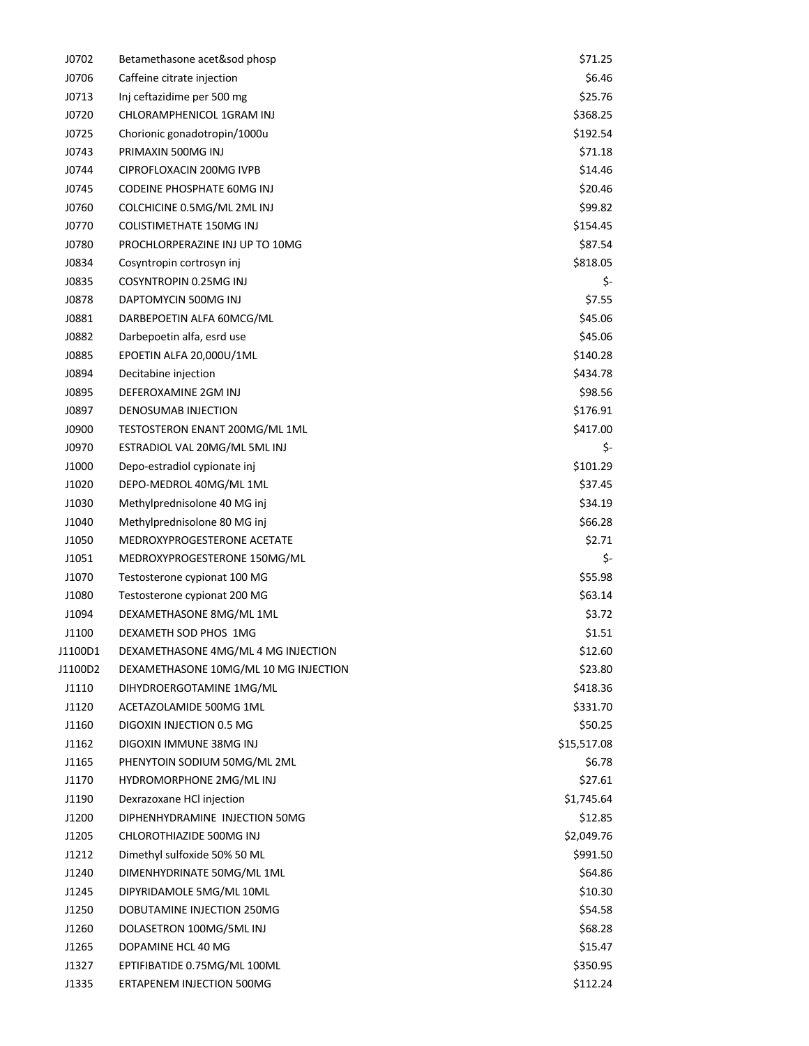| | | |
|---|---|---|
| J0702 | Betamethasone acet&sod phosp | $71.25 |
| J0706 | Caffeine citrate injection | $6.46 |
| J0713 | Inj ceftazidime per 500 mg | $25.76 |
| J0720 | CHLORAMPHENICOL 1GRAM INJ | $368.25 |
| J0725 | Chorionic gonadotropin/1000u | $192.54 |
| J0743 | PRIMAXIN 500MG INJ | $71.18 |
| J0744 | CIPROFLOXACIN 200MG IVPB | $14.46 |
| J0745 | CODEINE PHOSPHATE 60MG INJ | $20.46 |
| J0760 | COLCHICINE 0.5MG/ML 2ML INJ | $99.82 |
| J0770 | COLISTIMETHATE 150MG INJ | $154.45 |
| J0780 | PROCHLORPERAZINE INJ UP TO 10MG | $87.54 |
| J0834 | Cosyntropin cortrosyn inj | $818.05 |
| J0835 | COSYNTROPIN 0.25MG INJ | $- |
| J0878 | DAPTOMYCIN 500MG INJ | $7.55 |
| J0881 | DARBEPOETIN ALFA 60MCG/ML | $45.06 |
| J0882 | Darbepoetin alfa, esrd use | $45.06 |
| J0885 | EPOETIN ALFA 20,000U/1ML | $140.28 |
| J0894 | Decitabine injection | $434.78 |
| J0895 | DEFEROXAMINE 2GM INJ | $98.56 |
| J0897 | DENOSUMAB INJECTION | $176.91 |
| J0900 | TESTOSTERON ENANT 200MG/ML 1ML | $417.00 |
| J0970 | ESTRADIOL VAL 20MG/ML 5ML INJ | $- |
| J1000 | Depo-estradiol cypionate inj | $101.29 |
| J1020 | DEPO-MEDROL 40MG/ML 1ML | $37.45 |
| J1030 | Methylprednisolone 40 MG inj | $34.19 |
| J1040 | Methylprednisolone 80 MG inj | $66.28 |
| J1050 | MEDROXYPROGESTERONE ACETATE | $2.71 |
| J1051 | MEDROXYPROGESTERONE 150MG/ML | $- |
| J1070 | Testosterone cypionat 100 MG | $55.98 |
| J1080 | Testosterone cypionat 200 MG | $63.14 |
| J1094 | DEXAMETHASONE 8MG/ML 1ML | $3.72 |
| J1100 | DEXAMETH SOD PHOS 1MG | $1.51 |
| J1100D1 | DEXAMETHASONE 4MG/ML 4 MG INJECTION | $12.60 |
| J1100D2 | DEXAMETHASONE 10MG/ML 10 MG INJECTION | $23.80 |
| J1110 | DIHYDROERGOTAMINE 1MG/ML | $418.36 |
| J1120 | ACETAZOLAMIDE 500MG 1ML | $331.70 |
| J1160 | DIGOXIN INJECTION 0.5 MG | $50.25 |
| J1162 | DIGOXIN IMMUNE 38MG INJ | $15,517.08 |
| J1165 | PHENYTOIN SODIUM 50MG/ML 2ML | $6.78 |
| J1170 | HYDROMORPHONE 2MG/ML INJ | $27.61 |
| J1190 | Dexrazoxane HCl injection | $1,745.64 |
| J1200 | DIPHENHYDRAMINE INJECTION 50MG | $12.85 |
| J1205 | CHLOROTHIAZIDE 500MG INJ | $2,049.76 |
| J1212 | Dimethyl sulfoxide 50% 50 ML | $991.50 |
| J1240 | DIMENHYDRINATE 50MG/ML 1ML | $64.86 |
| J1245 | DIPYRIDAMOLE 5MG/ML 10ML | $10.30 |
| J1250 | DOBUTAMINE INJECTION 250MG | $54.58 |
| J1260 | DOLASETRON 100MG/5ML INJ | $68.28 |
| J1265 | DOPAMINE HCL 40 MG | $15.47 |
| J1327 | EPTIFIBATIDE 0.75MG/ML 100ML | $350.95 |
| J1335 | ERTAPENEM INJECTION 500MG | $112.24 |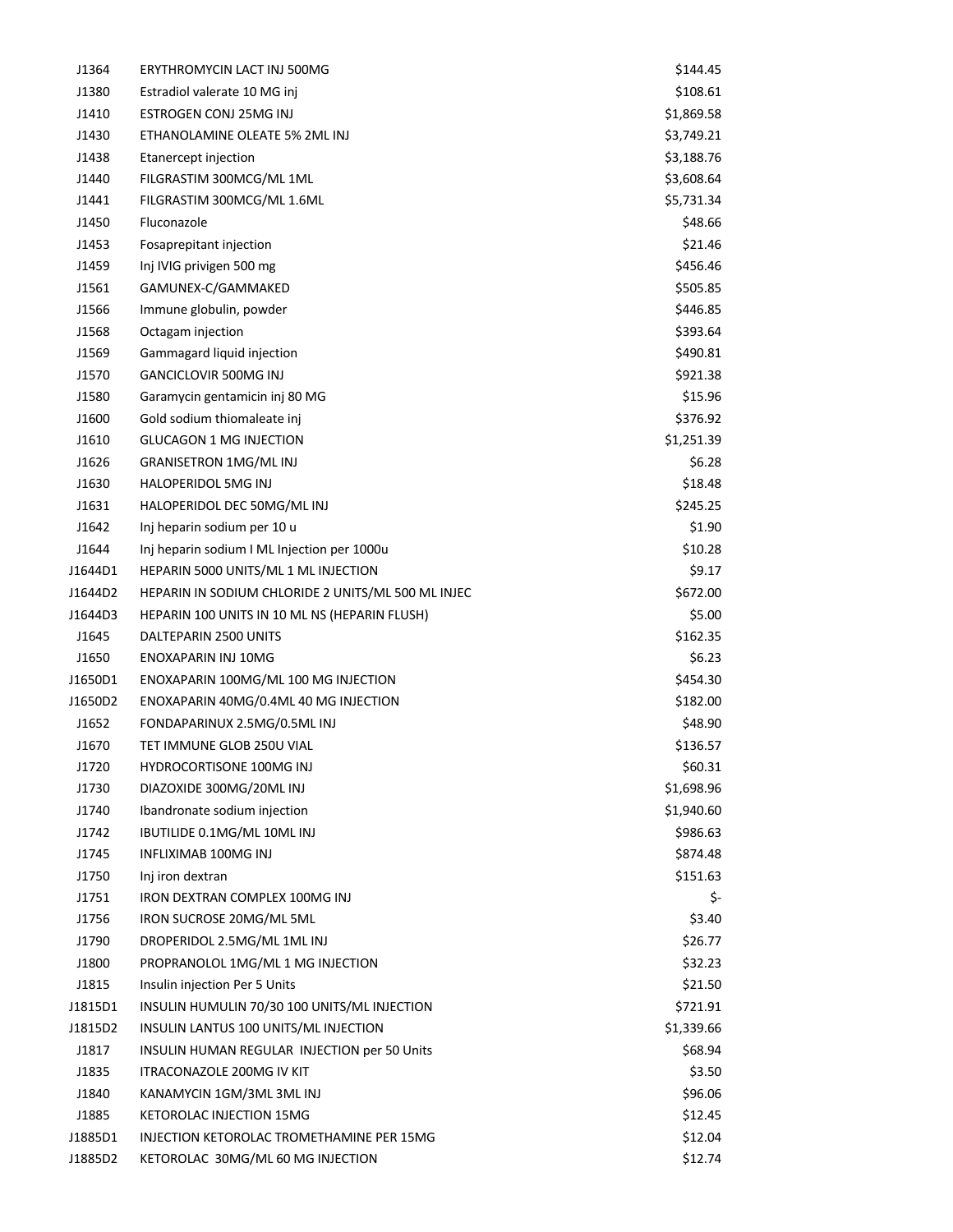| | | |
|---|---|---|
| J1364 | ERYTHROMYCIN LACT INJ 500MG | $144.45 |
| J1380 | Estradiol valerate 10 MG inj | $108.61 |
| J1410 | ESTROGEN CONJ 25MG INJ | $1,869.58 |
| J1430 | ETHANOLAMINE OLEATE 5% 2ML INJ | $3,749.21 |
| J1438 | Etanercept injection | $3,188.76 |
| J1440 | FILGRASTIM 300MCG/ML 1ML | $3,608.64 |
| J1441 | FILGRASTIM 300MCG/ML 1.6ML | $5,731.34 |
| J1450 | Fluconazole | $48.66 |
| J1453 | Fosaprepitant injection | $21.46 |
| J1459 | Inj IVIG privigen 500 mg | $456.46 |
| J1561 | GAMUNEX-C/GAMMAKED | $505.85 |
| J1566 | Immune globulin, powder | $446.85 |
| J1568 | Octagam injection | $393.64 |
| J1569 | Gammagard liquid injection | $490.81 |
| J1570 | GANCICLOVIR 500MG INJ | $921.38 |
| J1580 | Garamycin gentamicin inj 80 MG | $15.96 |
| J1600 | Gold sodium thiomaleate inj | $376.92 |
| J1610 | GLUCAGON 1 MG INJECTION | $1,251.39 |
| J1626 | GRANISETRON 1MG/ML INJ | $6.28 |
| J1630 | HALOPERIDOL 5MG INJ | $18.48 |
| J1631 | HALOPERIDOL DEC 50MG/ML INJ | $245.25 |
| J1642 | Inj heparin sodium per 10 u | $1.90 |
| J1644 | Inj heparin sodium I ML Injection per 1000u | $10.28 |
| J1644D1 | HEPARIN 5000 UNITS/ML 1 ML INJECTION | $9.17 |
| J1644D2 | HEPARIN IN SODIUM CHLORIDE 2 UNITS/ML 500 ML INJEC | $672.00 |
| J1644D3 | HEPARIN 100 UNITS IN 10 ML NS (HEPARIN FLUSH) | $5.00 |
| J1645 | DALTEPARIN 2500 UNITS | $162.35 |
| J1650 | ENOXAPARIN INJ 10MG | $6.23 |
| J1650D1 | ENOXAPARIN 100MG/ML 100 MG INJECTION | $454.30 |
| J1650D2 | ENOXAPARIN 40MG/0.4ML 40 MG INJECTION | $182.00 |
| J1652 | FONDAPARINUX 2.5MG/0.5ML INJ | $48.90 |
| J1670 | TET IMMUNE GLOB 250U VIAL | $136.57 |
| J1720 | HYDROCORTISONE 100MG INJ | $60.31 |
| J1730 | DIAZOXIDE 300MG/20ML INJ | $1,698.96 |
| J1740 | Ibandronate sodium injection | $1,940.60 |
| J1742 | IBUTILIDE 0.1MG/ML 10ML INJ | $986.63 |
| J1745 | INFLIXIMAB 100MG INJ | $874.48 |
| J1750 | Inj iron dextran | $151.63 |
| J1751 | IRON DEXTRAN COMPLEX 100MG INJ | $- |
| J1756 | IRON SUCROSE 20MG/ML 5ML | $3.40 |
| J1790 | DROPERIDOL 2.5MG/ML 1ML INJ | $26.77 |
| J1800 | PROPRANOLOL 1MG/ML 1 MG INJECTION | $32.23 |
| J1815 | Insulin injection Per 5 Units | $21.50 |
| J1815D1 | INSULIN HUMULIN 70/30 100 UNITS/ML INJECTION | $721.91 |
| J1815D2 | INSULIN LANTUS 100 UNITS/ML INJECTION | $1,339.66 |
| J1817 | INSULIN HUMAN REGULAR INJECTION per 50 Units | $68.94 |
| J1835 | ITRACONAZOLE 200MG IV KIT | $3.50 |
| J1840 | KANAMYCIN 1GM/3ML 3ML INJ | $96.06 |
| J1885 | KETOROLAC INJECTION 15MG | $12.45 |
| J1885D1 | INJECTION KETOROLAC TROMETHAMINE PER 15MG | $12.04 |
| J1885D2 | KETOROLAC 30MG/ML 60 MG INJECTION | $12.74 |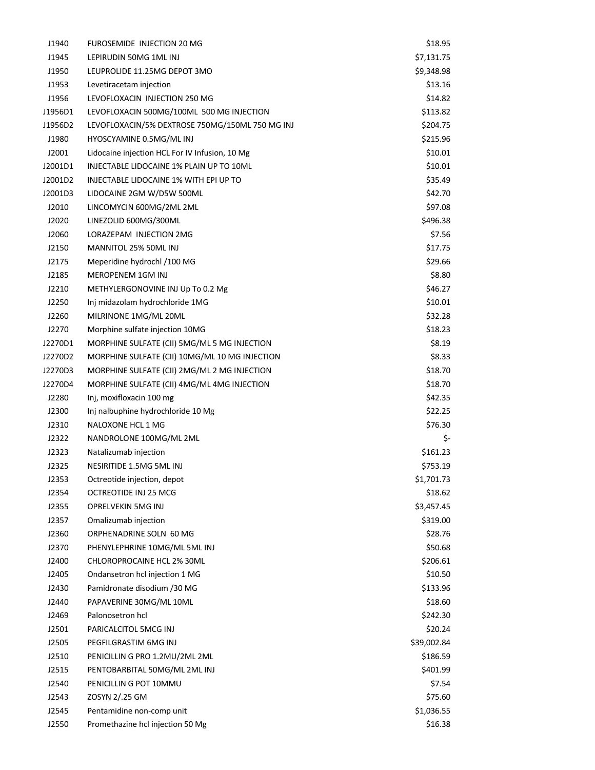| J1940 | FUROSEMIDE INJECTION 20 MG | $18.95 |
|---|---|---|
| J1945 | LEPIRUDIN 50MG 1ML INJ | $7,131.75 |
| J1950 | LEUPROLIDE 11.25MG DEPOT 3MO | $9,348.98 |
| J1953 | Levetiracetam injection | $13.16 |
| J1956 | LEVOFLOXACIN INJECTION 250 MG | $14.82 |
| J1956D1 | LEVOFLOXACIN 500MG/100ML 500 MG INJECTION | $113.82 |
| J1956D2 | LEVOFLOXACIN/5% DEXTROSE 750MG/150ML 750 MG INJ | $204.75 |
| J1980 | HYOSCYAMINE 0.5MG/ML INJ | $215.96 |
| J2001 | Lidocaine injection HCL For IV Infusion, 10 Mg | $10.01 |
| J2001D1 | INJECTABLE LIDOCAINE 1% PLAIN UP TO 10ML | $10.01 |
| J2001D2 | INJECTABLE LIDOCAINE 1% WITH EPI UP TO | $35.49 |
| J2001D3 | LIDOCAINE 2GM W/D5W 500ML | $42.70 |
| J2010 | LINCOMYCIN 600MG/2ML 2ML | $97.08 |
| J2020 | LINEZOLID 600MG/300ML | $496.38 |
| J2060 | LORAZEPAM INJECTION 2MG | $7.56 |
| J2150 | MANNITOL 25% 50ML INJ | $17.75 |
| J2175 | Meperidine hydrochl /100 MG | $29.66 |
| J2185 | MEROPENEM 1GM INJ | $8.80 |
| J2210 | METHYLERGONOVINE INJ Up To 0.2 Mg | $46.27 |
| J2250 | Inj midazolam hydrochloride 1MG | $10.01 |
| J2260 | MILRINONE 1MG/ML 20ML | $32.28 |
| J2270 | Morphine sulfate injection 10MG | $18.23 |
| J2270D1 | MORPHINE SULFATE (CII) 5MG/ML 5 MG INJECTION | $8.19 |
| J2270D2 | MORPHINE SULFATE (CII) 10MG/ML 10 MG INJECTION | $8.33 |
| J2270D3 | MORPHINE SULFATE (CII) 2MG/ML 2 MG INJECTION | $18.70 |
| J2270D4 | MORPHINE SULFATE (CII) 4MG/ML 4MG INJECTION | $18.70 |
| J2280 | Inj, moxifloxacin 100 mg | $42.35 |
| J2300 | Inj nalbuphine hydrochloride 10 Mg | $22.25 |
| J2310 | NALOXONE HCL 1 MG | $76.30 |
| J2322 | NANDROLONE 100MG/ML 2ML | $- |
| J2323 | Natalizumab injection | $161.23 |
| J2325 | NESIRITIDE 1.5MG 5ML INJ | $753.19 |
| J2353 | Octreotide injection, depot | $1,701.73 |
| J2354 | OCTREOTIDE INJ 25 MCG | $18.62 |
| J2355 | OPRELVEKIN 5MG INJ | $3,457.45 |
| J2357 | Omalizumab injection | $319.00 |
| J2360 | ORPHENADRINE SOLN 60 MG | $28.76 |
| J2370 | PHENYLEPHRINE 10MG/ML 5ML INJ | $50.68 |
| J2400 | CHLOROPROCAINE HCL 2% 30ML | $206.61 |
| J2405 | Ondansetron hcl injection 1 MG | $10.50 |
| J2430 | Pamidronate disodium /30 MG | $133.96 |
| J2440 | PAPAVERINE 30MG/ML 10ML | $18.60 |
| J2469 | Palonosetron hcl | $242.30 |
| J2501 | PARICALCITOL 5MCG INJ | $20.24 |
| J2505 | PEGFILGRASTIM 6MG INJ | $39,002.84 |
| J2510 | PENICILLIN G PRO 1.2MU/2ML 2ML | $186.59 |
| J2515 | PENTOBARBITAL 50MG/ML 2ML INJ | $401.99 |
| J2540 | PENICILLIN G POT 10MMU | $7.54 |
| J2543 | ZOSYN 2/.25 GM | $75.60 |
| J2545 | Pentamidine non-comp unit | $1,036.55 |
| J2550 | Promethazine hcl injection 50 Mg | $16.38 |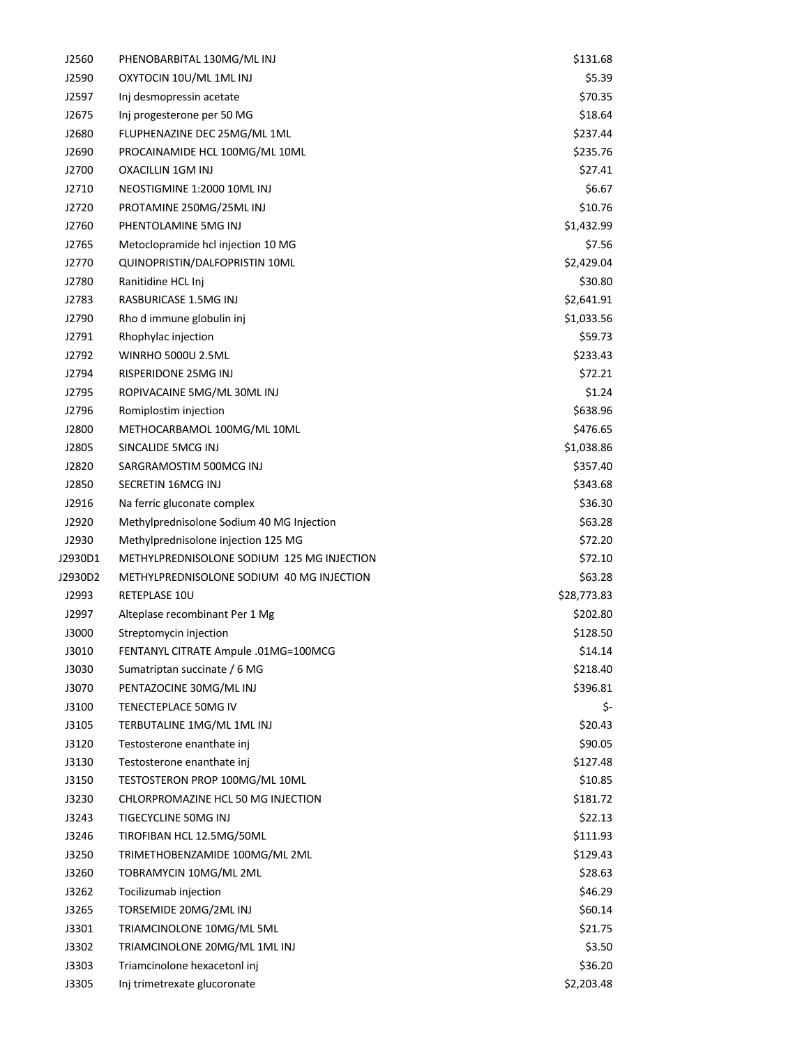| | | |
|---|---|---|
| J2560 | PHENOBARBITAL 130MG/ML INJ | $131.68 |
| J2590 | OXYTOCIN 10U/ML 1ML INJ | $5.39 |
| J2597 | Inj desmopressin acetate | $70.35 |
| J2675 | Inj progesterone per 50 MG | $18.64 |
| J2680 | FLUPHENAZINE DEC 25MG/ML 1ML | $237.44 |
| J2690 | PROCAINAMIDE HCL 100MG/ML 10ML | $235.76 |
| J2700 | OXACILLIN 1GM INJ | $27.41 |
| J2710 | NEOSTIGMINE 1:2000 10ML INJ | $6.67 |
| J2720 | PROTAMINE 250MG/25ML INJ | $10.76 |
| J2760 | PHENTOLAMINE 5MG INJ | $1,432.99 |
| J2765 | Metoclopramide hcl injection 10 MG | $7.56 |
| J2770 | QUINOPRISTIN/DALFOPRISTIN 10ML | $2,429.04 |
| J2780 | Ranitidine HCL Inj | $30.80 |
| J2783 | RASBURICASE 1.5MG INJ | $2,641.91 |
| J2790 | Rho d immune globulin inj | $1,033.56 |
| J2791 | Rhophylac injection | $59.73 |
| J2792 | WINRHO 5000U 2.5ML | $233.43 |
| J2794 | RISPERIDONE 25MG INJ | $72.21 |
| J2795 | ROPIVACAINE 5MG/ML 30ML INJ | $1.24 |
| J2796 | Romiplostim injection | $638.96 |
| J2800 | METHOCARBAMOL 100MG/ML 10ML | $476.65 |
| J2805 | SINCALIDE 5MCG INJ | $1,038.86 |
| J2820 | SARGRAMOSTIM 500MCG INJ | $357.40 |
| J2850 | SECRETIN 16MCG INJ | $343.68 |
| J2916 | Na ferric gluconate complex | $36.30 |
| J2920 | Methylprednisolone Sodium 40 MG Injection | $63.28 |
| J2930 | Methylprednisolone injection 125 MG | $72.20 |
| J2930D1 | METHYLPREDNISOLONE SODIUM 125 MG INJECTION | $72.10 |
| J2930D2 | METHYLPREDNISOLONE SODIUM 40 MG INJECTION | $63.28 |
| J2993 | RETEPLASE 10U | $28,773.83 |
| J2997 | Alteplase recombinant Per 1 Mg | $202.80 |
| J3000 | Streptomycin injection | $128.50 |
| J3010 | FENTANYL CITRATE Ampule .01MG=100MCG | $14.14 |
| J3030 | Sumatriptan succinate / 6 MG | $218.40 |
| J3070 | PENTAZOCINE 30MG/ML INJ | $396.81 |
| J3100 | TENECTEPLACE 50MG IV | $- |
| J3105 | TERBUTALINE 1MG/ML 1ML INJ | $20.43 |
| J3120 | Testosterone enanthate inj | $90.05 |
| J3130 | Testosterone enanthate inj | $127.48 |
| J3150 | TESTOSTERON PROP 100MG/ML 10ML | $10.85 |
| J3230 | CHLORPROMAZINE HCL 50 MG INJECTION | $181.72 |
| J3243 | TIGECYCLINE 50MG INJ | $22.13 |
| J3246 | TIROFIBAN HCL 12.5MG/50ML | $111.93 |
| J3250 | TRIMETHOBENZAMIDE 100MG/ML 2ML | $129.43 |
| J3260 | TOBRAMYCIN 10MG/ML 2ML | $28.63 |
| J3262 | Tocilizumab injection | $46.29 |
| J3265 | TORSEMIDE 20MG/2ML INJ | $60.14 |
| J3301 | TRIAMCINOLONE 10MG/ML 5ML | $21.75 |
| J3302 | TRIAMCINOLONE 20MG/ML 1ML INJ | $3.50 |
| J3303 | Triamcinolone hexacetonl inj | $36.20 |
| J3305 | Inj trimetrexate glucoronate | $2,203.48 |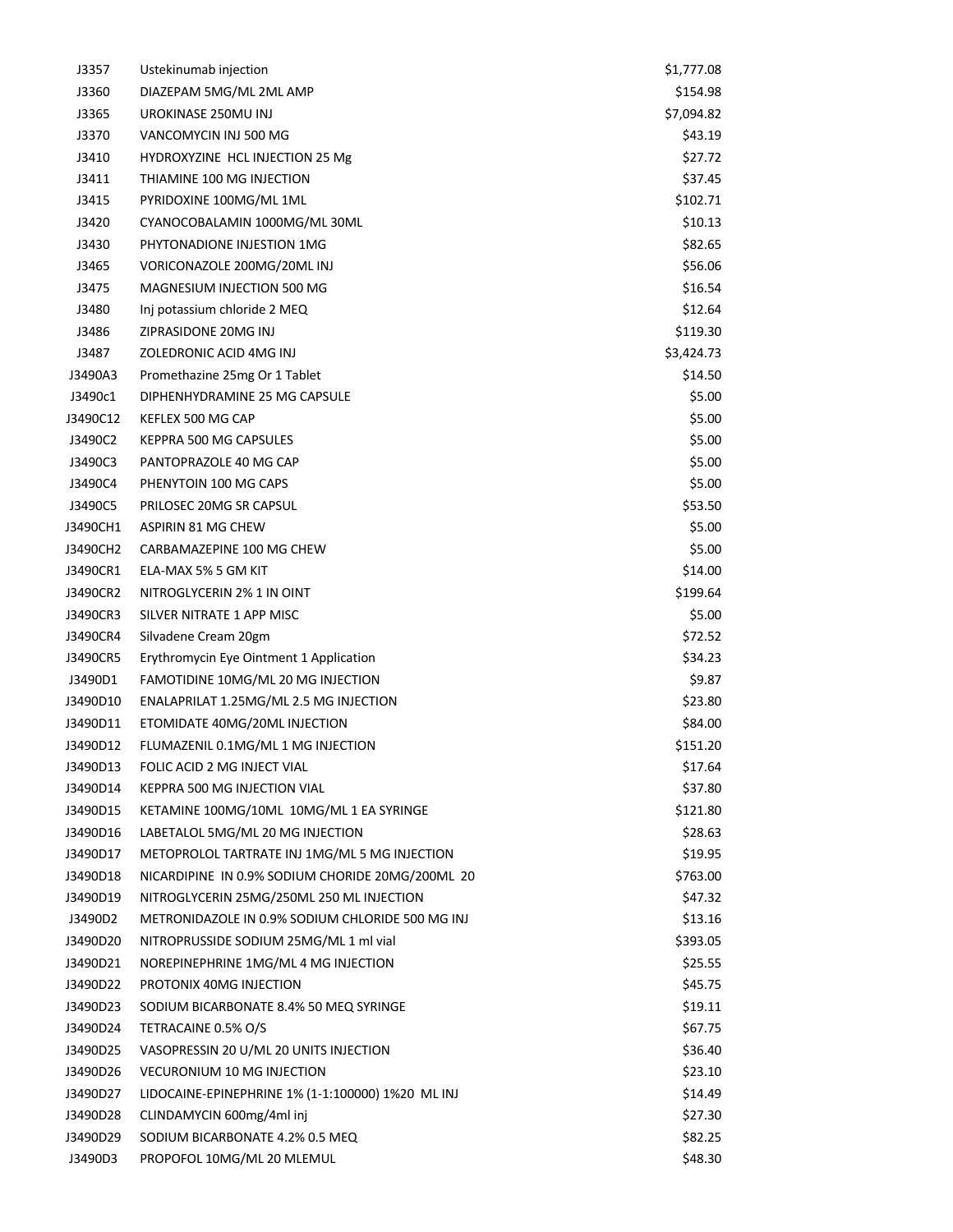| | | |
|---|---|---|
| J3357 | Ustekinumab injection | $1,777.08 |
| J3360 | DIAZEPAM 5MG/ML 2ML AMP | $154.98 |
| J3365 | UROKINASE 250MU INJ | $7,094.82 |
| J3370 | VANCOMYCIN INJ 500 MG | $43.19 |
| J3410 | HYDROXYZINE HCL INJECTION 25 Mg | $27.72 |
| J3411 | THIAMINE 100 MG INJECTION | $37.45 |
| J3415 | PYRIDOXINE 100MG/ML 1ML | $102.71 |
| J3420 | CYANOCOBALAMIN 1000MG/ML 30ML | $10.13 |
| J3430 | PHYTONADIONE INJESTION 1MG | $82.65 |
| J3465 | VORICONAZOLE 200MG/20ML INJ | $56.06 |
| J3475 | MAGNESIUM INJECTION 500 MG | $16.54 |
| J3480 | Inj potassium chloride 2 MEQ | $12.64 |
| J3486 | ZIPRASIDONE 20MG INJ | $119.30 |
| J3487 | ZOLEDRONIC ACID 4MG INJ | $3,424.73 |
| J3490A3 | Promethazine 25mg Or 1 Tablet | $14.50 |
| J3490c1 | DIPHENHYDRAMINE 25 MG CAPSULE | $5.00 |
| J3490C12 | KEFLEX 500 MG CAP | $5.00 |
| J3490C2 | KEPPRA 500 MG CAPSULES | $5.00 |
| J3490C3 | PANTOPRAZOLE 40 MG CAP | $5.00 |
| J3490C4 | PHENYTOIN 100 MG CAPS | $5.00 |
| J3490C5 | PRILOSEC 20MG SR CAPSUL | $53.50 |
| J3490CH1 | ASPIRIN 81 MG CHEW | $5.00 |
| J3490CH2 | CARBAMAZEPINE 100 MG CHEW | $5.00 |
| J3490CR1 | ELA-MAX 5% 5 GM KIT | $14.00 |
| J3490CR2 | NITROGLYCERIN 2% 1 IN OINT | $199.64 |
| J3490CR3 | SILVER NITRATE 1 APP MISC | $5.00 |
| J3490CR4 | Silvadene Cream 20gm | $72.52 |
| J3490CR5 | Erythromycin Eye Ointment 1 Application | $34.23 |
| J3490D1 | FAMOTIDINE 10MG/ML 20 MG INJECTION | $9.87 |
| J3490D10 | ENALAPRILAT 1.25MG/ML 2.5 MG INJECTION | $23.80 |
| J3490D11 | ETOMIDATE 40MG/20ML INJECTION | $84.00 |
| J3490D12 | FLUMAZENIL 0.1MG/ML 1 MG INJECTION | $151.20 |
| J3490D13 | FOLIC ACID 2 MG INJECT VIAL | $17.64 |
| J3490D14 | KEPPRA 500 MG INJECTION VIAL | $37.80 |
| J3490D15 | KETAMINE 100MG/10ML 10MG/ML 1 EA SYRINGE | $121.80 |
| J3490D16 | LABETALOL 5MG/ML 20 MG INJECTION | $28.63 |
| J3490D17 | METOPROLOL TARTRATE INJ 1MG/ML 5 MG INJECTION | $19.95 |
| J3490D18 | NICARDIPINE IN 0.9% SODIUM CHORIDE 20MG/200ML 20 | $763.00 |
| J3490D19 | NITROGLYCERIN 25MG/250ML 250 ML INJECTION | $47.32 |
| J3490D2 | METRONIDAZOLE IN 0.9% SODIUM CHLORIDE 500 MG INJ | $13.16 |
| J3490D20 | NITROPRUSSIDE SODIUM 25MG/ML 1 ml vial | $393.05 |
| J3490D21 | NOREPINEPHRINE 1MG/ML 4 MG INJECTION | $25.55 |
| J3490D22 | PROTONIX 40MG INJECTION | $45.75 |
| J3490D23 | SODIUM BICARBONATE 8.4% 50 MEQ SYRINGE | $19.11 |
| J3490D24 | TETRACAINE 0.5% O/S | $67.75 |
| J3490D25 | VASOPRESSIN 20 U/ML 20 UNITS INJECTION | $36.40 |
| J3490D26 | VECURONIUM 10 MG INJECTION | $23.10 |
| J3490D27 | LIDOCAINE-EPINEPHRINE 1% (1-1:100000) 1%20 ML INJ | $14.49 |
| J3490D28 | CLINDAMYCIN 600mg/4ml inj | $27.30 |
| J3490D29 | SODIUM BICARBONATE 4.2% 0.5 MEQ | $82.25 |
| J3490D3 | PROPOFOL 10MG/ML 20 MLEMUL | $48.30 |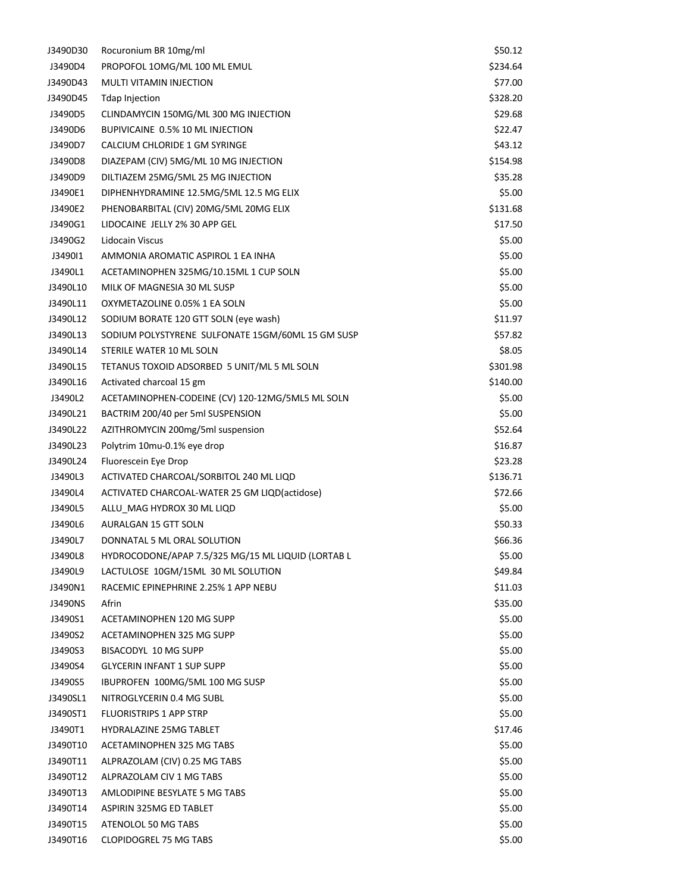| | | |
|---|---|---|
| J3490D30 | Rocuronium BR 10mg/ml | $50.12 |
| J3490D4 | PROPOFOL 1OMG/ML 100 ML EMUL | $234.64 |
| J3490D43 | MULTI VITAMIN INJECTION | $77.00 |
| J3490D45 | Tdap Injection | $328.20 |
| J3490D5 | CLINDAMYCIN 150MG/ML 300 MG INJECTION | $29.68 |
| J3490D6 | BUPIVICAINE 0.5% 10 ML INJECTION | $22.47 |
| J3490D7 | CALCIUM CHLORIDE 1 GM SYRINGE | $43.12 |
| J3490D8 | DIAZEPAM (CIV) 5MG/ML 10 MG INJECTION | $154.98 |
| J3490D9 | DILTIAZEM 25MG/5ML 25 MG INJECTION | $35.28 |
| J3490E1 | DIPHENHYDRAMINE 12.5MG/5ML 12.5 MG ELIX | $5.00 |
| J3490E2 | PHENOBARBITAL (CIV) 20MG/5ML 20MG ELIX | $131.68 |
| J3490G1 | LIDOCAINE JELLY 2% 30 APP GEL | $17.50 |
| J3490G2 | Lidocain Viscus | $5.00 |
| J3490I1 | AMMONIA AROMATIC ASPIROL 1 EA INHA | $5.00 |
| J3490L1 | ACETAMINOPHEN 325MG/10.15ML 1 CUP SOLN | $5.00 |
| J3490L10 | MILK OF MAGNESIA 30 ML SUSP | $5.00 |
| J3490L11 | OXYMETAZOLINE 0.05% 1 EA SOLN | $5.00 |
| J3490L12 | SODIUM BORATE 120 GTT SOLN (eye wash) | $11.97 |
| J3490L13 | SODIUM POLYSTYRENE SULFONATE 15GM/60ML 15 GM SUSP | $57.82 |
| J3490L14 | STERILE WATER 10 ML SOLN | $8.05 |
| J3490L15 | TETANUS TOXOID ADSORBED 5 UNIT/ML 5 ML SOLN | $301.98 |
| J3490L16 | Activated charcoal 15 gm | $140.00 |
| J3490L2 | ACETAMINOPHEN-CODEINE (CV) 120-12MG/5ML5 ML SOLN | $5.00 |
| J3490L21 | BACTRIM 200/40 per 5ml SUSPENSION | $5.00 |
| J3490L22 | AZITHROMYCIN 200mg/5ml suspension | $52.64 |
| J3490L23 | Polytrim 10mu-0.1% eye drop | $16.87 |
| J3490L24 | Fluorescein Eye Drop | $23.28 |
| J3490L3 | ACTIVATED CHARCOAL/SORBITOL 240 ML LIQD | $136.71 |
| J3490L4 | ACTIVATED CHARCOAL-WATER 25 GM LIQD(actidose) | $72.66 |
| J3490L5 | ALLU_MAG HYDROX 30 ML LIQD | $5.00 |
| J3490L6 | AURALGAN 15 GTT SOLN | $50.33 |
| J3490L7 | DONNATAL 5 ML ORAL SOLUTION | $66.36 |
| J3490L8 | HYDROCODONE/APAP 7.5/325 MG/15 ML LIQUID (LORTAB L | $5.00 |
| J3490L9 | LACTULOSE 10GM/15ML 30 ML SOLUTION | $49.84 |
| J3490N1 | RACEMIC EPINEPHRINE 2.25% 1 APP NEBU | $11.03 |
| J3490NS | Afrin | $35.00 |
| J3490S1 | ACETAMINOPHEN 120 MG SUPP | $5.00 |
| J3490S2 | ACETAMINOPHEN 325 MG SUPP | $5.00 |
| J3490S3 | BISACODYL 10 MG SUPP | $5.00 |
| J3490S4 | GLYCERIN INFANT 1 SUP SUPP | $5.00 |
| J3490S5 | IBUPROFEN 100MG/5ML 100 MG SUSP | $5.00 |
| J3490SL1 | NITROGLYCERIN 0.4 MG SUBL | $5.00 |
| J3490ST1 | FLUORISTRIPS 1 APP STRP | $5.00 |
| J3490T1 | HYDRALAZINE 25MG TABLET | $17.46 |
| J3490T10 | ACETAMINOPHEN 325 MG TABS | $5.00 |
| J3490T11 | ALPRAZOLAM (CIV) 0.25 MG TABS | $5.00 |
| J3490T12 | ALPRAZOLAM CIV 1 MG TABS | $5.00 |
| J3490T13 | AMLODIPINE BESYLATE 5 MG TABS | $5.00 |
| J3490T14 | ASPIRIN 325MG ED TABLET | $5.00 |
| J3490T15 | ATENOLOL 50 MG TABS | $5.00 |
| J3490T16 | CLOPIDOGREL 75 MG TABS | $5.00 |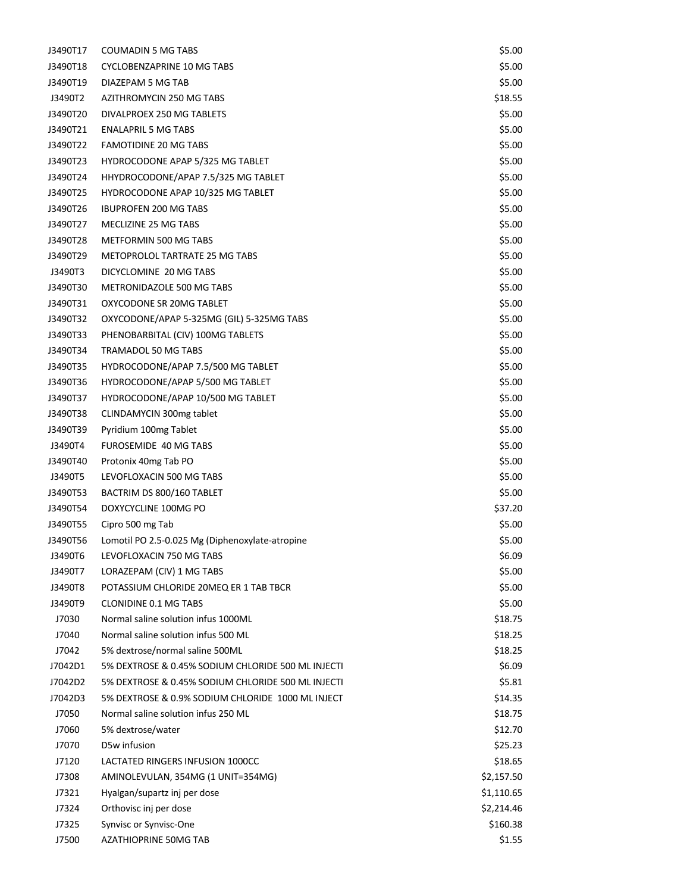| | | |
|---|---|---|
| J3490T17 | COUMADIN 5 MG TABS | $5.00 |
| J3490T18 | CYCLOBENZAPRINE 10 MG TABS | $5.00 |
| J3490T19 | DIAZEPAM 5 MG TAB | $5.00 |
| J3490T2 | AZITHROMYCIN 250 MG TABS | $18.55 |
| J3490T20 | DIVALPROEX 250 MG TABLETS | $5.00 |
| J3490T21 | ENALAPRIL 5 MG TABS | $5.00 |
| J3490T22 | FAMOTIDINE 20 MG TABS | $5.00 |
| J3490T23 | HYDROCODONE APAP 5/325 MG TABLET | $5.00 |
| J3490T24 | HHYDROCODONE/APAP 7.5/325 MG TABLET | $5.00 |
| J3490T25 | HYDROCODONE APAP 10/325 MG TABLET | $5.00 |
| J3490T26 | IBUPROFEN 200 MG TABS | $5.00 |
| J3490T27 | MECLIZINE 25 MG TABS | $5.00 |
| J3490T28 | METFORMIN 500 MG TABS | $5.00 |
| J3490T29 | METOPROLOL TARTRATE 25 MG TABS | $5.00 |
| J3490T3 | DICYCLOMINE 20 MG TABS | $5.00 |
| J3490T30 | METRONIDAZOLE 500 MG TABS | $5.00 |
| J3490T31 | OXYCODONE SR 20MG TABLET | $5.00 |
| J3490T32 | OXYCODONE/APAP 5-325MG (GIL) 5-325MG TABS | $5.00 |
| J3490T33 | PHENOBARBITAL (CIV) 100MG TABLETS | $5.00 |
| J3490T34 | TRAMADOL 50 MG TABS | $5.00 |
| J3490T35 | HYDROCODONE/APAP 7.5/500 MG TABLET | $5.00 |
| J3490T36 | HYDROCODONE/APAP 5/500 MG TABLET | $5.00 |
| J3490T37 | HYDROCODONE/APAP 10/500 MG TABLET | $5.00 |
| J3490T38 | CLINDAMYCIN 300mg tablet | $5.00 |
| J3490T39 | Pyridium 100mg Tablet | $5.00 |
| J3490T4 | FUROSEMIDE 40 MG TABS | $5.00 |
| J3490T40 | Protonix 40mg Tab PO | $5.00 |
| J3490T5 | LEVOFLOXACIN 500 MG TABS | $5.00 |
| J3490T53 | BACTRIM DS 800/160 TABLET | $5.00 |
| J3490T54 | DOXYCYCLINE 100MG PO | $37.20 |
| J3490T55 | Cipro 500 mg Tab | $5.00 |
| J3490T56 | Lomotil PO 2.5-0.025 Mg (Diphenoxylate-atropine | $5.00 |
| J3490T6 | LEVOFLOXACIN 750 MG TABS | $6.09 |
| J3490T7 | LORAZEPAM (CIV) 1 MG TABS | $5.00 |
| J3490T8 | POTASSIUM CHLORIDE 20MEQ ER 1 TAB TBCR | $5.00 |
| J3490T9 | CLONIDINE 0.1 MG TABS | $5.00 |
| J7030 | Normal saline solution infus 1000ML | $18.75 |
| J7040 | Normal saline solution infus 500 ML | $18.25 |
| J7042 | 5% dextrose/normal saline 500ML | $18.25 |
| J7042D1 | 5% DEXTROSE & 0.45% SODIUM CHLORIDE 500 ML INJECTI | $6.09 |
| J7042D2 | 5% DEXTROSE & 0.45% SODIUM CHLORIDE 500 ML INJECTI | $5.81 |
| J7042D3 | 5% DEXTROSE & 0.9% SODIUM CHLORIDE 1000 ML INJECT | $14.35 |
| J7050 | Normal saline solution infus 250 ML | $18.75 |
| J7060 | 5% dextrose/water | $12.70 |
| J7070 | D5w infusion | $25.23 |
| J7120 | LACTATED RINGERS INFUSION 1000CC | $18.65 |
| J7308 | AMINOLEVULAN, 354MG (1 UNIT=354MG) | $2,157.50 |
| J7321 | Hyalgan/supartz inj per dose | $1,110.65 |
| J7324 | Orthovisc inj per dose | $2,214.46 |
| J7325 | Synvisc or Synvisc-One | $160.38 |
| J7500 | AZATHIOPRINE 50MG TAB | $1.55 |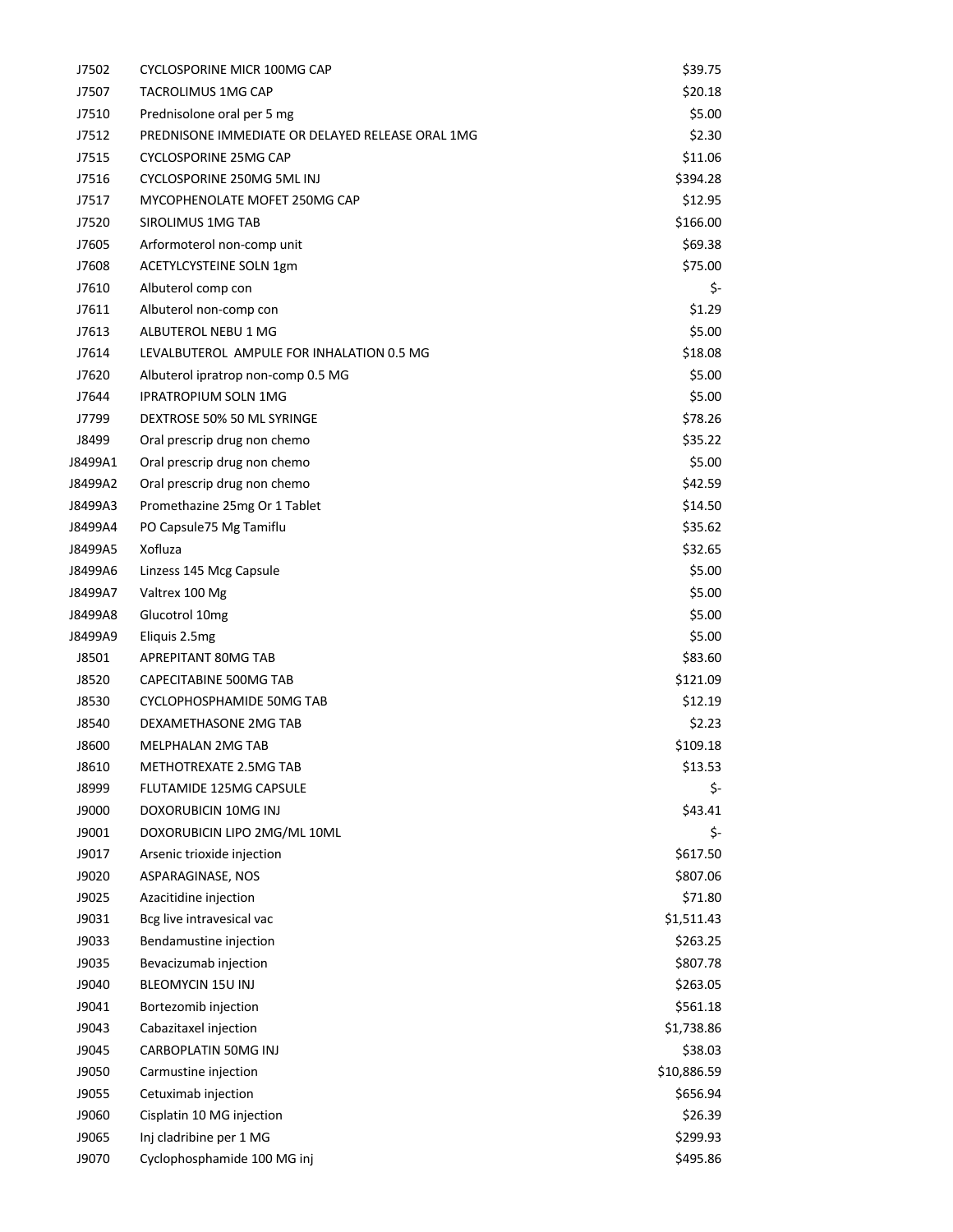| | | |
|---|---|---|
| J7502 | CYCLOSPORINE MICR 100MG CAP | $39.75 |
| J7507 | TACROLIMUS 1MG CAP | $20.18 |
| J7510 | Prednisolone oral per 5 mg | $5.00 |
| J7512 | PREDNISONE IMMEDIATE OR DELAYED RELEASE ORAL 1MG | $2.30 |
| J7515 | CYCLOSPORINE 25MG CAP | $11.06 |
| J7516 | CYCLOSPORINE 250MG 5ML INJ | $394.28 |
| J7517 | MYCOPHENOLATE MOFET 250MG CAP | $12.95 |
| J7520 | SIROLIMUS 1MG TAB | $166.00 |
| J7605 | Arformoterol non-comp unit | $69.38 |
| J7608 | ACETYLCYSTEINE SOLN 1gm | $75.00 |
| J7610 | Albuterol comp con | $- |
| J7611 | Albuterol non-comp con | $1.29 |
| J7613 | ALBUTEROL NEBU 1 MG | $5.00 |
| J7614 | LEVALBUTEROL AMPULE FOR INHALATION 0.5 MG | $18.08 |
| J7620 | Albuterol ipratrop non-comp 0.5 MG | $5.00 |
| J7644 | IPRATROPIUM SOLN 1MG | $5.00 |
| J7799 | DEXTROSE 50% 50 ML SYRINGE | $78.26 |
| J8499 | Oral prescrip drug non chemo | $35.22 |
| J8499A1 | Oral prescrip drug non chemo | $5.00 |
| J8499A2 | Oral prescrip drug non chemo | $42.59 |
| J8499A3 | Promethazine 25mg Or 1 Tablet | $14.50 |
| J8499A4 | PO Capsule75 Mg Tamiflu | $35.62 |
| J8499A5 | Xofluza | $32.65 |
| J8499A6 | Linzess 145 Mcg Capsule | $5.00 |
| J8499A7 | Valtrex 100 Mg | $5.00 |
| J8499A8 | Glucotrol 10mg | $5.00 |
| J8499A9 | Eliquis 2.5mg | $5.00 |
| J8501 | APREPITANT 80MG TAB | $83.60 |
| J8520 | CAPECITABINE 500MG TAB | $121.09 |
| J8530 | CYCLOPHOSPHAMIDE 50MG TAB | $12.19 |
| J8540 | DEXAMETHASONE 2MG TAB | $2.23 |
| J8600 | MELPHALAN 2MG TAB | $109.18 |
| J8610 | METHOTREXATE 2.5MG TAB | $13.53 |
| J8999 | FLUTAMIDE 125MG CAPSULE | $- |
| J9000 | DOXORUBICIN 10MG INJ | $43.41 |
| J9001 | DOXORUBICIN LIPO 2MG/ML 10ML | $- |
| J9017 | Arsenic trioxide injection | $617.50 |
| J9020 | ASPARAGINASE, NOS | $807.06 |
| J9025 | Azacitidine injection | $71.80 |
| J9031 | Bcg live intravesical vac | $1,511.43 |
| J9033 | Bendamustine injection | $263.25 |
| J9035 | Bevacizumab injection | $807.78 |
| J9040 | BLEOMYCIN 15U INJ | $263.05 |
| J9041 | Bortezomib injection | $561.18 |
| J9043 | Cabazitaxel injection | $1,738.86 |
| J9045 | CARBOPLATIN 50MG INJ | $38.03 |
| J9050 | Carmustine injection | $10,886.59 |
| J9055 | Cetuximab injection | $656.94 |
| J9060 | Cisplatin 10 MG injection | $26.39 |
| J9065 | Inj cladribine per 1 MG | $299.93 |
| J9070 | Cyclophosphamide 100 MG inj | $495.86 |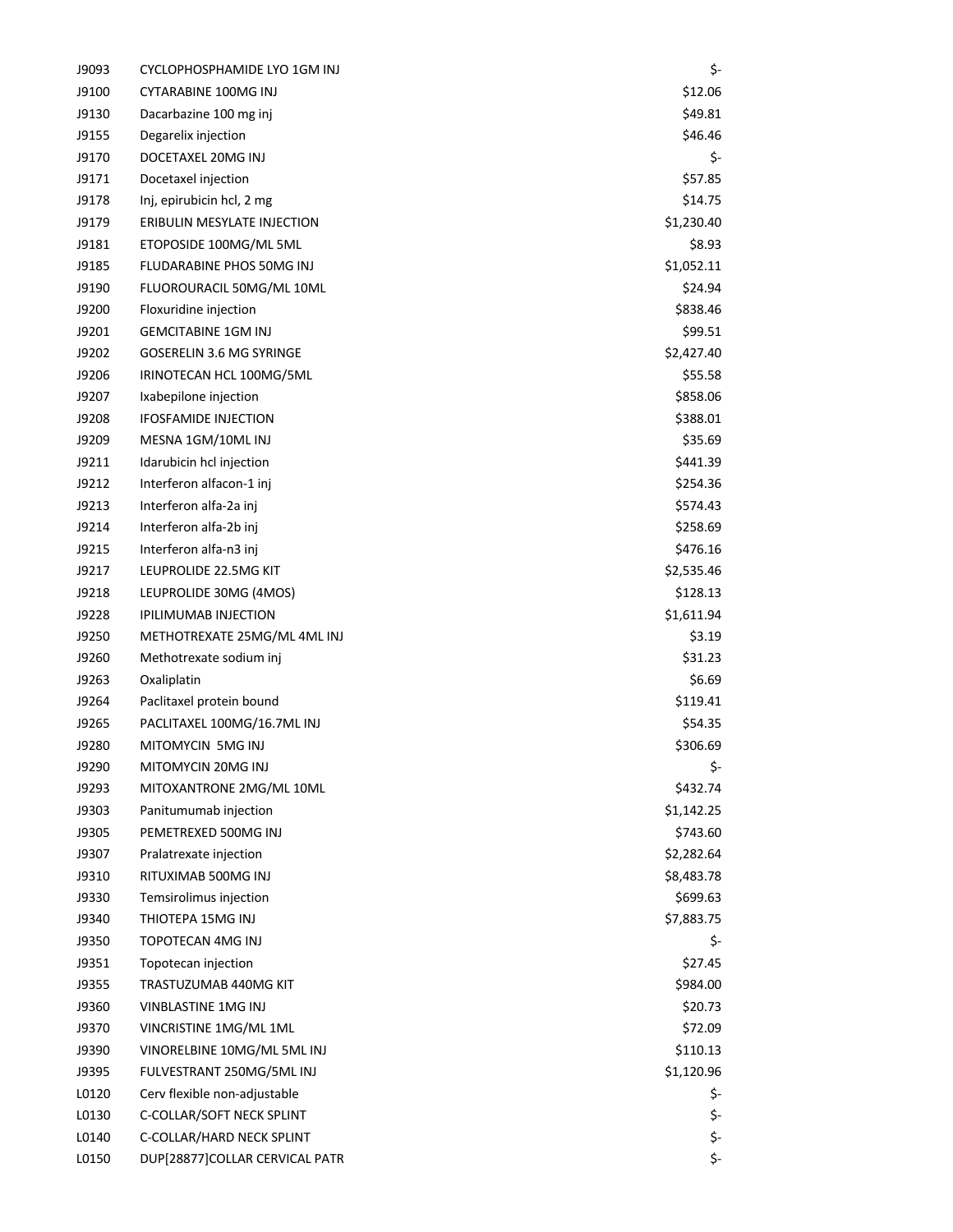| | | |
|---|---|---|
| J9093 | CYCLOPHOSPHAMIDE LYO 1GM INJ | $- |
| J9100 | CYTARABINE 100MG INJ | $12.06 |
| J9130 | Dacarbazine 100 mg inj | $49.81 |
| J9155 | Degarelix injection | $46.46 |
| J9170 | DOCETAXEL 20MG INJ | $- |
| J9171 | Docetaxel injection | $57.85 |
| J9178 | Inj, epirubicin hcl, 2 mg | $14.75 |
| J9179 | ERIBULIN MESYLATE INJECTION | $1,230.40 |
| J9181 | ETOPOSIDE 100MG/ML 5ML | $8.93 |
| J9185 | FLUDARABINE PHOS 50MG INJ | $1,052.11 |
| J9190 | FLUOROURACIL 50MG/ML 10ML | $24.94 |
| J9200 | Floxuridine injection | $838.46 |
| J9201 | GEMCITABINE 1GM INJ | $99.51 |
| J9202 | GOSERELIN 3.6 MG SYRINGE | $2,427.40 |
| J9206 | IRINOTECAN HCL 100MG/5ML | $55.58 |
| J9207 | Ixabepilone injection | $858.06 |
| J9208 | IFOSFAMIDE INJECTION | $388.01 |
| J9209 | MESNA 1GM/10ML INJ | $35.69 |
| J9211 | Idarubicin hcl injection | $441.39 |
| J9212 | Interferon alfacon-1 inj | $254.36 |
| J9213 | Interferon alfa-2a inj | $574.43 |
| J9214 | Interferon alfa-2b inj | $258.69 |
| J9215 | Interferon alfa-n3 inj | $476.16 |
| J9217 | LEUPROLIDE 22.5MG KIT | $2,535.46 |
| J9218 | LEUPROLIDE 30MG (4MOS) | $128.13 |
| J9228 | IPILIMUMAB INJECTION | $1,611.94 |
| J9250 | METHOTREXATE 25MG/ML 4ML INJ | $3.19 |
| J9260 | Methotrexate sodium inj | $31.23 |
| J9263 | Oxaliplatin | $6.69 |
| J9264 | Paclitaxel protein bound | $119.41 |
| J9265 | PACLITAXEL 100MG/16.7ML INJ | $54.35 |
| J9280 | MITOMYCIN 5MG INJ | $306.69 |
| J9290 | MITOMYCIN 20MG INJ | $- |
| J9293 | MITOXANTRONE 2MG/ML 10ML | $432.74 |
| J9303 | Panitumumab injection | $1,142.25 |
| J9305 | PEMETREXED 500MG INJ | $743.60 |
| J9307 | Pralatrexate injection | $2,282.64 |
| J9310 | RITUXIMAB 500MG INJ | $8,483.78 |
| J9330 | Temsirolimus injection | $699.63 |
| J9340 | THIOTEPA 15MG INJ | $7,883.75 |
| J9350 | TOPOTECAN 4MG INJ | $- |
| J9351 | Topotecan injection | $27.45 |
| J9355 | TRASTUZUMAB 440MG KIT | $984.00 |
| J9360 | VINBLASTINE 1MG INJ | $20.73 |
| J9370 | VINCRISTINE 1MG/ML 1ML | $72.09 |
| J9390 | VINORELBINE 10MG/ML 5ML INJ | $110.13 |
| J9395 | FULVESTRANT 250MG/5ML INJ | $1,120.96 |
| L0120 | Cerv flexible non-adjustable | $- |
| L0130 | C-COLLAR/SOFT NECK SPLINT | $- |
| L0140 | C-COLLAR/HARD NECK SPLINT | $- |
| L0150 | DUP[28877]COLLAR CERVICAL PATR | $- |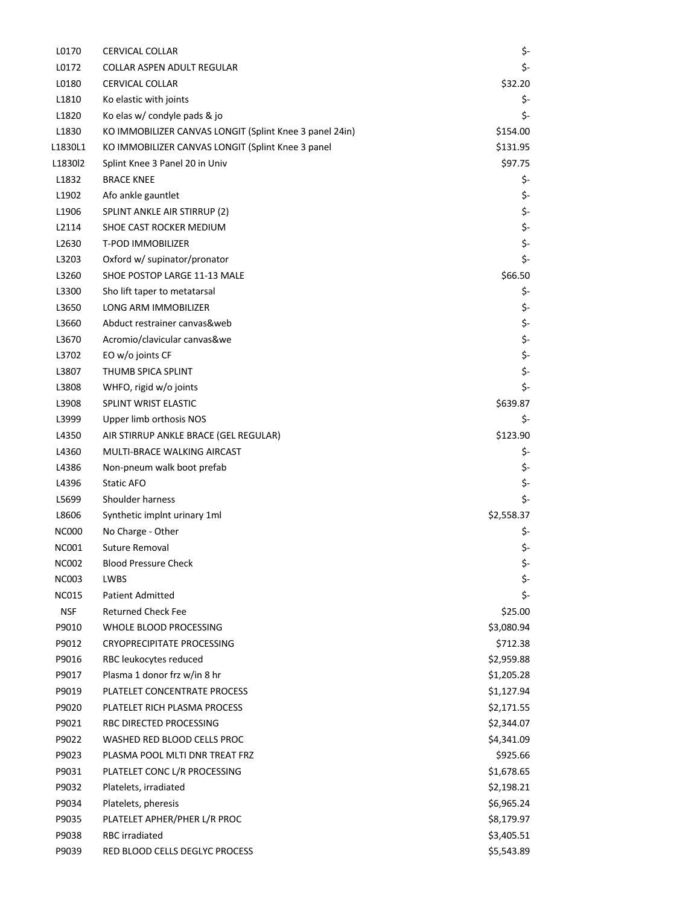| | | |
|---|---|---|
| L0170 | CERVICAL COLLAR | $- |
| L0172 | COLLAR ASPEN ADULT REGULAR | $- |
| L0180 | CERVICAL COLLAR | $32.20 |
| L1810 | Ko elastic with joints | $- |
| L1820 | Ko elas w/ condyle pads & jo | $- |
| L1830 | KO IMMOBILIZER CANVAS LONGIT (Splint Knee 3 panel 24in) | $154.00 |
| L1830L1 | KO IMMOBILIZER CANVAS LONGIT (Splint Knee 3 panel | $131.95 |
| L1830l2 | Splint Knee 3 Panel 20 in Univ | $97.75 |
| L1832 | BRACE KNEE | $- |
| L1902 | Afo ankle gauntlet | $- |
| L1906 | SPLINT ANKLE AIR STIRRUP (2) | $- |
| L2114 | SHOE CAST ROCKER MEDIUM | $- |
| L2630 | T-POD IMMOBILIZER | $- |
| L3203 | Oxford w/ supinator/pronator | $- |
| L3260 | SHOE POSTOP LARGE 11-13 MALE | $66.50 |
| L3300 | Sho lift taper to metatarsal | $- |
| L3650 | LONG ARM IMMOBILIZER | $- |
| L3660 | Abduct restrainer canvas&web | $- |
| L3670 | Acromio/clavicular canvas&we | $- |
| L3702 | EO w/o joints CF | $- |
| L3807 | THUMB SPICA SPLINT | $- |
| L3808 | WHFO, rigid w/o joints | $- |
| L3908 | SPLINT WRIST ELASTIC | $639.87 |
| L3999 | Upper limb orthosis NOS | $- |
| L4350 | AIR STIRRUP ANKLE BRACE (GEL REGULAR) | $123.90 |
| L4360 | MULTI-BRACE WALKING AIRCAST | $- |
| L4386 | Non-pneum walk boot prefab | $- |
| L4396 | Static AFO | $- |
| L5699 | Shoulder harness | $- |
| L8606 | Synthetic implnt urinary 1ml | $2,558.37 |
| NC000 | No Charge - Other | $- |
| NC001 | Suture Removal | $- |
| NC002 | Blood Pressure Check | $- |
| NC003 | LWBS | $- |
| NC015 | Patient Admitted | $- |
| NSF | Returned Check Fee | $25.00 |
| P9010 | WHOLE BLOOD PROCESSING | $3,080.94 |
| P9012 | CRYOPRECIPITATE PROCESSING | $712.38 |
| P9016 | RBC leukocytes reduced | $2,959.88 |
| P9017 | Plasma 1 donor frz w/in 8 hr | $1,205.28 |
| P9019 | PLATELET CONCENTRATE PROCESS | $1,127.94 |
| P9020 | PLATELET RICH PLASMA PROCESS | $2,171.55 |
| P9021 | RBC DIRECTED PROCESSING | $2,344.07 |
| P9022 | WASHED RED BLOOD CELLS PROC | $4,341.09 |
| P9023 | PLASMA POOL MLTI DNR TREAT FRZ | $925.66 |
| P9031 | PLATELET CONC L/R PROCESSING | $1,678.65 |
| P9032 | Platelets, irradiated | $2,198.21 |
| P9034 | Platelets, pheresis | $6,965.24 |
| P9035 | PLATELET APHER/PHER L/R PROC | $8,179.97 |
| P9038 | RBC irradiated | $3,405.51 |
| P9039 | RED BLOOD CELLS DEGLYC PROCESS | $5,543.89 |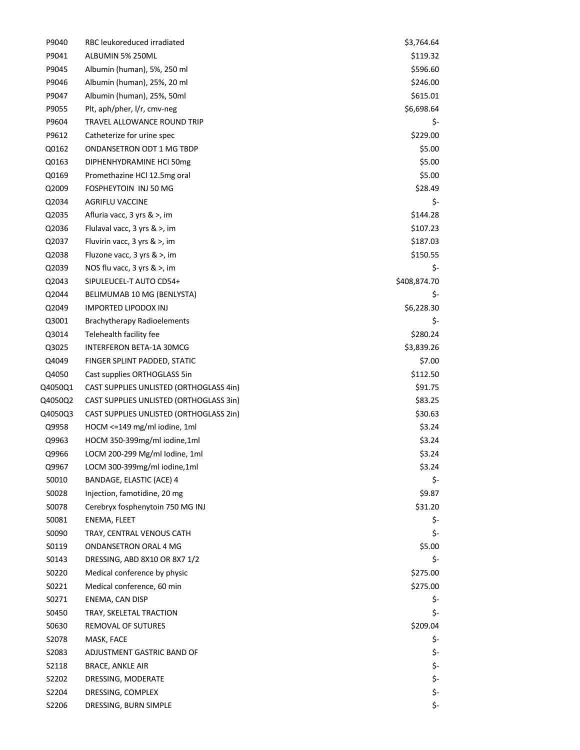| | | |
|---|---|---|
| P9040 | RBC leukoreduced irradiated | $3,764.64 |
| P9041 | ALBUMIN 5% 250ML | $119.32 |
| P9045 | Albumin (human), 5%, 250 ml | $596.60 |
| P9046 | Albumin (human), 25%, 20 ml | $246.00 |
| P9047 | Albumin (human), 25%, 50ml | $615.01 |
| P9055 | Plt, aph/pher, l/r, cmv-neg | $6,698.64 |
| P9604 | TRAVEL ALLOWANCE ROUND TRIP | $- |
| P9612 | Catheterize for urine spec | $229.00 |
| Q0162 | ONDANSETRON ODT 1 MG TBDP | $5.00 |
| Q0163 | DIPHENHYDRAMINE HCI 50mg | $5.00 |
| Q0169 | Promethazine HCl 12.5mg oral | $5.00 |
| Q2009 | FOSPHEYTOIN INJ 50 MG | $28.49 |
| Q2034 | AGRIFLU VACCINE | $- |
| Q2035 | Afluria vacc, 3 yrs & >, im | $144.28 |
| Q2036 | Flulaval vacc, 3 yrs & >, im | $107.23 |
| Q2037 | Fluvirin vacc, 3 yrs & >, im | $187.03 |
| Q2038 | Fluzone vacc, 3 yrs & >, im | $150.55 |
| Q2039 | NOS flu vacc, 3 yrs & >, im | $- |
| Q2043 | SIPULEUCEL-T AUTO CD54+ | $408,874.70 |
| Q2044 | BELIMUMAB 10 MG (BENLYSTA) | $- |
| Q2049 | IMPORTED LIPODOX INJ | $6,228.30 |
| Q3001 | Brachytherapy Radioelements | $- |
| Q3014 | Telehealth facility fee | $280.24 |
| Q3025 | INTERFERON BETA-1A 30MCG | $3,839.26 |
| Q4049 | FINGER SPLINT PADDED, STATIC | $7.00 |
| Q4050 | Cast supplies ORTHOGLASS 5in | $112.50 |
| Q4050Q1 | CAST SUPPLIES UNLISTED (ORTHOGLASS 4in) | $91.75 |
| Q4050Q2 | CAST SUPPLIES UNLISTED (ORTHOGLASS 3in) | $83.25 |
| Q4050Q3 | CAST SUPPLIES UNLISTED (ORTHOGLASS 2in) | $30.63 |
| Q9958 | HOCM <=149 mg/ml iodine, 1ml | $3.24 |
| Q9963 | HOCM 350-399mg/ml iodine,1ml | $3.24 |
| Q9966 | LOCM 200-299 Mg/ml Iodine, 1ml | $3.24 |
| Q9967 | LOCM 300-399mg/ml iodine,1ml | $3.24 |
| S0010 | BANDAGE, ELASTIC (ACE) 4 | $- |
| S0028 | Injection, famotidine, 20 mg | $9.87 |
| S0078 | Cerebryx fosphenytoin 750 MG INJ | $31.20 |
| S0081 | ENEMA, FLEET | $- |
| S0090 | TRAY, CENTRAL VENOUS CATH | $- |
| S0119 | ONDANSETRON ORAL 4 MG | $5.00 |
| S0143 | DRESSING, ABD 8X10 OR 8X7 1/2 | $- |
| S0220 | Medical conference by physic | $275.00 |
| S0221 | Medical conference, 60 min | $275.00 |
| S0271 | ENEMA, CAN DISP | $- |
| S0450 | TRAY, SKELETAL TRACTION | $- |
| S0630 | REMOVAL OF SUTURES | $209.04 |
| S2078 | MASK, FACE | $- |
| S2083 | ADJUSTMENT GASTRIC BAND OF | $- |
| S2118 | BRACE, ANKLE AIR | $- |
| S2202 | DRESSING, MODERATE | $- |
| S2204 | DRESSING, COMPLEX | $- |
| S2206 | DRESSING, BURN SIMPLE | $- |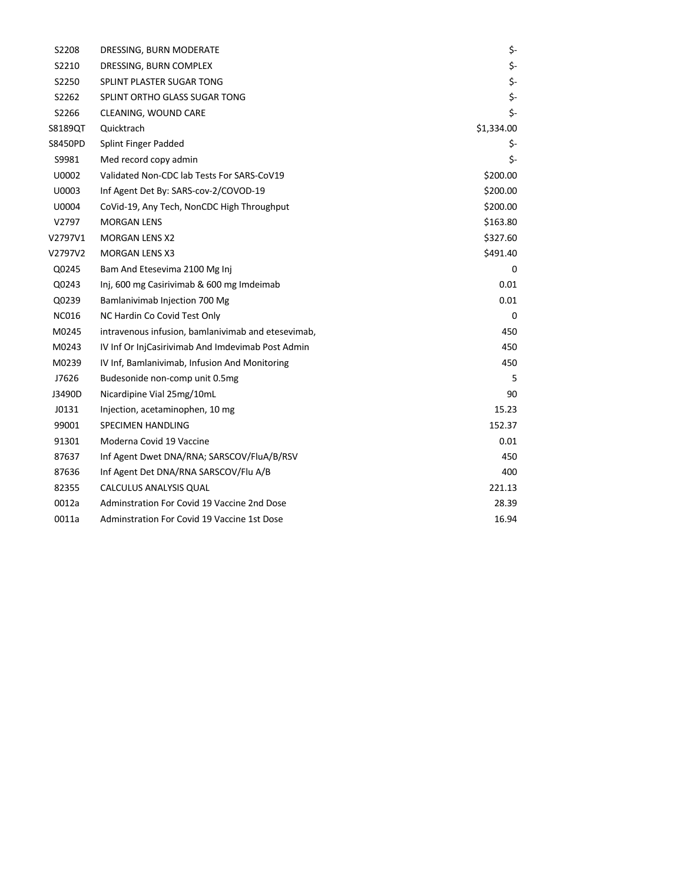| | | |
|---|---|---|
| S2208 | DRESSING, BURN MODERATE | $- |
| S2210 | DRESSING, BURN COMPLEX | $- |
| S2250 | SPLINT PLASTER SUGAR TONG | $- |
| S2262 | SPLINT ORTHO GLASS SUGAR TONG | $- |
| S2266 | CLEANING, WOUND CARE | $- |
| S8189QT | Quicktrach | $1,334.00 |
| S8450PD | Splint Finger Padded | $- |
| S9981 | Med record copy admin | $- |
| U0002 | Validated Non-CDC lab Tests For SARS-CoV19 | $200.00 |
| U0003 | Inf Agent Det By: SARS-cov-2/COVOD-19 | $200.00 |
| U0004 | CoVid-19, Any Tech, NonCDC High Throughput | $200.00 |
| V2797 | MORGAN LENS | $163.80 |
| V2797V1 | MORGAN LENS X2 | $327.60 |
| V2797V2 | MORGAN LENS X3 | $491.40 |
| Q0245 | Bam And Etesevima 2100 Mg Inj | 0 |
| Q0243 | Inj, 600 mg Casirivimab & 600 mg Imdeimab | 0.01 |
| Q0239 | Bamlanivimab Injection 700 Mg | 0.01 |
| NC016 | NC Hardin Co Covid Test Only | 0 |
| M0245 | intravenous infusion, bamlanivimab and etesevimab, | 450 |
| M0243 | IV Inf Or InjCasirivimab And Imdevimab Post Admin | 450 |
| M0239 | IV Inf, Bamlanivimab, Infusion And Monitoring | 450 |
| J7626 | Budesonide non-comp unit 0.5mg | 5 |
| J3490D | Nicardipine Vial 25mg/10mL | 90 |
| J0131 | Injection, acetaminophen, 10 mg | 15.23 |
| 99001 | SPECIMEN HANDLING | 152.37 |
| 91301 | Moderna Covid 19 Vaccine | 0.01 |
| 87637 | Inf Agent Dwet DNA/RNA; SARSCOV/FluA/B/RSV | 450 |
| 87636 | Inf Agent Det DNA/RNA SARSCOV/Flu A/B | 400 |
| 82355 | CALCULUS ANALYSIS QUAL | 221.13 |
| 0012a | Adminstration For Covid 19 Vaccine 2nd Dose | 28.39 |
| 0011a | Adminstration For Covid 19 Vaccine 1st Dose | 16.94 |